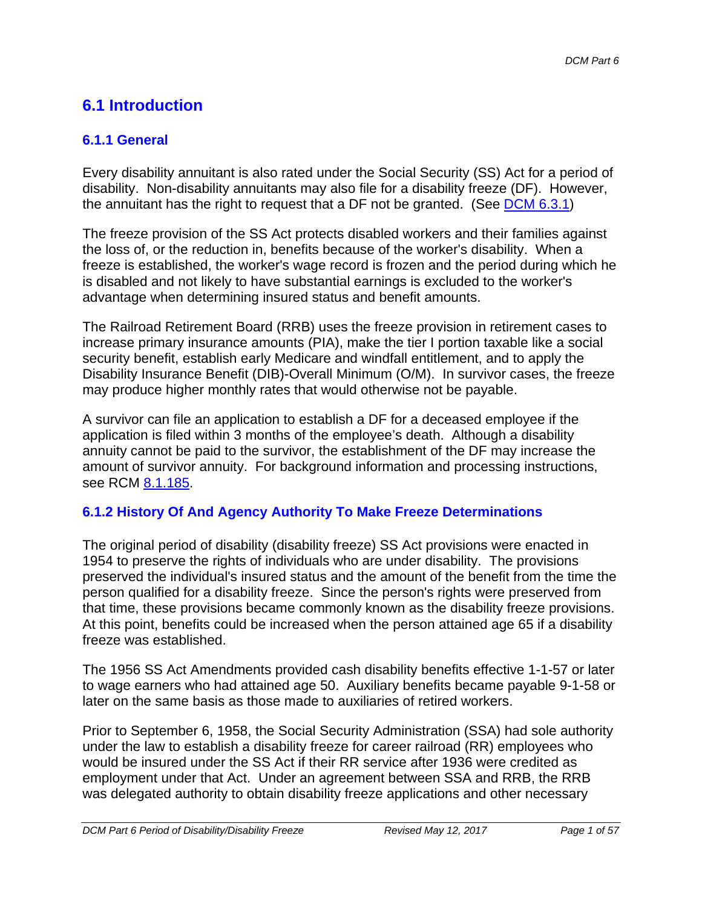# 6.1 Introduction

## 6.1.1 General

Every disability annuitant is also rated under the Social Security (SS) Act for a period of disability. Non-disability annuitants may also file for a disability freeze (DF). However, the annuitant has the right to request that a DF not be granted. (See DCM 6.3.1)

The freeze provision of the SS Act protects disabled workers and their families against the loss of, or the reduction in, benefits because of the worker's disability. When a freeze is established, the worker's wage record is frozen and the period during which he is disabled and not likely to have substantial earnings is excluded to the worker's advantage when determining insured status and benefit amounts.

The Railroad Retirement Board (RRB) uses the freeze provision in retirement cases to increase primary insurance amounts (PIA), make the tier I portion taxable like a social security benefit, establish early Medicare and windfall entitlement, and to apply the Disability Insurance Benefit (DIB)-Overall Minimum (O/M). In survivor cases, the freeze may produce higher monthly rates that would otherwise not be payable.

A survivor can file an application to establish a DF for a deceased employee if the application is filed within 3 months of the employee's death. Although a disability annuity cannot be paid to the survivor, the establishment of the DF may increase the amount of survivor annuity. For background information and processing instructions, see RCM 8.1.185.

## 6.1.2 History Of And Agency Authority To Make Freeze Determinations

The original period of disability (disability freeze) SS Act provisions were enacted in 1954 to preserve the rights of individuals who are under disability. The provisions preserved the individual's insured status and the amount of the benefit from the time the person qualified for a disability freeze. Since the person's rights were preserved from that time, these provisions became commonly known as the disability freeze provisions. At this point, benefits could be increased when the person attained age 65 if a disability freeze was established.

The 1956 SS Act Amendments provided cash disability benefits effective 1-1-57 or later to wage earners who had attained age 50. Auxiliary benefits became payable 9-1-58 or later on the same basis as those made to auxiliaries of retired workers.

Prior to September 6, 1958, the Social Security Administration (SSA) had sole authority under the law to establish a disability freeze for career railroad (RR) employees who would be insured under the SS Act if their RR service after 1936 were credited as employment under that Act. Under an agreement between SSA and RRB, the RRB was delegated authority to obtain disability freeze applications and other necessary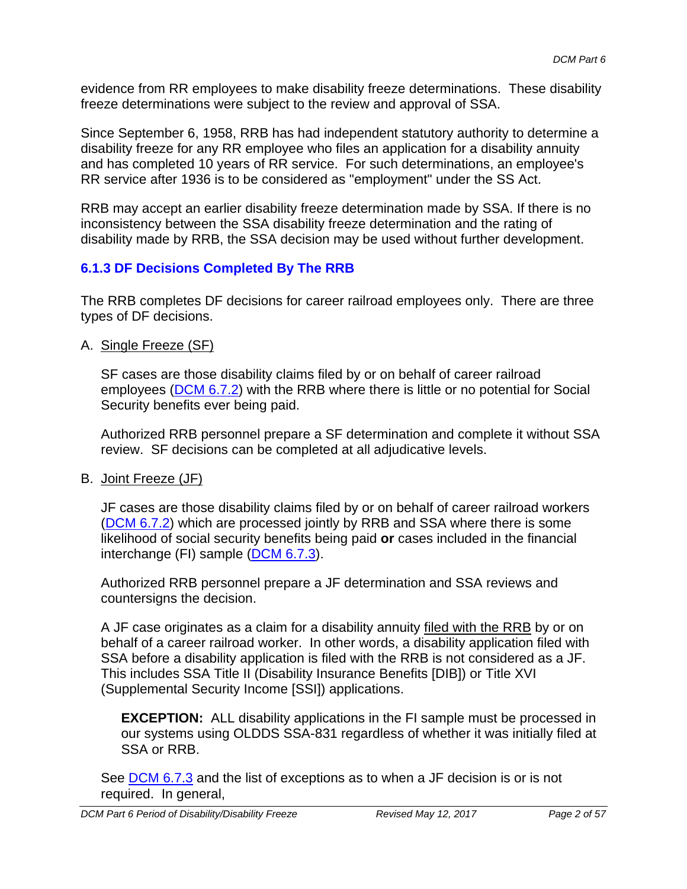evidence from RR employees to make disability freeze determinations. These disability freeze determinations were subject to the review and approval of SSA.

Since September 6, 1958, RRB has had independent statutory authority to determine a disability freeze for any RR employee who files an application for a disability annuity and has completed 10 years of RR service. For such determinations, an employee's RR service after 1936 is to be considered as "employment" under the SS Act.

RRB may accept an earlier disability freeze determination made by SSA. If there is no inconsistency between the SSA disability freeze determination and the rating of disability made by RRB, the SSA decision may be used without further development.

### 6.1.3 DF Decisions Completed By The RRB

The RRB completes DF decisions for career railroad employees only. There are three types of DF decisions.

A. <u>Single Freeze (SF)</u>

   SF cases are those disability claims filed by or on behalf of career railroad employees (DCM 6.7.2) with the RRB where there is little or no potential for Social Security benefits ever being paid.

   Authorized RRB personnel prepare a SF determination and complete it without SSA review. SF decisions can be completed at all adjudicative levels.

B. <u>Joint Freeze (JF)</u>

   JF cases are those disability claims filed by or on behalf of career railroad workers (DCM 6.7.2) which are processed jointly by RRB and SSA where there is some likelihood of social security benefits being paid **or** cases included in the financial interchange (FI) sample (DCM 6.7.3).

   Authorized RRB personnel prepare a JF determination and SSA reviews and countersigns the decision.

   A JF case originates as a claim for a disability annuity <u>filed with the RRB</u> by or on behalf of a career railroad worker. In other words, a disability application filed with SSA before a disability application is filed with the RRB is not considered as a JF. This includes SSA Title II (Disability Insurance Benefits [DIB]) or Title XVI (Supplemental Security Income [SSI]) applications.

   > **EXCEPTION:** ALL disability applications in the FI sample must be processed in our systems using OLDDS SSA-831 regardless of whether it was initially filed at SSA or RRB.

   See DCM 6.7.3 and the list of exceptions as to when a JF decision is or is not required. In general,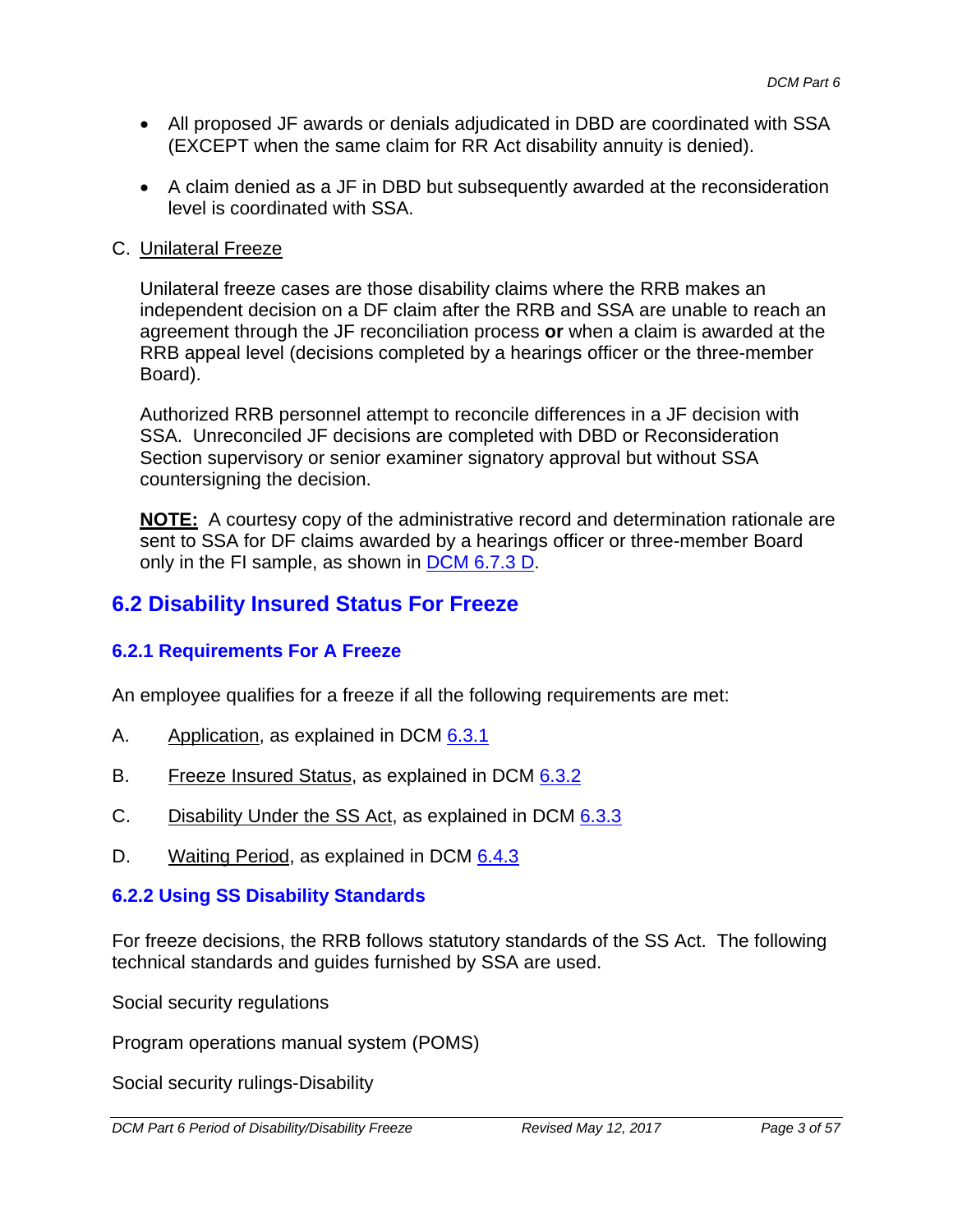- All proposed JF awards or denials adjudicated in DBD are coordinated with SSA (EXCEPT when the same claim for RR Act disability annuity is denied).

- A claim denied as a JF in DBD but subsequently awarded at the reconsideration level is coordinated with SSA.

C. Unilateral Freeze

Unilateral freeze cases are those disability claims where the RRB makes an independent decision on a DF claim after the RRB and SSA are unable to reach an agreement through the JF reconciliation process **or** when a claim is awarded at the RRB appeal level (decisions completed by a hearings officer or the three-member Board).

Authorized RRB personnel attempt to reconcile differences in a JF decision with SSA. Unreconciled JF decisions are completed with DBD or Reconsideration Section supervisory or senior examiner signatory approval but without SSA countersigning the decision.

**NOTE:** A courtesy copy of the administrative record and determination rationale are sent to SSA for DF claims awarded by a hearings officer or three-member Board only in the FI sample, as shown in DCM 6.7.3 D.

## 6.2 Disability Insured Status For Freeze

### 6.2.1 Requirements For A Freeze

An employee qualifies for a freeze if all the following requirements are met:

A. Application, as explained in DCM 6.3.1

B. Freeze Insured Status, as explained in DCM 6.3.2

C. Disability Under the SS Act, as explained in DCM 6.3.3

D. Waiting Period, as explained in DCM 6.4.3

### 6.2.2 Using SS Disability Standards

For freeze decisions, the RRB follows statutory standards of the SS Act. The following technical standards and guides furnished by SSA are used.

Social security regulations

Program operations manual system (POMS)

Social security rulings-Disability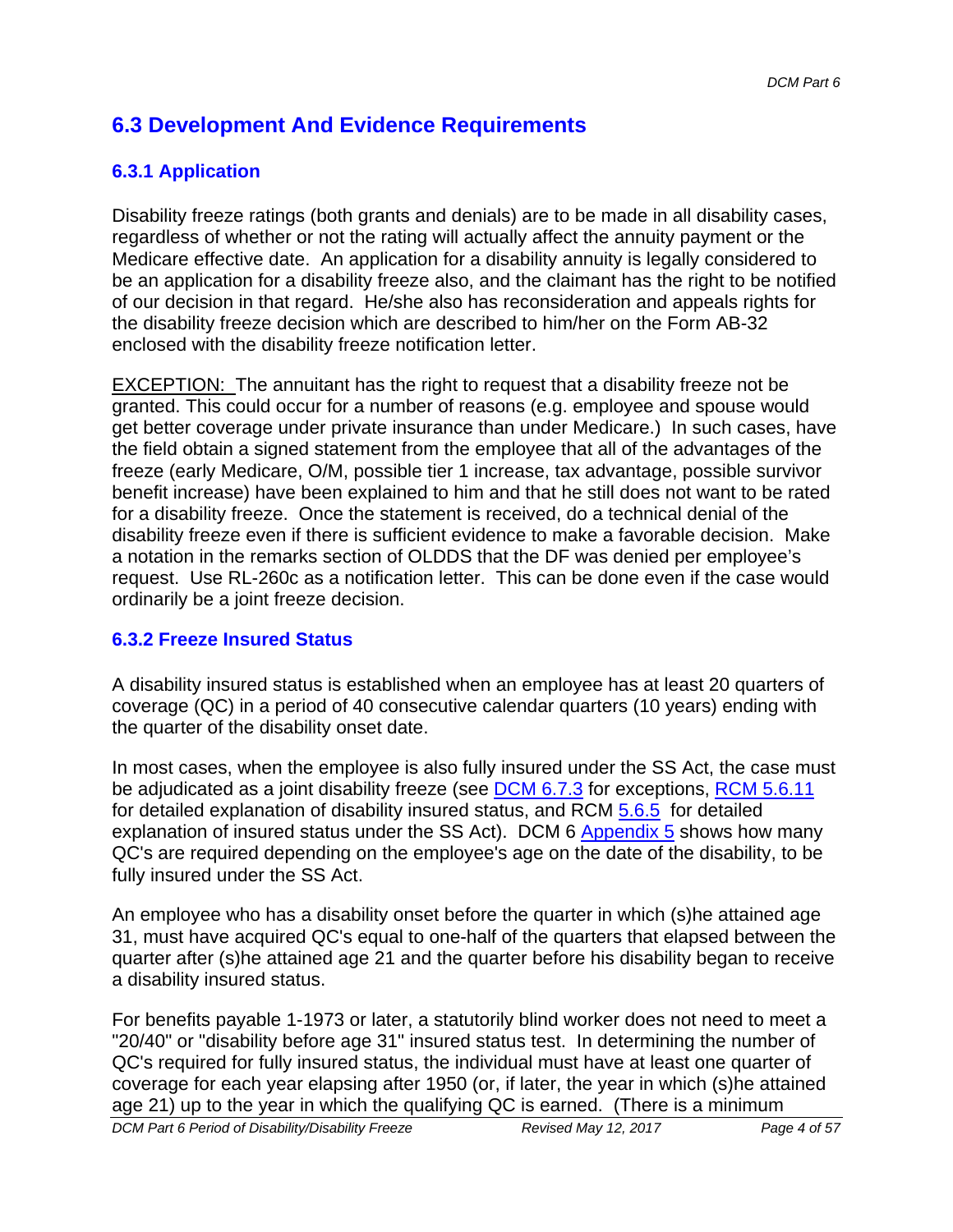## 6.3 Development And Evidence Requirements

### 6.3.1 Application

Disability freeze ratings (both grants and denials) are to be made in all disability cases, regardless of whether or not the rating will actually affect the annuity payment or the Medicare effective date. An application for a disability annuity is legally considered to be an application for a disability freeze also, and the claimant has the right to be notified of our decision in that regard. He/she also has reconsideration and appeals rights for the disability freeze decision which are described to him/her on the Form AB-32 enclosed with the disability freeze notification letter.

<u>EXCEPTION:</u> The annuitant has the right to request that a disability freeze not be granted. This could occur for a number of reasons (e.g. employee and spouse would get better coverage under private insurance than under Medicare.) In such cases, have the field obtain a signed statement from the employee that all of the advantages of the freeze (early Medicare, O/M, possible tier 1 increase, tax advantage, possible survivor benefit increase) have been explained to him and that he still does not want to be rated for a disability freeze. Once the statement is received, do a technical denial of the disability freeze even if there is sufficient evidence to make a favorable decision. Make a notation in the remarks section of OLDDS that the DF was denied per employee's request. Use RL-260c as a notification letter. This can be done even if the case would ordinarily be a joint freeze decision.

### 6.3.2 Freeze Insured Status

A disability insured status is established when an employee has at least 20 quarters of coverage (QC) in a period of 40 consecutive calendar quarters (10 years) ending with the quarter of the disability onset date.

In most cases, when the employee is also fully insured under the SS Act, the case must be adjudicated as a joint disability freeze (see DCM 6.7.3 for exceptions, RCM 5.6.11 for detailed explanation of disability insured status, and RCM 5.6.5 for detailed explanation of insured status under the SS Act). DCM 6 Appendix 5 shows how many QC's are required depending on the employee's age on the date of the disability, to be fully insured under the SS Act.

An employee who has a disability onset before the quarter in which (s)he attained age 31, must have acquired QC's equal to one-half of the quarters that elapsed between the quarter after (s)he attained age 21 and the quarter before his disability began to receive a disability insured status.

For benefits payable 1-1973 or later, a statutorily blind worker does not need to meet a "20/40" or "disability before age 31" insured status test. In determining the number of QC's required for fully insured status, the individual must have at least one quarter of coverage for each year elapsing after 1950 (or, if later, the year in which (s)he attained age 21) up to the year in which the qualifying QC is earned. (There is a minimum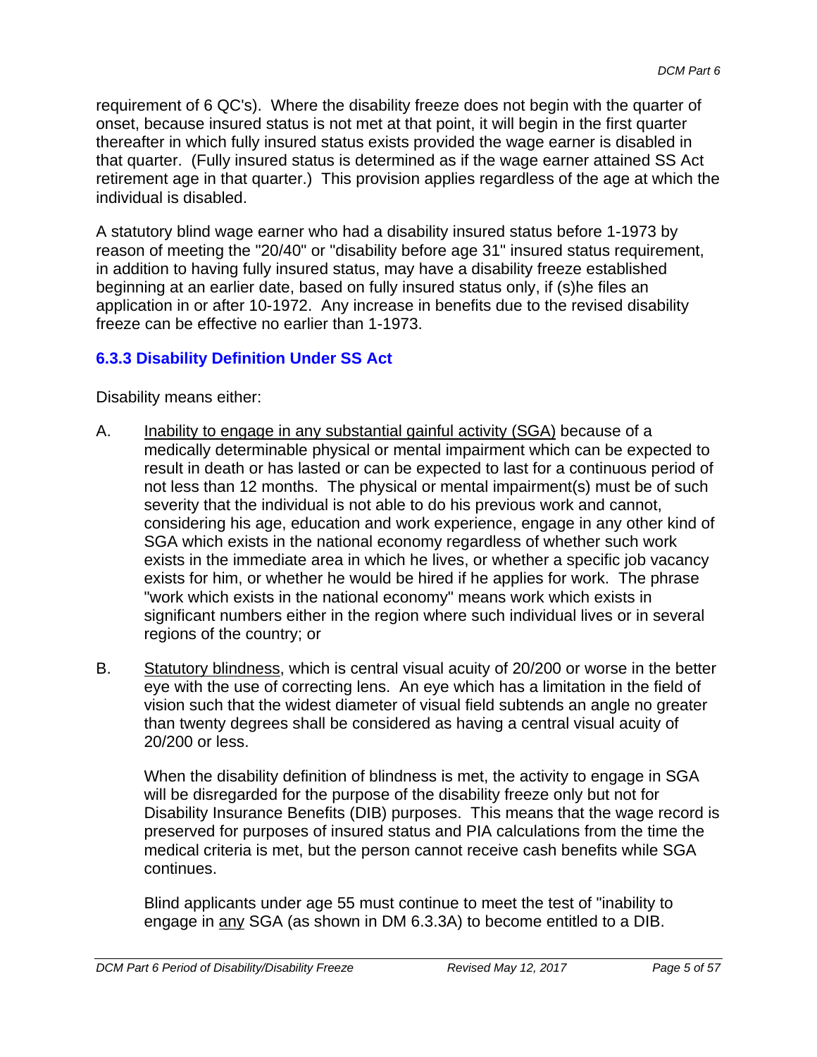requirement of 6 QC's). Where the disability freeze does not begin with the quarter of onset, because insured status is not met at that point, it will begin in the first quarter thereafter in which fully insured status exists provided the wage earner is disabled in that quarter. (Fully insured status is determined as if the wage earner attained SS Act retirement age in that quarter.) This provision applies regardless of the age at which the individual is disabled.

A statutory blind wage earner who had a disability insured status before 1-1973 by reason of meeting the "20/40" or "disability before age 31" insured status requirement, in addition to having fully insured status, may have a disability freeze established beginning at an earlier date, based on fully insured status only, if (s)he files an application in or after 10-1972. Any increase in benefits due to the revised disability freeze can be effective no earlier than 1-1973.

### 6.3.3 Disability Definition Under SS Act

Disability means either:

A. Inability to engage in any substantial gainful activity (SGA) because of a medically determinable physical or mental impairment which can be expected to result in death or has lasted or can be expected to last for a continuous period of not less than 12 months. The physical or mental impairment(s) must be of such severity that the individual is not able to do his previous work and cannot, considering his age, education and work experience, engage in any other kind of SGA which exists in the national economy regardless of whether such work exists in the immediate area in which he lives, or whether a specific job vacancy exists for him, or whether he would be hired if he applies for work. The phrase "work which exists in the national economy" means work which exists in significant numbers either in the region where such individual lives or in several regions of the country; or

B. Statutory blindness, which is central visual acuity of 20/200 or worse in the better eye with the use of correcting lens. An eye which has a limitation in the field of vision such that the widest diameter of visual field subtends an angle no greater than twenty degrees shall be considered as having a central visual acuity of 20/200 or less.

   When the disability definition of blindness is met, the activity to engage in SGA will be disregarded for the purpose of the disability freeze only but not for Disability Insurance Benefits (DIB) purposes. This means that the wage record is preserved for purposes of insured status and PIA calculations from the time the medical criteria is met, but the person cannot receive cash benefits while SGA continues.

   Blind applicants under age 55 must continue to meet the test of "inability to engage in any SGA (as shown in DM 6.3.3A) to become entitled to a DIB.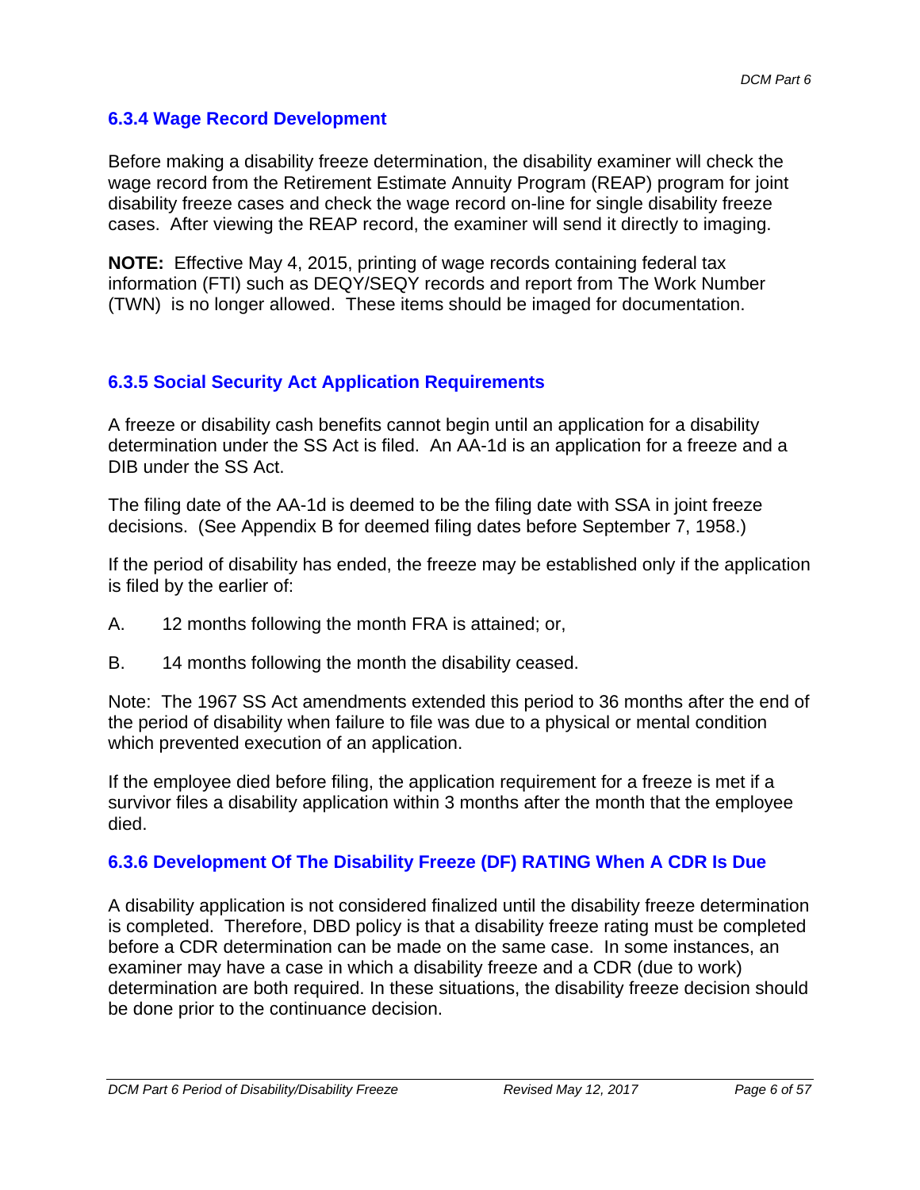### 6.3.4 Wage Record Development

Before making a disability freeze determination, the disability examiner will check the wage record from the Retirement Estimate Annuity Program (REAP) program for joint disability freeze cases and check the wage record on-line for single disability freeze cases. After viewing the REAP record, the examiner will send it directly to imaging.

**NOTE:** Effective May 4, 2015, printing of wage records containing federal tax information (FTI) such as DEQY/SEQY records and report from The Work Number (TWN) is no longer allowed. These items should be imaged for documentation.

### 6.3.5 Social Security Act Application Requirements

A freeze or disability cash benefits cannot begin until an application for a disability determination under the SS Act is filed. An AA-1d is an application for a freeze and a DIB under the SS Act.

The filing date of the AA-1d is deemed to be the filing date with SSA in joint freeze decisions. (See Appendix B for deemed filing dates before September 7, 1958.)

If the period of disability has ended, the freeze may be established only if the application is filed by the earlier of:

A. 12 months following the month FRA is attained; or,

B. 14 months following the month the disability ceased.

Note: The 1967 SS Act amendments extended this period to 36 months after the end of the period of disability when failure to file was due to a physical or mental condition which prevented execution of an application.

If the employee died before filing, the application requirement for a freeze is met if a survivor files a disability application within 3 months after the month that the employee died.

### 6.3.6 Development Of The Disability Freeze (DF) RATING When A CDR Is Due

A disability application is not considered finalized until the disability freeze determination is completed. Therefore, DBD policy is that a disability freeze rating must be completed before a CDR determination can be made on the same case. In some instances, an examiner may have a case in which a disability freeze and a CDR (due to work) determination are both required. In these situations, the disability freeze decision should be done prior to the continuance decision.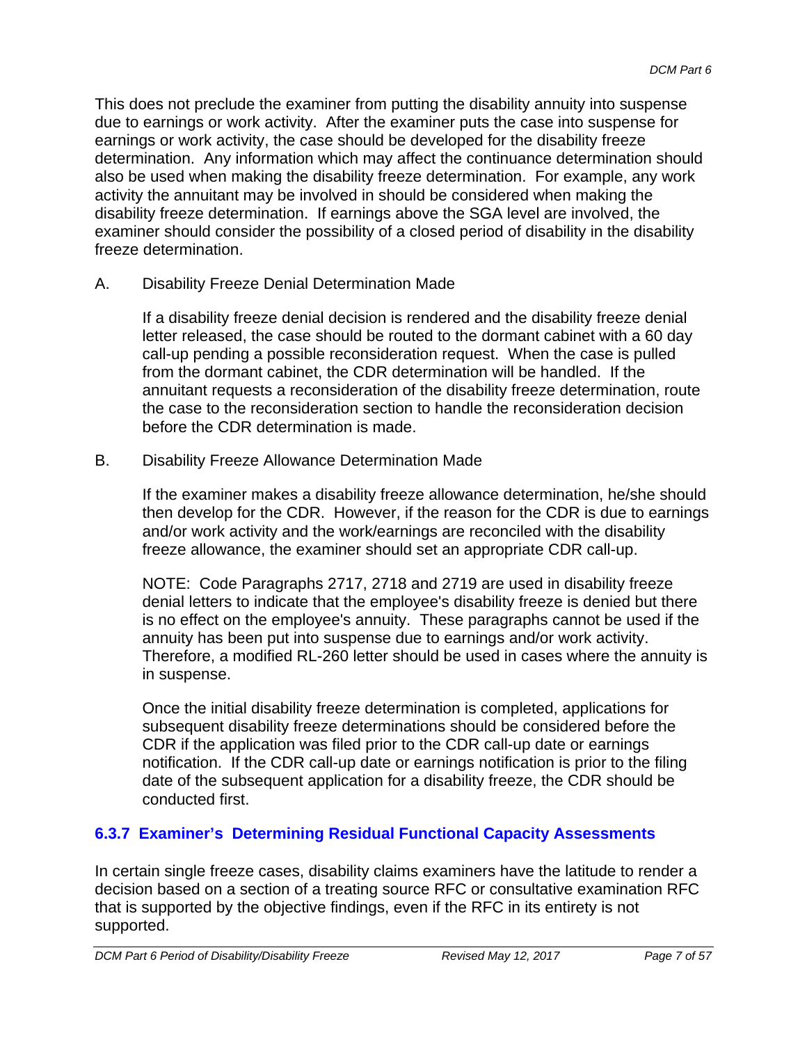This does not preclude the examiner from putting the disability annuity into suspense due to earnings or work activity. After the examiner puts the case into suspense for earnings or work activity, the case should be developed for the disability freeze determination. Any information which may affect the continuance determination should also be used when making the disability freeze determination. For example, any work activity the annuitant may be involved in should be considered when making the disability freeze determination. If earnings above the SGA level are involved, the examiner should consider the possibility of a closed period of disability in the disability freeze determination.

A. Disability Freeze Denial Determination Made

If a disability freeze denial decision is rendered and the disability freeze denial letter released, the case should be routed to the dormant cabinet with a 60 day call-up pending a possible reconsideration request. When the case is pulled from the dormant cabinet, the CDR determination will be handled. If the annuitant requests a reconsideration of the disability freeze determination, route the case to the reconsideration section to handle the reconsideration decision before the CDR determination is made.

B. Disability Freeze Allowance Determination Made

If the examiner makes a disability freeze allowance determination, he/she should then develop for the CDR. However, if the reason for the CDR is due to earnings and/or work activity and the work/earnings are reconciled with the disability freeze allowance, the examiner should set an appropriate CDR call-up.

NOTE: Code Paragraphs 2717, 2718 and 2719 are used in disability freeze denial letters to indicate that the employee's disability freeze is denied but there is no effect on the employee's annuity. These paragraphs cannot be used if the annuity has been put into suspense due to earnings and/or work activity. Therefore, a modified RL-260 letter should be used in cases where the annuity is in suspense.

Once the initial disability freeze determination is completed, applications for subsequent disability freeze determinations should be considered before the CDR if the application was filed prior to the CDR call-up date or earnings notification. If the CDR call-up date or earnings notification is prior to the filing date of the subsequent application for a disability freeze, the CDR should be conducted first.

### 6.3.7 Examiner's Determining Residual Functional Capacity Assessments

In certain single freeze cases, disability claims examiners have the latitude to render a decision based on a section of a treating source RFC or consultative examination RFC that is supported by the objective findings, even if the RFC in its entirety is not supported.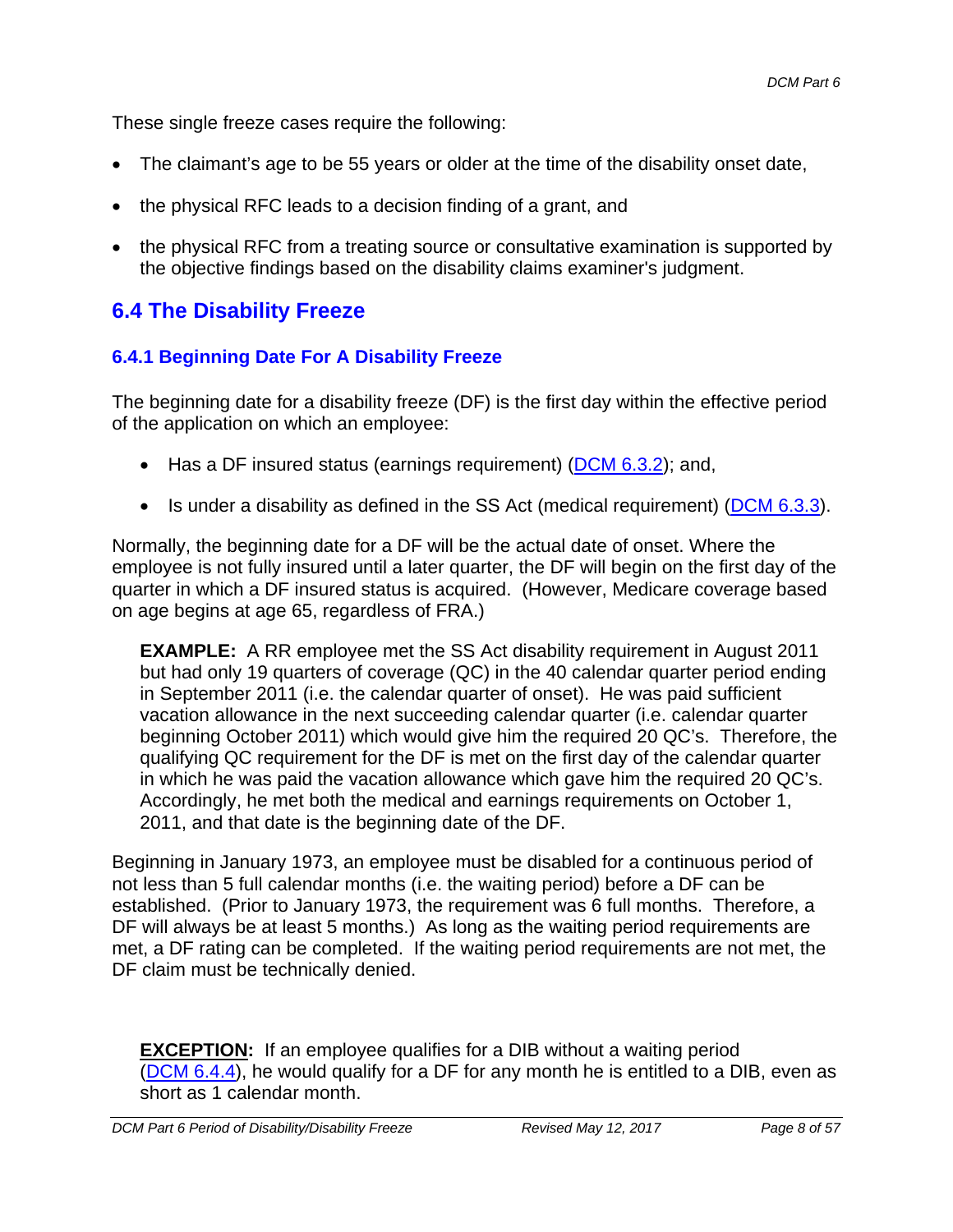These single freeze cases require the following:

- The claimant's age to be 55 years or older at the time of the disability onset date,
- the physical RFC leads to a decision finding of a grant, and
- the physical RFC from a treating source or consultative examination is supported by the objective findings based on the disability claims examiner's judgment.

## 6.4 The Disability Freeze

### 6.4.1 Beginning Date For A Disability Freeze

The beginning date for a disability freeze (DF) is the first day within the effective period of the application on which an employee:

- Has a DF insured status (earnings requirement) (DCM 6.3.2); and,
- Is under a disability as defined in the SS Act (medical requirement) (DCM 6.3.3).

Normally, the beginning date for a DF will be the actual date of onset. Where the employee is not fully insured until a later quarter, the DF will begin on the first day of the quarter in which a DF insured status is acquired. (However, Medicare coverage based on age begins at age 65, regardless of FRA.)

> **EXAMPLE:** A RR employee met the SS Act disability requirement in August 2011 but had only 19 quarters of coverage (QC) in the 40 calendar quarter period ending in September 2011 (i.e. the calendar quarter of onset). He was paid sufficient vacation allowance in the next succeeding calendar quarter (i.e. calendar quarter beginning October 2011) which would give him the required 20 QC's. Therefore, the qualifying QC requirement for the DF is met on the first day of the calendar quarter in which he was paid the vacation allowance which gave him the required 20 QC's. Accordingly, he met both the medical and earnings requirements on October 1, 2011, and that date is the beginning date of the DF.

Beginning in January 1973, an employee must be disabled for a continuous period of not less than 5 full calendar months (i.e. the waiting period) before a DF can be established. (Prior to January 1973, the requirement was 6 full months. Therefore, a DF will always be at least 5 months.) As long as the waiting period requirements are met, a DF rating can be completed. If the waiting period requirements are not met, the DF claim must be technically denied.

> **EXCEPTION:** If an employee qualifies for a DIB without a waiting period (DCM 6.4.4), he would qualify for a DF for any month he is entitled to a DIB, even as short as 1 calendar month.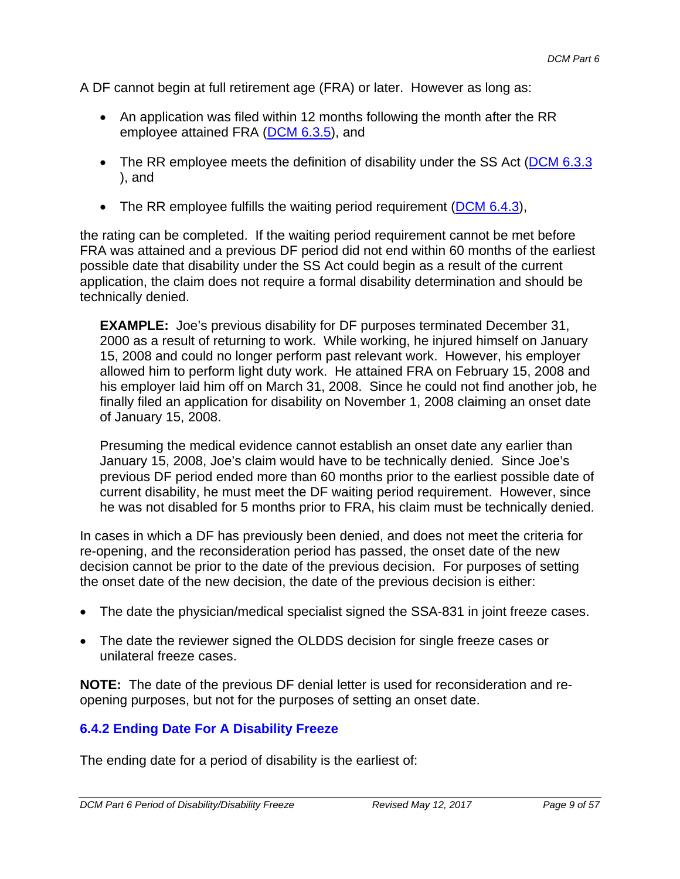A DF cannot begin at full retirement age (FRA) or later. However as long as:

- An application was filed within 12 months following the month after the RR employee attained FRA (DCM 6.3.5), and
- The RR employee meets the definition of disability under the SS Act (DCM 6.3.3 ), and
- The RR employee fulfills the waiting period requirement (DCM 6.4.3),

the rating can be completed. If the waiting period requirement cannot be met before FRA was attained and a previous DF period did not end within 60 months of the earliest possible date that disability under the SS Act could begin as a result of the current application, the claim does not require a formal disability determination and should be technically denied.

> **EXAMPLE:** Joe's previous disability for DF purposes terminated December 31, 2000 as a result of returning to work. While working, he injured himself on January 15, 2008 and could no longer perform past relevant work. However, his employer allowed him to perform light duty work. He attained FRA on February 15, 2008 and his employer laid him off on March 31, 2008. Since he could not find another job, he finally filed an application for disability on November 1, 2008 claiming an onset date of January 15, 2008.
>
> Presuming the medical evidence cannot establish an onset date any earlier than January 15, 2008, Joe's claim would have to be technically denied. Since Joe's previous DF period ended more than 60 months prior to the earliest possible date of current disability, he must meet the DF waiting period requirement. However, since he was not disabled for 5 months prior to FRA, his claim must be technically denied.

In cases in which a DF has previously been denied, and does not meet the criteria for re-opening, and the reconsideration period has passed, the onset date of the new decision cannot be prior to the date of the previous decision. For purposes of setting the onset date of the new decision, the date of the previous decision is either:

- The date the physician/medical specialist signed the SSA-831 in joint freeze cases.
- The date the reviewer signed the OLDDS decision for single freeze cases or unilateral freeze cases.

**NOTE:** The date of the previous DF denial letter is used for reconsideration and re-opening purposes, but not for the purposes of setting an onset date.

### 6.4.2 Ending Date For A Disability Freeze

The ending date for a period of disability is the earliest of: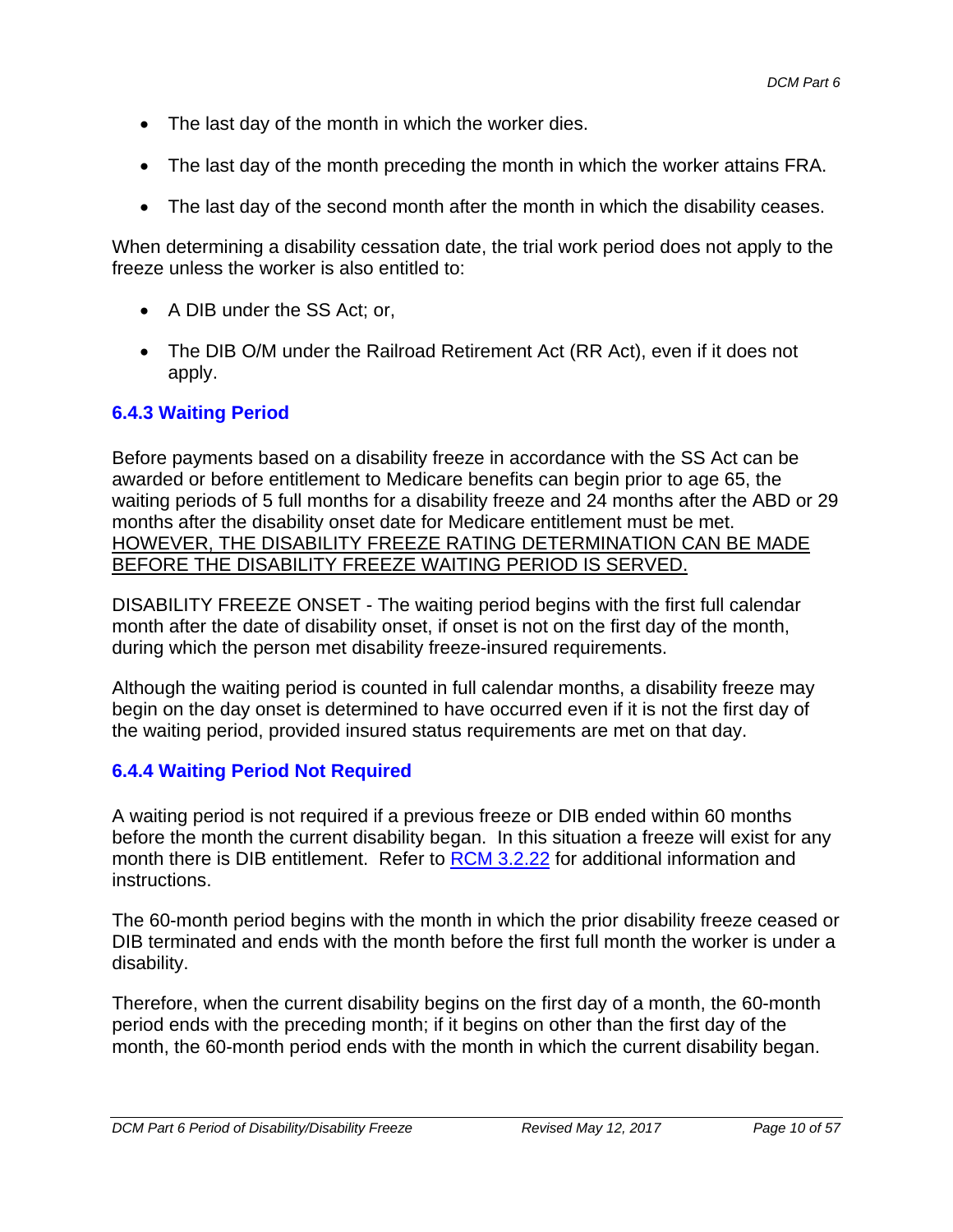- The last day of the month in which the worker dies.
- The last day of the month preceding the month in which the worker attains FRA.
- The last day of the second month after the month in which the disability ceases.

When determining a disability cessation date, the trial work period does not apply to the freeze unless the worker is also entitled to:

- A DIB under the SS Act; or,
- The DIB O/M under the Railroad Retirement Act (RR Act), even if it does not apply.

### 6.4.3 Waiting Period

Before payments based on a disability freeze in accordance with the SS Act can be awarded or before entitlement to Medicare benefits can begin prior to age 65, the waiting periods of 5 full months for a disability freeze and 24 months after the ABD or 29 months after the disability onset date for Medicare entitlement must be met. <u>HOWEVER, THE DISABILITY FREEZE RATING DETERMINATION CAN BE MADE BEFORE THE DISABILITY FREEZE WAITING PERIOD IS SERVED.</u>

DISABILITY FREEZE ONSET - The waiting period begins with the first full calendar month after the date of disability onset, if onset is not on the first day of the month, during which the person met disability freeze-insured requirements.

Although the waiting period is counted in full calendar months, a disability freeze may begin on the day onset is determined to have occurred even if it is not the first day of the waiting period, provided insured status requirements are met on that day.

### 6.4.4 Waiting Period Not Required

A waiting period is not required if a previous freeze or DIB ended within 60 months before the month the current disability began. In this situation a freeze will exist for any month there is DIB entitlement. Refer to RCM 3.2.22 for additional information and instructions.

The 60-month period begins with the month in which the prior disability freeze ceased or DIB terminated and ends with the month before the first full month the worker is under a disability.

Therefore, when the current disability begins on the first day of a month, the 60-month period ends with the preceding month; if it begins on other than the first day of the month, the 60-month period ends with the month in which the current disability began.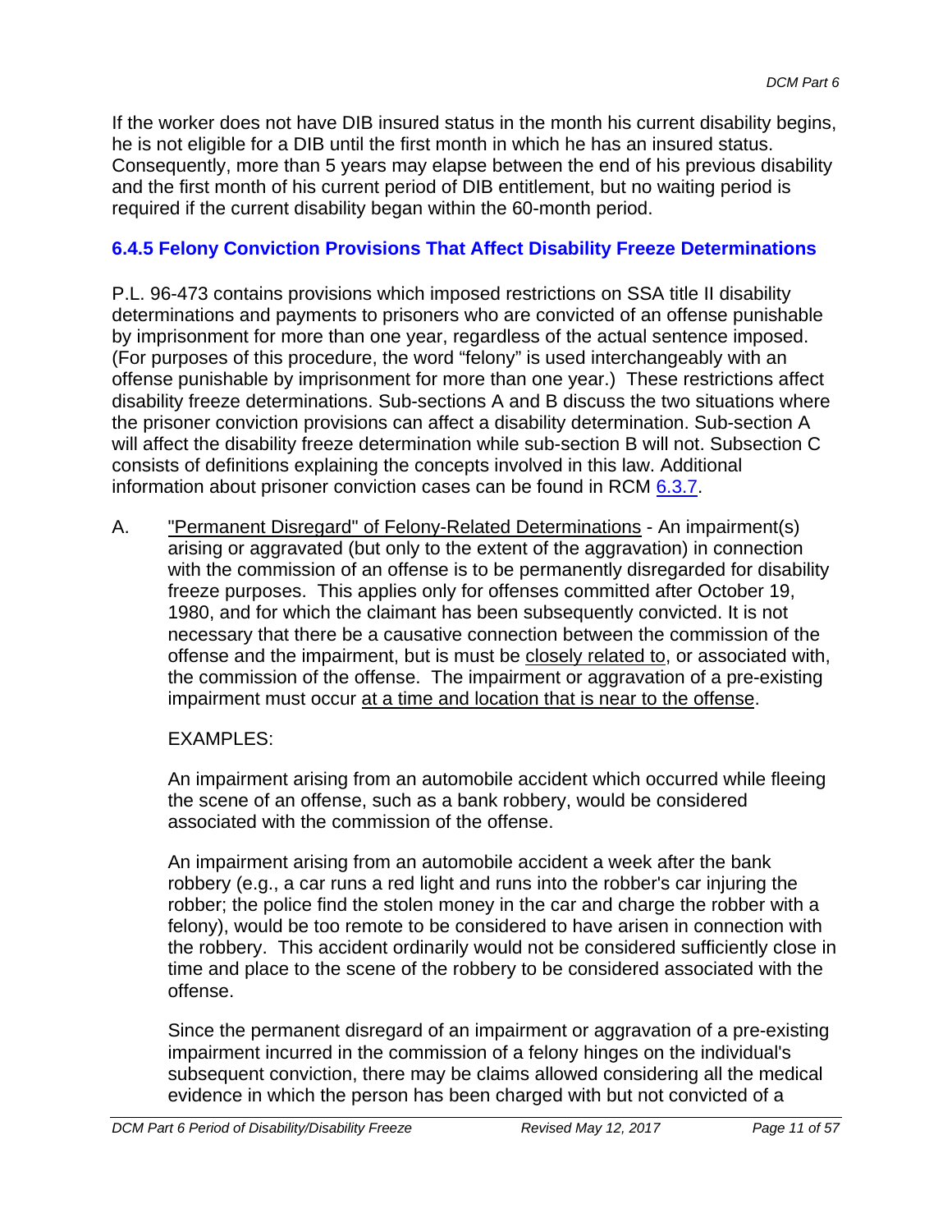If the worker does not have DIB insured status in the month his current disability begins, he is not eligible for a DIB until the first month in which he has an insured status. Consequently, more than 5 years may elapse between the end of his previous disability and the first month of his current period of DIB entitlement, but no waiting period is required if the current disability began within the 60-month period.

### 6.4.5 Felony Conviction Provisions That Affect Disability Freeze Determinations

P.L. 96-473 contains provisions which imposed restrictions on SSA title II disability determinations and payments to prisoners who are convicted of an offense punishable by imprisonment for more than one year, regardless of the actual sentence imposed. (For purposes of this procedure, the word "felony" is used interchangeably with an offense punishable by imprisonment for more than one year.) These restrictions affect disability freeze determinations. Sub-sections A and B discuss the two situations where the prisoner conviction provisions can affect a disability determination. Sub-section A will affect the disability freeze determination while sub-section B will not. Subsection C consists of definitions explaining the concepts involved in this law. Additional information about prisoner conviction cases can be found in RCM 6.3.7.

A. "Permanent Disregard" of Felony-Related Determinations - An impairment(s) arising or aggravated (but only to the extent of the aggravation) in connection with the commission of an offense is to be permanently disregarded for disability freeze purposes. This applies only for offenses committed after October 19, 1980, and for which the claimant has been subsequently convicted. It is not necessary that there be a causative connection between the commission of the offense and the impairment, but is must be closely related to, or associated with, the commission of the offense. The impairment or aggravation of a pre-existing impairment must occur at a time and location that is near to the offense.

   EXAMPLES:

   An impairment arising from an automobile accident which occurred while fleeing the scene of an offense, such as a bank robbery, would be considered associated with the commission of the offense.

   An impairment arising from an automobile accident a week after the bank robbery (e.g., a car runs a red light and runs into the robber's car injuring the robber; the police find the stolen money in the car and charge the robber with a felony), would be too remote to be considered to have arisen in connection with the robbery. This accident ordinarily would not be considered sufficiently close in time and place to the scene of the robbery to be considered associated with the offense.

   Since the permanent disregard of an impairment or aggravation of a pre-existing impairment incurred in the commission of a felony hinges on the individual's subsequent conviction, there may be claims allowed considering all the medical evidence in which the person has been charged with but not convicted of a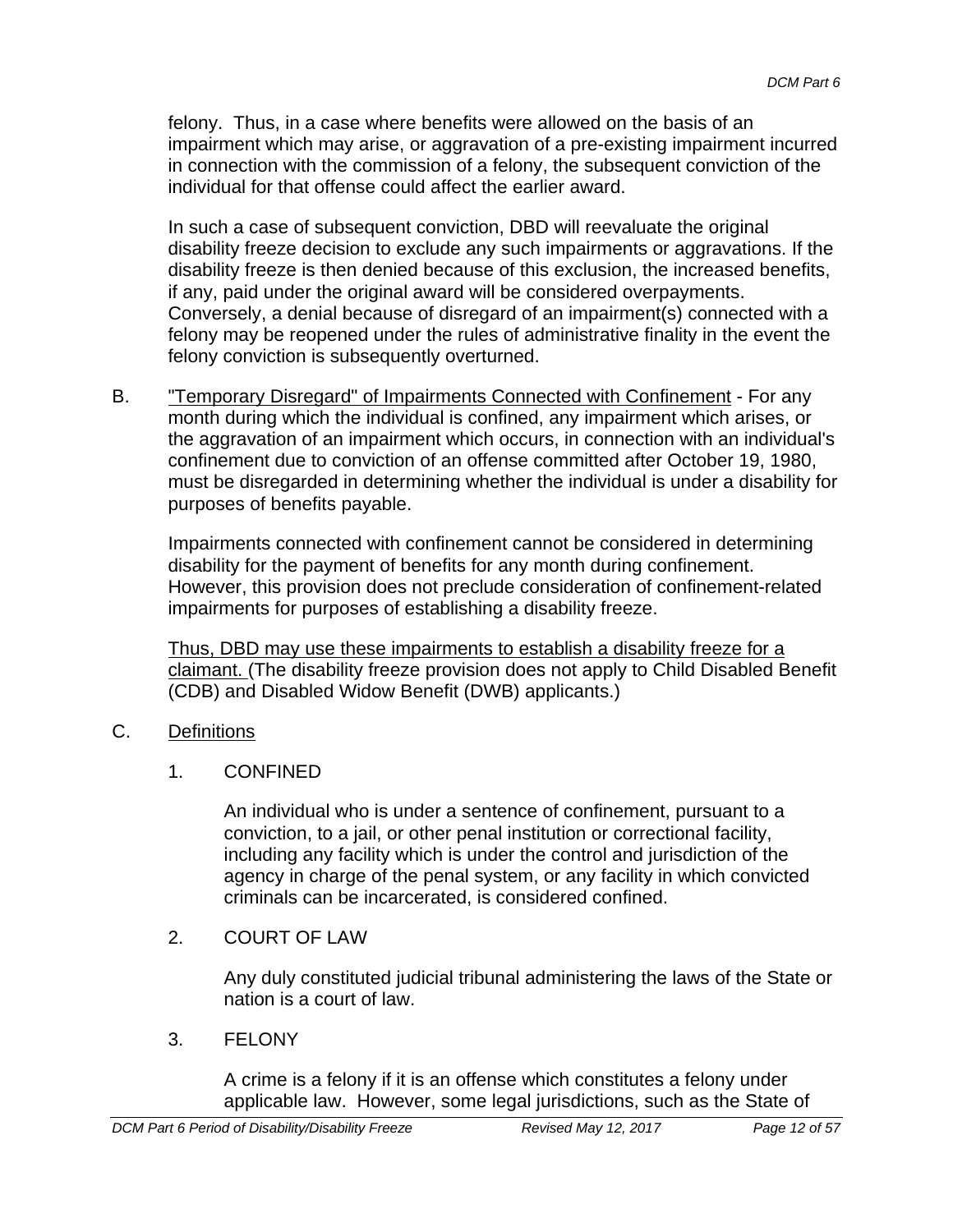felony. Thus, in a case where benefits were allowed on the basis of an impairment which may arise, or aggravation of a pre-existing impairment incurred in connection with the commission of a felony, the subsequent conviction of the individual for that offense could affect the earlier award.

In such a case of subsequent conviction, DBD will reevaluate the original disability freeze decision to exclude any such impairments or aggravations. If the disability freeze is then denied because of this exclusion, the increased benefits, if any, paid under the original award will be considered overpayments. Conversely, a denial because of disregard of an impairment(s) connected with a felony may be reopened under the rules of administrative finality in the event the felony conviction is subsequently overturned.

B. "Temporary Disregard" of Impairments Connected with Confinement - For any month during which the individual is confined, any impairment which arises, or the aggravation of an impairment which occurs, in connection with an individual's confinement due to conviction of an offense committed after October 19, 1980, must be disregarded in determining whether the individual is under a disability for purposes of benefits payable.

Impairments connected with confinement cannot be considered in determining disability for the payment of benefits for any month during confinement. However, this provision does not preclude consideration of confinement-related impairments for purposes of establishing a disability freeze.

Thus, DBD may use these impairments to establish a disability freeze for a claimant. (The disability freeze provision does not apply to Child Disabled Benefit (CDB) and Disabled Widow Benefit (DWB) applicants.)

C. Definitions

1. CONFINED

An individual who is under a sentence of confinement, pursuant to a conviction, to a jail, or other penal institution or correctional facility, including any facility which is under the control and jurisdiction of the agency in charge of the penal system, or any facility in which convicted criminals can be incarcerated, is considered confined.

2. COURT OF LAW

Any duly constituted judicial tribunal administering the laws of the State or nation is a court of law.

3. FELONY

A crime is a felony if it is an offense which constitutes a felony under applicable law. However, some legal jurisdictions, such as the State of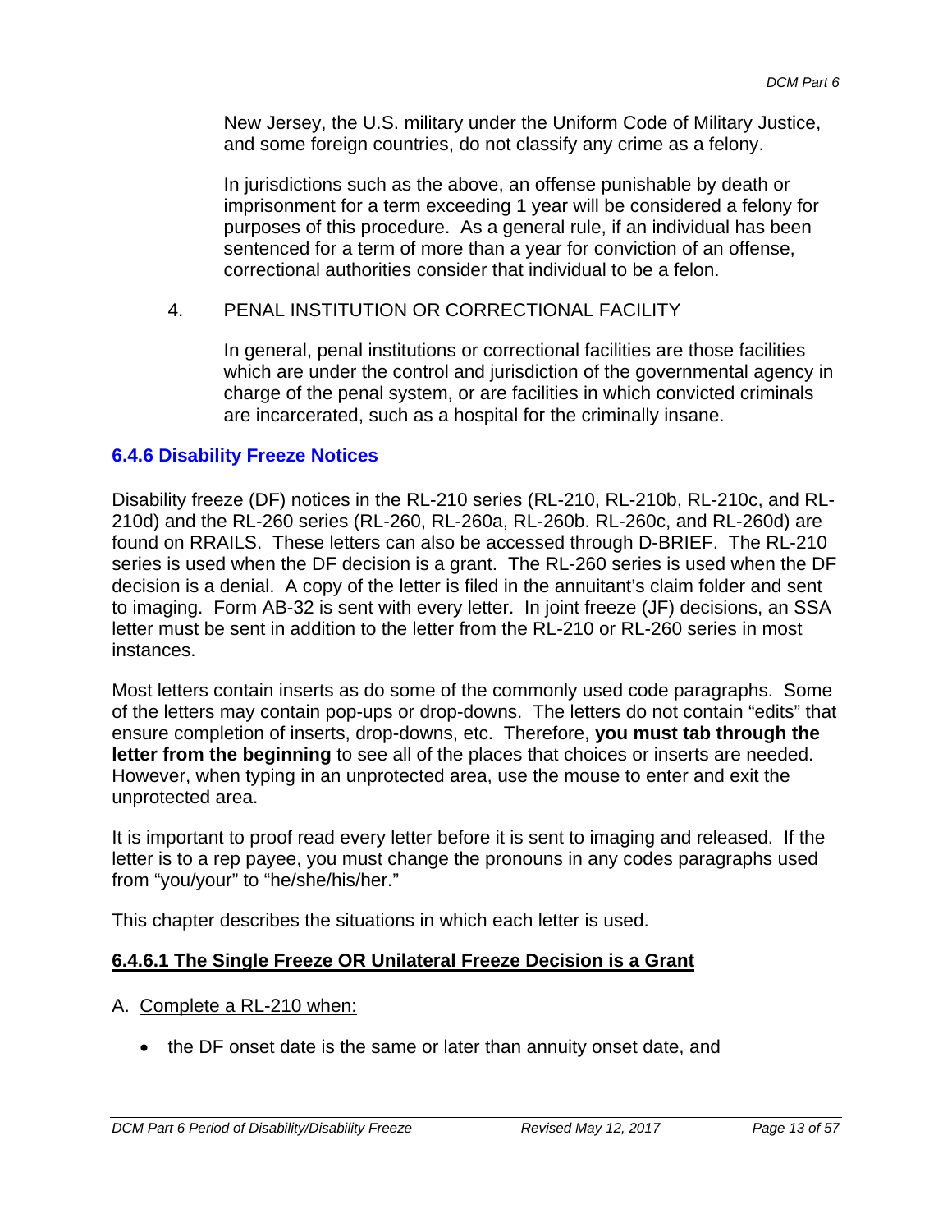New Jersey, the U.S. military under the Uniform Code of Military Justice, and some foreign countries, do not classify any crime as a felony.

In jurisdictions such as the above, an offense punishable by death or imprisonment for a term exceeding 1 year will be considered a felony for purposes of this procedure. As a general rule, if an individual has been sentenced for a term of more than a year for conviction of an offense, correctional authorities consider that individual to be a felon.

4. PENAL INSTITUTION OR CORRECTIONAL FACILITY

In general, penal institutions or correctional facilities are those facilities which are under the control and jurisdiction of the governmental agency in charge of the penal system, or are facilities in which convicted criminals are incarcerated, such as a hospital for the criminally insane.

### 6.4.6 Disability Freeze Notices

Disability freeze (DF) notices in the RL-210 series (RL-210, RL-210b, RL-210c, and RL-210d) and the RL-260 series (RL-260, RL-260a, RL-260b. RL-260c, and RL-260d) are found on RRAILS. These letters can also be accessed through D-BRIEF. The RL-210 series is used when the DF decision is a grant. The RL-260 series is used when the DF decision is a denial. A copy of the letter is filed in the annuitant's claim folder and sent to imaging. Form AB-32 is sent with every letter. In joint freeze (JF) decisions, an SSA letter must be sent in addition to the letter from the RL-210 or RL-260 series in most instances.

Most letters contain inserts as do some of the commonly used code paragraphs. Some of the letters may contain pop-ups or drop-downs. The letters do not contain "edits" that ensure completion of inserts, drop-downs, etc. Therefore, **you must tab through the letter from the beginning** to see all of the places that choices or inserts are needed. However, when typing in an unprotected area, use the mouse to enter and exit the unprotected area.

It is important to proof read every letter before it is sent to imaging and released. If the letter is to a rep payee, you must change the pronouns in any codes paragraphs used from "you/your" to "he/she/his/her."

This chapter describes the situations in which each letter is used.

#### 6.4.6.1 The Single Freeze OR Unilateral Freeze Decision is a Grant

A. Complete a RL-210 when:

- the DF onset date is the same or later than annuity onset date, and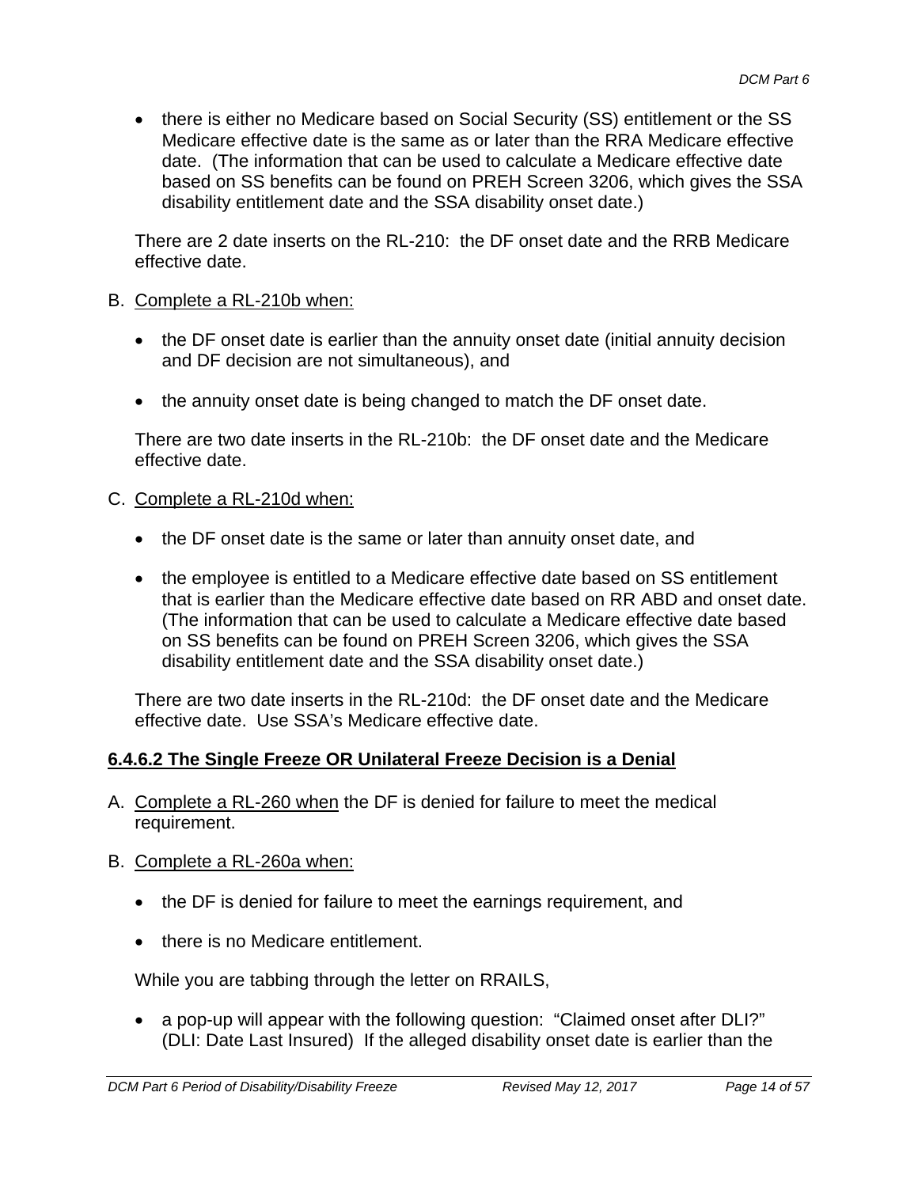- there is either no Medicare based on Social Security (SS) entitlement or the SS Medicare effective date is the same as or later than the RRA Medicare effective date. (The information that can be used to calculate a Medicare effective date based on SS benefits can be found on PREH Screen 3206, which gives the SSA disability entitlement date and the SSA disability onset date.)

There are 2 date inserts on the RL-210: the DF onset date and the RRB Medicare effective date.

B. Complete a RL-210b when:

- the DF onset date is earlier than the annuity onset date (initial annuity decision and DF decision are not simultaneous), and
- the annuity onset date is being changed to match the DF onset date.

There are two date inserts in the RL-210b: the DF onset date and the Medicare effective date.

C. Complete a RL-210d when:

- the DF onset date is the same or later than annuity onset date, and
- the employee is entitled to a Medicare effective date based on SS entitlement that is earlier than the Medicare effective date based on RR ABD and onset date. (The information that can be used to calculate a Medicare effective date based on SS benefits can be found on PREH Screen 3206, which gives the SSA disability entitlement date and the SSA disability onset date.)

There are two date inserts in the RL-210d: the DF onset date and the Medicare effective date. Use SSA's Medicare effective date.

### 6.4.6.2 The Single Freeze OR Unilateral Freeze Decision is a Denial

A. Complete a RL-260 when the DF is denied for failure to meet the medical requirement.

B. Complete a RL-260a when:

- the DF is denied for failure to meet the earnings requirement, and
- there is no Medicare entitlement.

While you are tabbing through the letter on RRAILS,

- a pop-up will appear with the following question: "Claimed onset after DLI?" (DLI: Date Last Insured) If the alleged disability onset date is earlier than the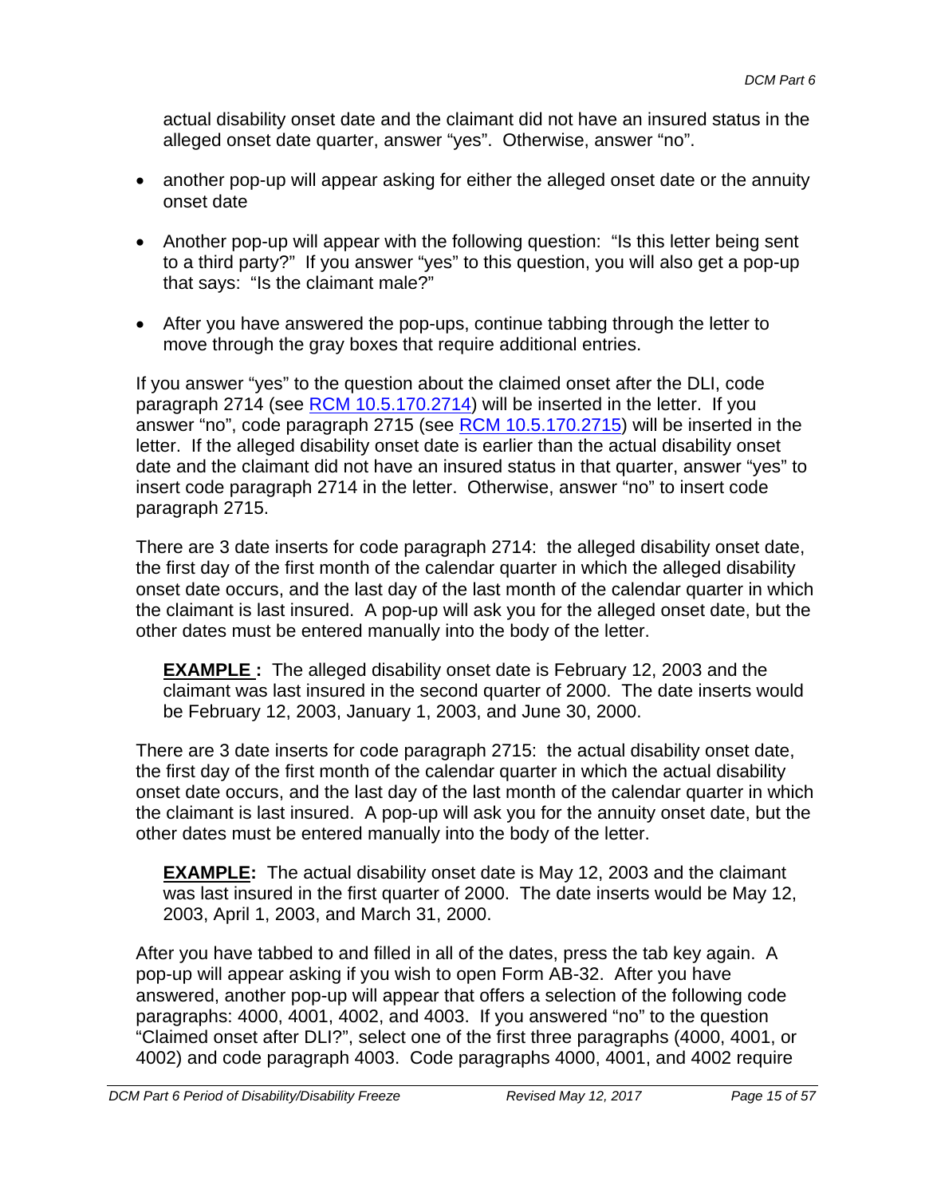actual disability onset date and the claimant did not have an insured status in the alleged onset date quarter, answer "yes". Otherwise, answer "no".

- another pop-up will appear asking for either the alleged onset date or the annuity onset date
- Another pop-up will appear with the following question: "Is this letter being sent to a third party?" If you answer "yes" to this question, you will also get a pop-up that says: "Is the claimant male?"
- After you have answered the pop-ups, continue tabbing through the letter to move through the gray boxes that require additional entries.

If you answer "yes" to the question about the claimed onset after the DLI, code paragraph 2714 (see RCM 10.5.170.2714) will be inserted in the letter. If you answer "no", code paragraph 2715 (see RCM 10.5.170.2715) will be inserted in the letter. If the alleged disability onset date is earlier than the actual disability onset date and the claimant did not have an insured status in that quarter, answer "yes" to insert code paragraph 2714 in the letter. Otherwise, answer "no" to insert code paragraph 2715.

There are 3 date inserts for code paragraph 2714: the alleged disability onset date, the first day of the first month of the calendar quarter in which the alleged disability onset date occurs, and the last day of the last month of the calendar quarter in which the claimant is last insured. A pop-up will ask you for the alleged onset date, but the other dates must be entered manually into the body of the letter.

> **EXAMPLE :** The alleged disability onset date is February 12, 2003 and the claimant was last insured in the second quarter of 2000. The date inserts would be February 12, 2003, January 1, 2003, and June 30, 2000.

There are 3 date inserts for code paragraph 2715: the actual disability onset date, the first day of the first month of the calendar quarter in which the actual disability onset date occurs, and the last day of the last month of the calendar quarter in which the claimant is last insured. A pop-up will ask you for the annuity onset date, but the other dates must be entered manually into the body of the letter.

> **EXAMPLE:** The actual disability onset date is May 12, 2003 and the claimant was last insured in the first quarter of 2000. The date inserts would be May 12, 2003, April 1, 2003, and March 31, 2000.

After you have tabbed to and filled in all of the dates, press the tab key again. A pop-up will appear asking if you wish to open Form AB-32. After you have answered, another pop-up will appear that offers a selection of the following code paragraphs: 4000, 4001, 4002, and 4003. If you answered "no" to the question "Claimed onset after DLI?", select one of the first three paragraphs (4000, 4001, or 4002) and code paragraph 4003. Code paragraphs 4000, 4001, and 4002 require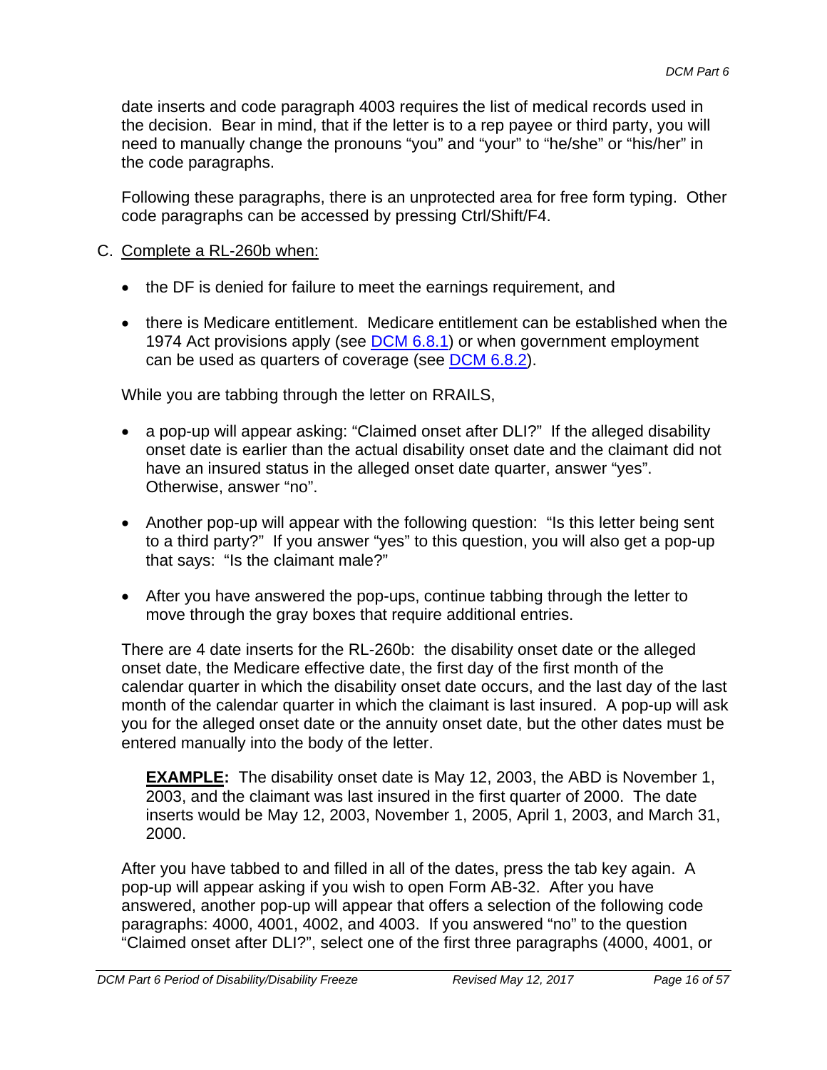date inserts and code paragraph 4003 requires the list of medical records used in the decision. Bear in mind, that if the letter is to a rep payee or third party, you will need to manually change the pronouns “you” and “your” to “he/she” or “his/her” in the code paragraphs.

Following these paragraphs, there is an unprotected area for free form typing. Other code paragraphs can be accessed by pressing Ctrl/Shift/F4.

C. Complete a RL-260b when:

- the DF is denied for failure to meet the earnings requirement, and
- there is Medicare entitlement. Medicare entitlement can be established when the 1974 Act provisions apply (see DCM 6.8.1) or when government employment can be used as quarters of coverage (see DCM 6.8.2).

While you are tabbing through the letter on RRAILS,

- a pop-up will appear asking: “Claimed onset after DLI?” If the alleged disability onset date is earlier than the actual disability onset date and the claimant did not have an insured status in the alleged onset date quarter, answer “yes”. Otherwise, answer “no”.
- Another pop-up will appear with the following question: “Is this letter being sent to a third party?” If you answer “yes” to this question, you will also get a pop-up that says: “Is the claimant male?”
- After you have answered the pop-ups, continue tabbing through the letter to move through the gray boxes that require additional entries.

There are 4 date inserts for the RL-260b: the disability onset date or the alleged onset date, the Medicare effective date, the first day of the first month of the calendar quarter in which the disability onset date occurs, and the last day of the last month of the calendar quarter in which the claimant is last insured. A pop-up will ask you for the alleged onset date or the annuity onset date, but the other dates must be entered manually into the body of the letter.

> **EXAMPLE:** The disability onset date is May 12, 2003, the ABD is November 1, 2003, and the claimant was last insured in the first quarter of 2000. The date inserts would be May 12, 2003, November 1, 2005, April 1, 2003, and March 31, 2000.

After you have tabbed to and filled in all of the dates, press the tab key again. A pop-up will appear asking if you wish to open Form AB-32. After you have answered, another pop-up will appear that offers a selection of the following code paragraphs: 4000, 4001, 4002, and 4003. If you answered “no” to the question “Claimed onset after DLI?”, select one of the first three paragraphs (4000, 4001, or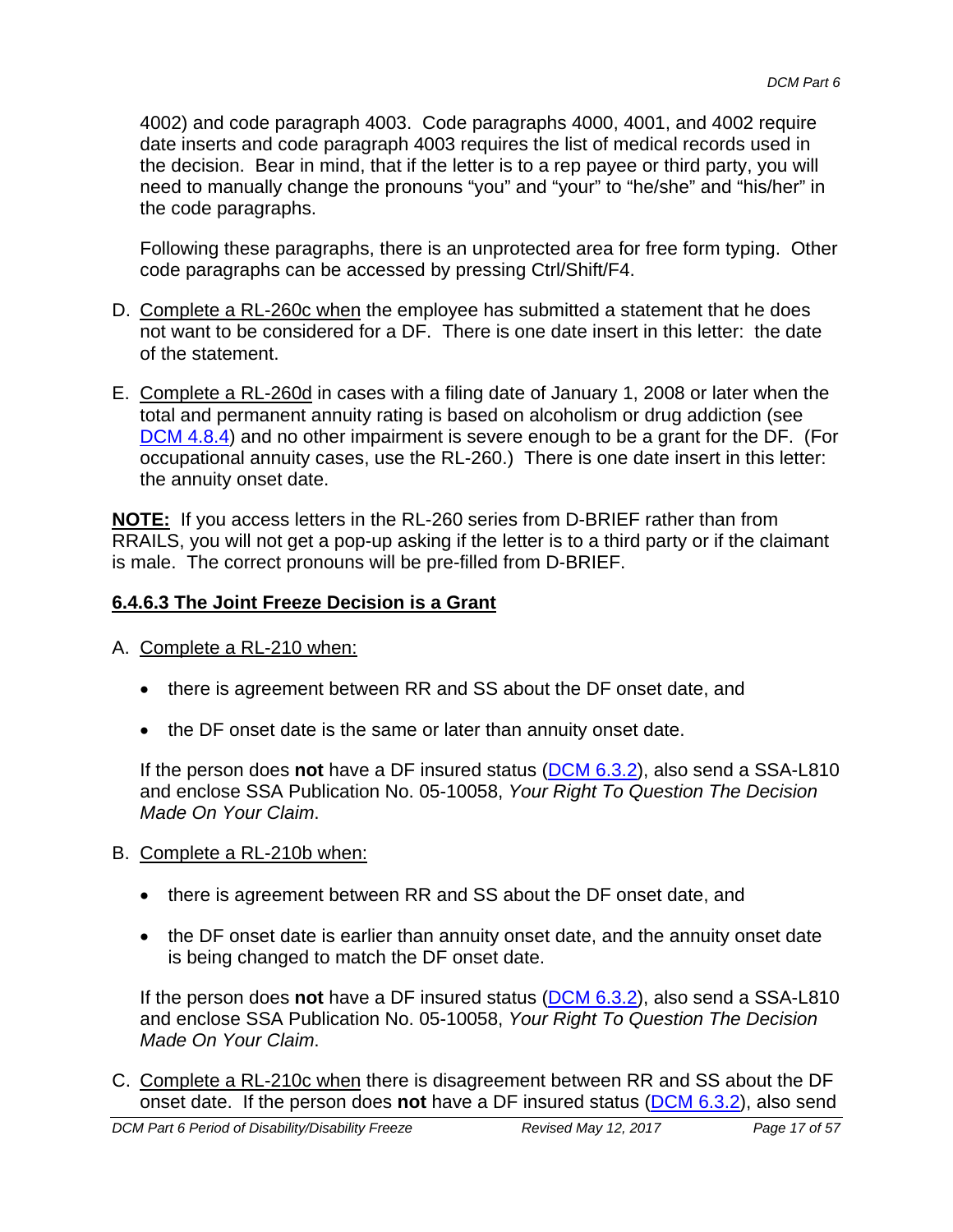4002) and code paragraph 4003. Code paragraphs 4000, 4001, and 4002 require date inserts and code paragraph 4003 requires the list of medical records used in the decision. Bear in mind, that if the letter is to a rep payee or third party, you will need to manually change the pronouns "you" and "your" to "he/she" and "his/her" in the code paragraphs.

Following these paragraphs, there is an unprotected area for free form typing. Other code paragraphs can be accessed by pressing Ctrl/Shift/F4.

D. Complete a RL-260c when the employee has submitted a statement that he does not want to be considered for a DF. There is one date insert in this letter: the date of the statement.

E. Complete a RL-260d in cases with a filing date of January 1, 2008 or later when the total and permanent annuity rating is based on alcoholism or drug addiction (see DCM 4.8.4) and no other impairment is severe enough to be a grant for the DF. (For occupational annuity cases, use the RL-260.) There is one date insert in this letter: the annuity onset date.

**NOTE:** If you access letters in the RL-260 series from D-BRIEF rather than from RRAILS, you will not get a pop-up asking if the letter is to a third party or if the claimant is male. The correct pronouns will be pre-filled from D-BRIEF.

### 6.4.6.3 The Joint Freeze Decision is a Grant

A. Complete a RL-210 when:

- there is agreement between RR and SS about the DF onset date, and
- the DF onset date is the same or later than annuity onset date.

If the person does **not** have a DF insured status (DCM 6.3.2), also send a SSA-L810 and enclose SSA Publication No. 05-10058, *Your Right To Question The Decision Made On Your Claim*.

B. Complete a RL-210b when:

- there is agreement between RR and SS about the DF onset date, and
- the DF onset date is earlier than annuity onset date, and the annuity onset date is being changed to match the DF onset date.

If the person does **not** have a DF insured status (DCM 6.3.2), also send a SSA-L810 and enclose SSA Publication No. 05-10058, *Your Right To Question The Decision Made On Your Claim*.

C. Complete a RL-210c when there is disagreement between RR and SS about the DF onset date. If the person does **not** have a DF insured status (DCM 6.3.2), also send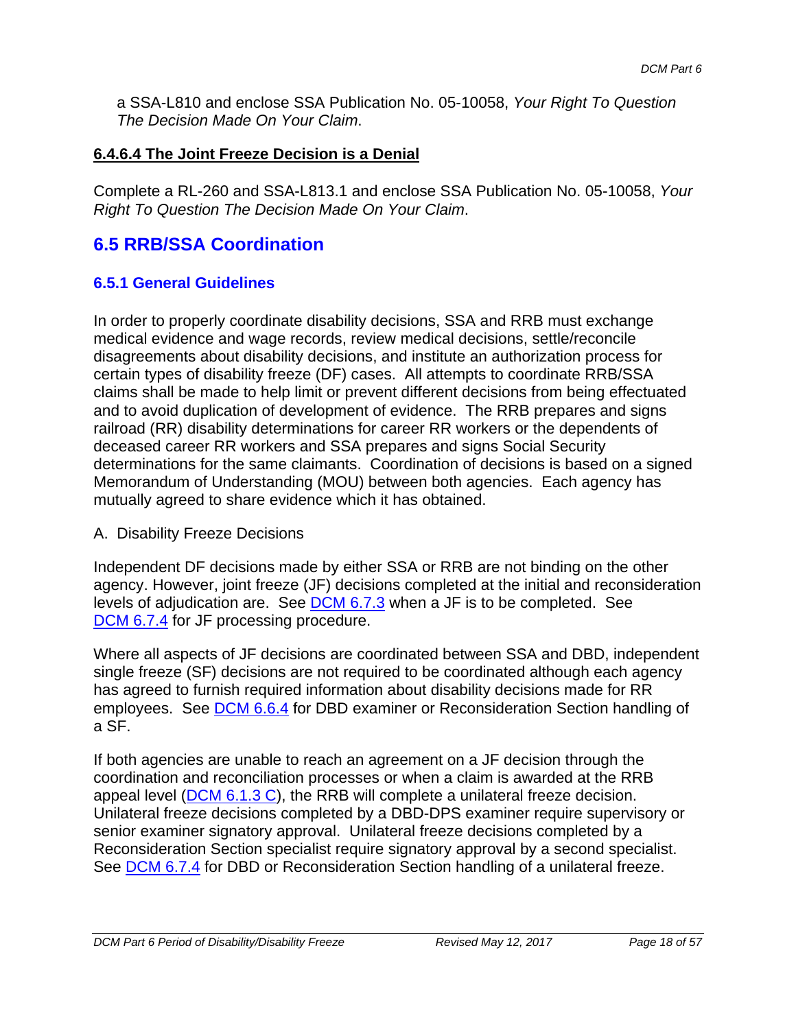a SSA-L810 and enclose SSA Publication No. 05-10058, *Your Right To Question The Decision Made On Your Claim.*

#### 6.4.6.4 The Joint Freeze Decision is a Denial

Complete a RL-260 and SSA-L813.1 and enclose SSA Publication No. 05-10058, *Your Right To Question The Decision Made On Your Claim*.

## 6.5 RRB/SSA Coordination

### 6.5.1 General Guidelines

In order to properly coordinate disability decisions, SSA and RRB must exchange medical evidence and wage records, review medical decisions, settle/reconcile disagreements about disability decisions, and institute an authorization process for certain types of disability freeze (DF) cases. All attempts to coordinate RRB/SSA claims shall be made to help limit or prevent different decisions from being effectuated and to avoid duplication of development of evidence. The RRB prepares and signs railroad (RR) disability determinations for career RR workers or the dependents of deceased career RR workers and SSA prepares and signs Social Security determinations for the same claimants. Coordination of decisions is based on a signed Memorandum of Understanding (MOU) between both agencies. Each agency has mutually agreed to share evidence which it has obtained.

A. Disability Freeze Decisions

Independent DF decisions made by either SSA or RRB are not binding on the other agency. However, joint freeze (JF) decisions completed at the initial and reconsideration levels of adjudication are. See DCM 6.7.3 when a JF is to be completed. See DCM 6.7.4 for JF processing procedure.

Where all aspects of JF decisions are coordinated between SSA and DBD, independent single freeze (SF) decisions are not required to be coordinated although each agency has agreed to furnish required information about disability decisions made for RR employees. See DCM 6.6.4 for DBD examiner or Reconsideration Section handling of a SF.

If both agencies are unable to reach an agreement on a JF decision through the coordination and reconciliation processes or when a claim is awarded at the RRB appeal level (DCM 6.1.3 C), the RRB will complete a unilateral freeze decision. Unilateral freeze decisions completed by a DBD-DPS examiner require supervisory or senior examiner signatory approval. Unilateral freeze decisions completed by a Reconsideration Section specialist require signatory approval by a second specialist. See DCM 6.7.4 for DBD or Reconsideration Section handling of a unilateral freeze.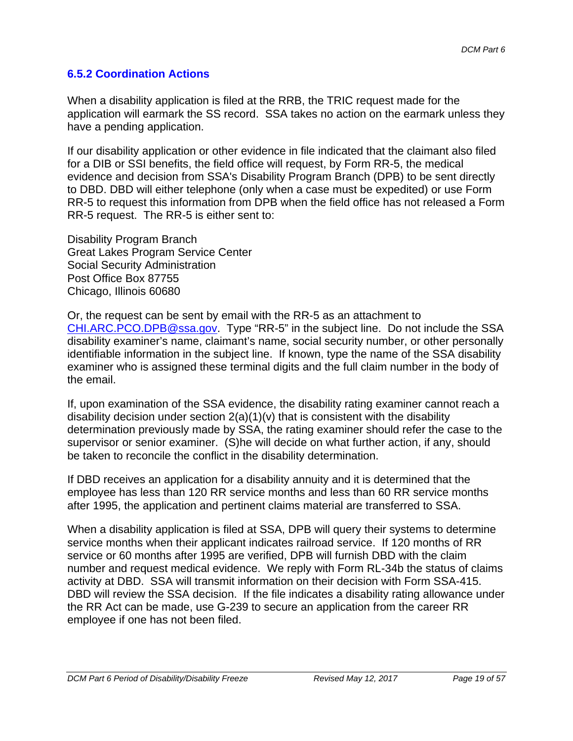### 6.5.2 Coordination Actions

When a disability application is filed at the RRB, the TRIC request made for the application will earmark the SS record. SSA takes no action on the earmark unless they have a pending application.

If our disability application or other evidence in file indicated that the claimant also filed for a DIB or SSI benefits, the field office will request, by Form RR-5, the medical evidence and decision from SSA's Disability Program Branch (DPB) to be sent directly to DBD. DBD will either telephone (only when a case must be expedited) or use Form RR-5 to request this information from DPB when the field office has not released a Form RR-5 request. The RR-5 is either sent to:

Disability Program Branch  
Great Lakes Program Service Center  
Social Security Administration  
Post Office Box 87755  
Chicago, Illinois 60680

Or, the request can be sent by email with the RR-5 as an attachment to CHI.ARC.PCO.DPB@ssa.gov. Type "RR-5" in the subject line. Do not include the SSA disability examiner's name, claimant's name, social security number, or other personally identifiable information in the subject line. If known, type the name of the SSA disability examiner who is assigned these terminal digits and the full claim number in the body of the email.

If, upon examination of the SSA evidence, the disability rating examiner cannot reach a disability decision under section 2(a)(1)(v) that is consistent with the disability determination previously made by SSA, the rating examiner should refer the case to the supervisor or senior examiner. (S)he will decide on what further action, if any, should be taken to reconcile the conflict in the disability determination.

If DBD receives an application for a disability annuity and it is determined that the employee has less than 120 RR service months and less than 60 RR service months after 1995, the application and pertinent claims material are transferred to SSA.

When a disability application is filed at SSA, DPB will query their systems to determine service months when their applicant indicates railroad service. If 120 months of RR service or 60 months after 1995 are verified, DPB will furnish DBD with the claim number and request medical evidence. We reply with Form RL-34b the status of claims activity at DBD. SSA will transmit information on their decision with Form SSA-415. DBD will review the SSA decision. If the file indicates a disability rating allowance under the RR Act can be made, use G-239 to secure an application from the career RR employee if one has not been filed.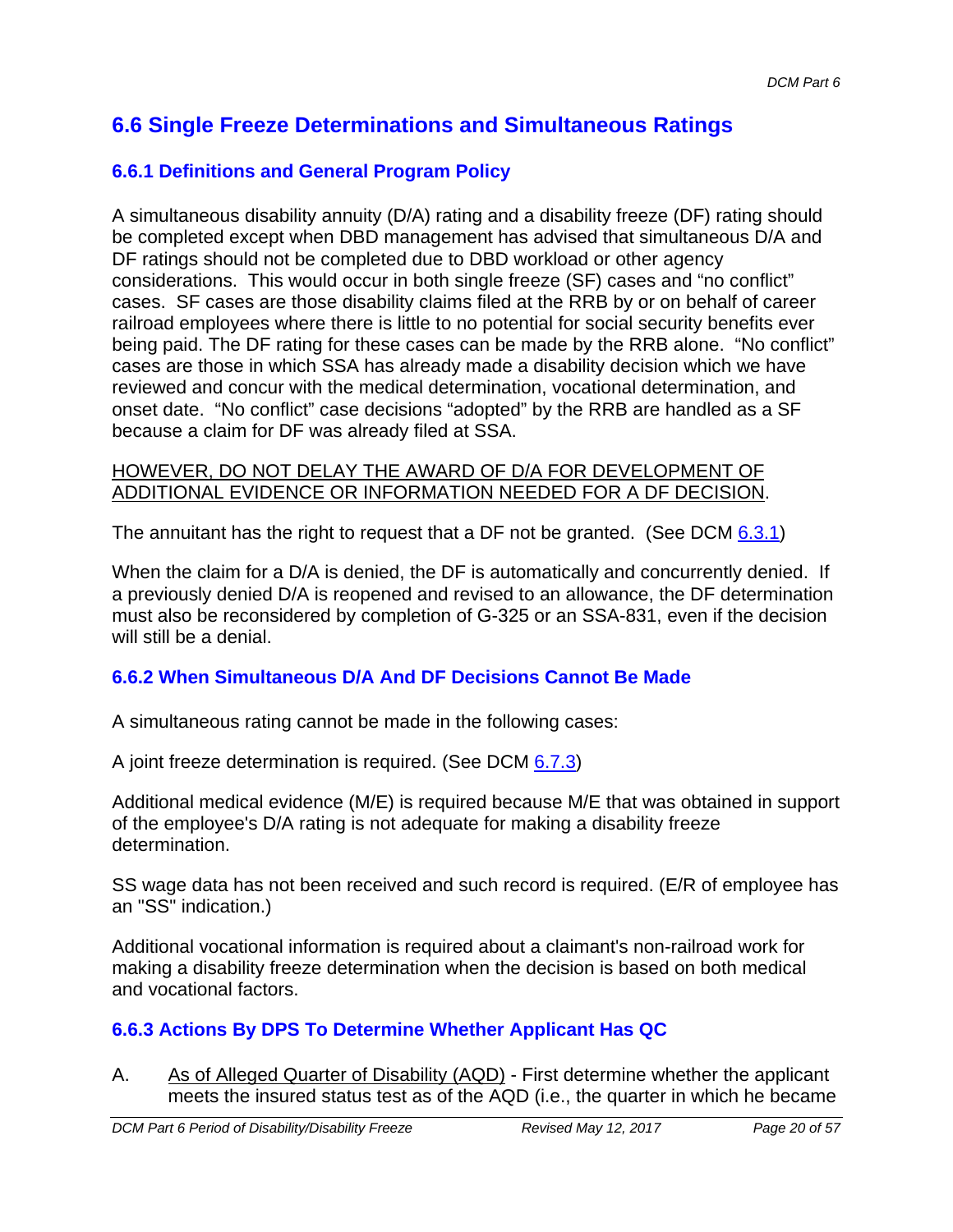## 6.6 Single Freeze Determinations and Simultaneous Ratings

### 6.6.1 Definitions and General Program Policy

A simultaneous disability annuity (D/A) rating and a disability freeze (DF) rating should be completed except when DBD management has advised that simultaneous D/A and DF ratings should not be completed due to DBD workload or other agency considerations. This would occur in both single freeze (SF) cases and "no conflict" cases. SF cases are those disability claims filed at the RRB by or on behalf of career railroad employees where there is little to no potential for social security benefits ever being paid. The DF rating for these cases can be made by the RRB alone. "No conflict" cases are those in which SSA has already made a disability decision which we have reviewed and concur with the medical determination, vocational determination, and onset date. "No conflict" case decisions "adopted" by the RRB are handled as a SF because a claim for DF was already filed at SSA.

<u>HOWEVER, DO NOT DELAY THE AWARD OF D/A FOR DEVELOPMENT OF ADDITIONAL EVIDENCE OR INFORMATION NEEDED FOR A DF DECISION</u>.

The annuitant has the right to request that a DF not be granted. (See DCM 6.3.1)

When the claim for a D/A is denied, the DF is automatically and concurrently denied. If a previously denied D/A is reopened and revised to an allowance, the DF determination must also be reconsidered by completion of G-325 or an SSA-831, even if the decision will still be a denial.

### 6.6.2 When Simultaneous D/A And DF Decisions Cannot Be Made

A simultaneous rating cannot be made in the following cases:

A joint freeze determination is required. (See DCM 6.7.3)

Additional medical evidence (M/E) is required because M/E that was obtained in support of the employee's D/A rating is not adequate for making a disability freeze determination.

SS wage data has not been received and such record is required. (E/R of employee has an "SS" indication.)

Additional vocational information is required about a claimant's non-railroad work for making a disability freeze determination when the decision is based on both medical and vocational factors.

### 6.6.3 Actions By DPS To Determine Whether Applicant Has QC

A. <u>As of Alleged Quarter of Disability (AQD)</u> - First determine whether the applicant meets the insured status test as of the AQD (i.e., the quarter in which he became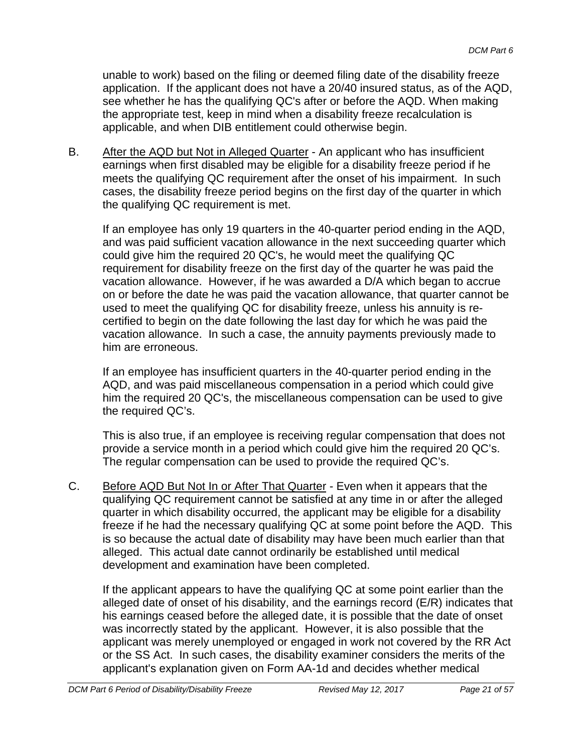unable to work) based on the filing or deemed filing date of the disability freeze application. If the applicant does not have a 20/40 insured status, as of the AQD, see whether he has the qualifying QC's after or before the AQD. When making the appropriate test, keep in mind when a disability freeze recalculation is applicable, and when DIB entitlement could otherwise begin.

B. After the AQD but Not in Alleged Quarter - An applicant who has insufficient earnings when first disabled may be eligible for a disability freeze period if he meets the qualifying QC requirement after the onset of his impairment. In such cases, the disability freeze period begins on the first day of the quarter in which the qualifying QC requirement is met.

If an employee has only 19 quarters in the 40-quarter period ending in the AQD, and was paid sufficient vacation allowance in the next succeeding quarter which could give him the required 20 QC's, he would meet the qualifying QC requirement for disability freeze on the first day of the quarter he was paid the vacation allowance. However, if he was awarded a D/A which began to accrue on or before the date he was paid the vacation allowance, that quarter cannot be used to meet the qualifying QC for disability freeze, unless his annuity is re-certified to begin on the date following the last day for which he was paid the vacation allowance. In such a case, the annuity payments previously made to him are erroneous.

If an employee has insufficient quarters in the 40-quarter period ending in the AQD, and was paid miscellaneous compensation in a period which could give him the required 20 QC's, the miscellaneous compensation can be used to give the required QC's.

This is also true, if an employee is receiving regular compensation that does not provide a service month in a period which could give him the required 20 QC's. The regular compensation can be used to provide the required QC's.

C. Before AQD But Not In or After That Quarter - Even when it appears that the qualifying QC requirement cannot be satisfied at any time in or after the alleged quarter in which disability occurred, the applicant may be eligible for a disability freeze if he had the necessary qualifying QC at some point before the AQD. This is so because the actual date of disability may have been much earlier than that alleged. This actual date cannot ordinarily be established until medical development and examination have been completed.

If the applicant appears to have the qualifying QC at some point earlier than the alleged date of onset of his disability, and the earnings record (E/R) indicates that his earnings ceased before the alleged date, it is possible that the date of onset was incorrectly stated by the applicant. However, it is also possible that the applicant was merely unemployed or engaged in work not covered by the RR Act or the SS Act. In such cases, the disability examiner considers the merits of the applicant's explanation given on Form AA-1d and decides whether medical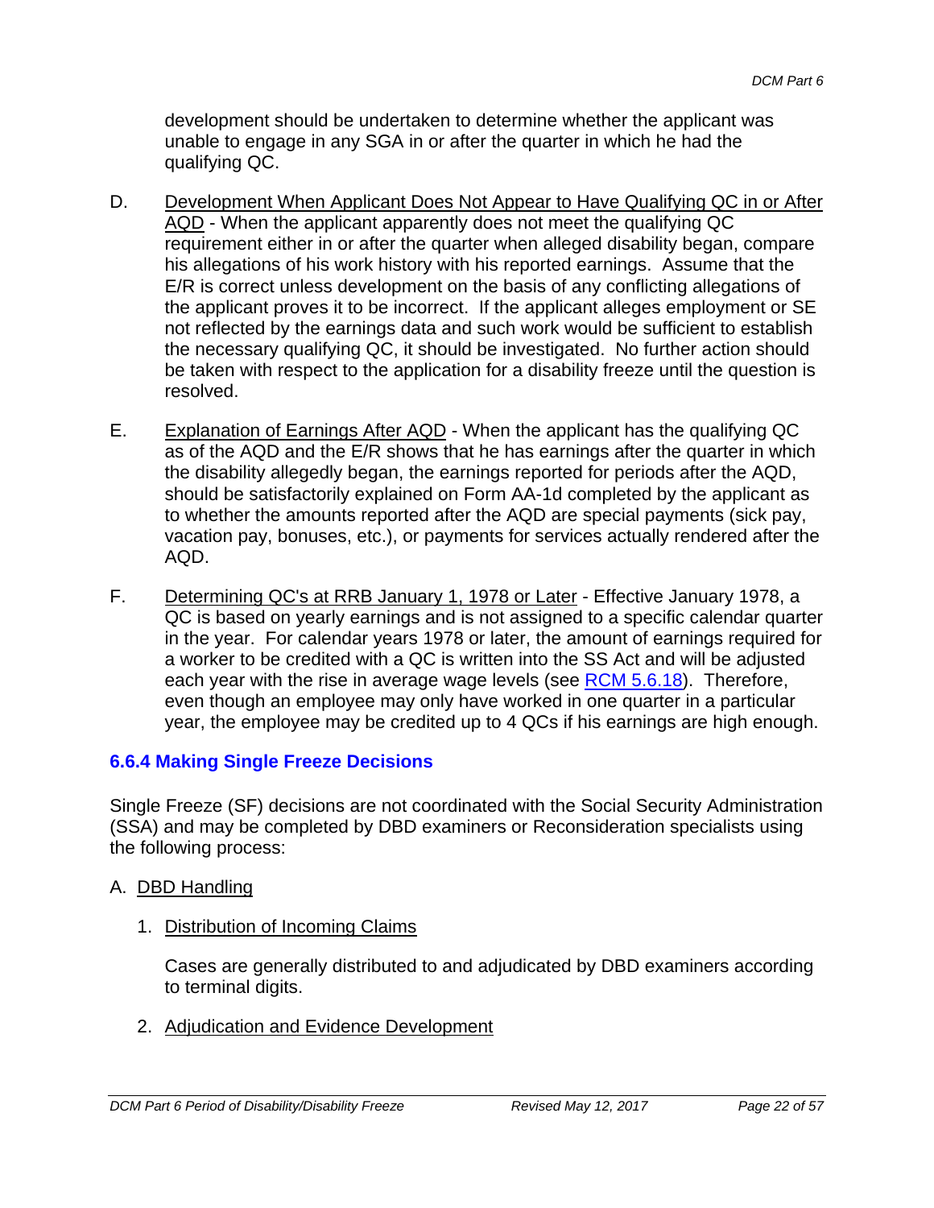development should be undertaken to determine whether the applicant was unable to engage in any SGA in or after the quarter in which he had the qualifying QC.

D. Development When Applicant Does Not Appear to Have Qualifying QC in or After AQD - When the applicant apparently does not meet the qualifying QC requirement either in or after the quarter when alleged disability began, compare his allegations of his work history with his reported earnings. Assume that the E/R is correct unless development on the basis of any conflicting allegations of the applicant proves it to be incorrect. If the applicant alleges employment or SE not reflected by the earnings data and such work would be sufficient to establish the necessary qualifying QC, it should be investigated. No further action should be taken with respect to the application for a disability freeze until the question is resolved.

E. Explanation of Earnings After AQD - When the applicant has the qualifying QC as of the AQD and the E/R shows that he has earnings after the quarter in which the disability allegedly began, the earnings reported for periods after the AQD, should be satisfactorily explained on Form AA-1d completed by the applicant as to whether the amounts reported after the AQD are special payments (sick pay, vacation pay, bonuses, etc.), or payments for services actually rendered after the AQD.

F. Determining QC's at RRB January 1, 1978 or Later - Effective January 1978, a QC is based on yearly earnings and is not assigned to a specific calendar quarter in the year. For calendar years 1978 or later, the amount of earnings required for a worker to be credited with a QC is written into the SS Act and will be adjusted each year with the rise in average wage levels (see RCM 5.6.18). Therefore, even though an employee may only have worked in one quarter in a particular year, the employee may be credited up to 4 QCs if his earnings are high enough.

### 6.6.4 Making Single Freeze Decisions

Single Freeze (SF) decisions are not coordinated with the Social Security Administration (SSA) and may be completed by DBD examiners or Reconsideration specialists using the following process:

A. DBD Handling

1. Distribution of Incoming Claims

   Cases are generally distributed to and adjudicated by DBD examiners according to terminal digits.

2. Adjudication and Evidence Development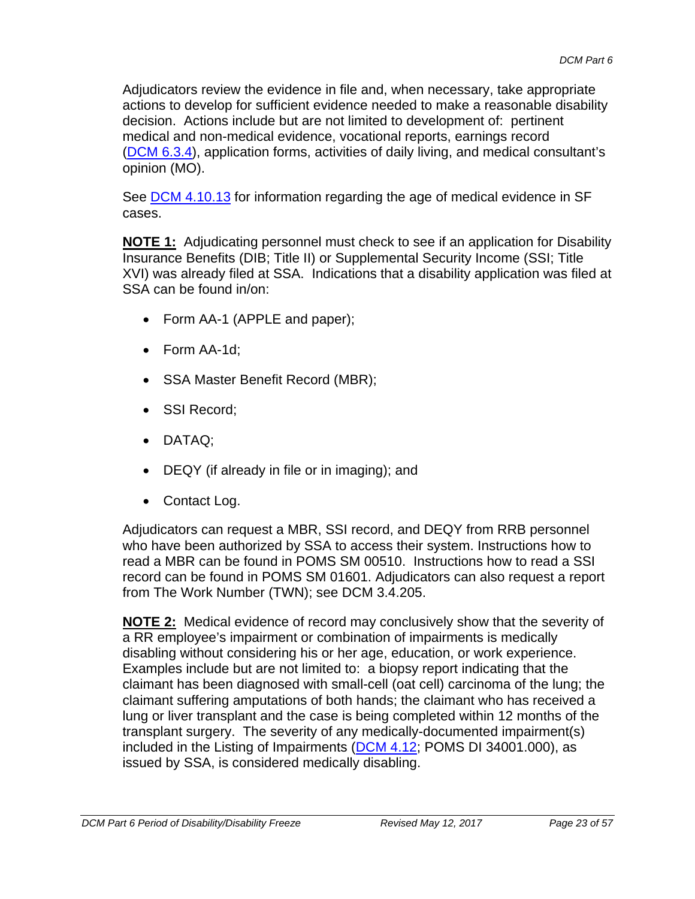Adjudicators review the evidence in file and, when necessary, take appropriate actions to develop for sufficient evidence needed to make a reasonable disability decision. Actions include but are not limited to development of: pertinent medical and non-medical evidence, vocational reports, earnings record (DCM 6.3.4), application forms, activities of daily living, and medical consultant's opinion (MO).

See DCM 4.10.13 for information regarding the age of medical evidence in SF cases.

**NOTE 1:** Adjudicating personnel must check to see if an application for Disability Insurance Benefits (DIB; Title II) or Supplemental Security Income (SSI; Title XVI) was already filed at SSA. Indications that a disability application was filed at SSA can be found in/on:

- Form AA-1 (APPLE and paper);
- Form AA-1d;
- SSA Master Benefit Record (MBR);
- SSI Record;
- DATAQ;
- DEQY (if already in file or in imaging); and
- Contact Log.

Adjudicators can request a MBR, SSI record, and DEQY from RRB personnel who have been authorized by SSA to access their system. Instructions how to read a MBR can be found in POMS SM 00510. Instructions how to read a SSI record can be found in POMS SM 01601. Adjudicators can also request a report from The Work Number (TWN); see DCM 3.4.205.

**NOTE 2:** Medical evidence of record may conclusively show that the severity of a RR employee's impairment or combination of impairments is medically disabling without considering his or her age, education, or work experience. Examples include but are not limited to: a biopsy report indicating that the claimant has been diagnosed with small-cell (oat cell) carcinoma of the lung; the claimant suffering amputations of both hands; the claimant who has received a lung or liver transplant and the case is being completed within 12 months of the transplant surgery. The severity of any medically-documented impairment(s) included in the Listing of Impairments (DCM 4.12; POMS DI 34001.000), as issued by SSA, is considered medically disabling.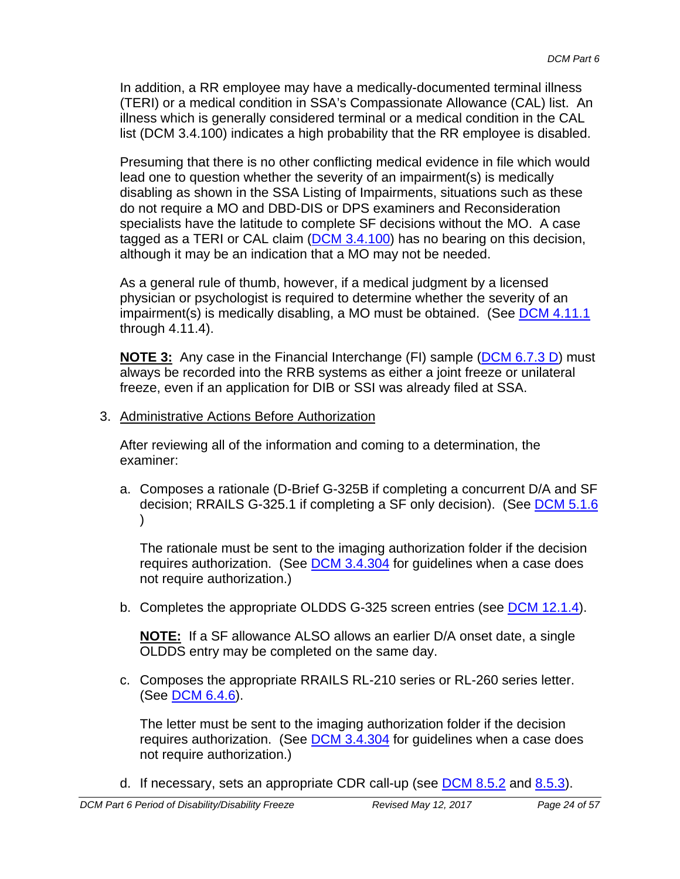In addition, a RR employee may have a medically-documented terminal illness (TERI) or a medical condition in SSA's Compassionate Allowance (CAL) list. An illness which is generally considered terminal or a medical condition in the CAL list (DCM 3.4.100) indicates a high probability that the RR employee is disabled.

Presuming that there is no other conflicting medical evidence in file which would lead one to question whether the severity of an impairment(s) is medically disabling as shown in the SSA Listing of Impairments, situations such as these do not require a MO and DBD-DIS or DPS examiners and Reconsideration specialists have the latitude to complete SF decisions without the MO. A case tagged as a TERI or CAL claim (DCM 3.4.100) has no bearing on this decision, although it may be an indication that a MO may not be needed.

As a general rule of thumb, however, if a medical judgment by a licensed physician or psychologist is required to determine whether the severity of an impairment(s) is medically disabling, a MO must be obtained. (See DCM 4.11.1 through 4.11.4).

**NOTE 3:** Any case in the Financial Interchange (FI) sample (DCM 6.7.3 D) must always be recorded into the RRB systems as either a joint freeze or unilateral freeze, even if an application for DIB or SSI was already filed at SSA.

3. Administrative Actions Before Authorization

   After reviewing all of the information and coming to a determination, the examiner:

   a. Composes a rationale (D-Brief G-325B if completing a concurrent D/A and SF decision; RRAILS G-325.1 if completing a SF only decision). (See DCM 5.1.6 )

      The rationale must be sent to the imaging authorization folder if the decision requires authorization. (See DCM 3.4.304 for guidelines when a case does not require authorization.)

   b. Completes the appropriate OLDDS G-325 screen entries (see DCM 12.1.4).

      **NOTE:** If a SF allowance ALSO allows an earlier D/A onset date, a single OLDDS entry may be completed on the same day.

   c. Composes the appropriate RRAILS RL-210 series or RL-260 series letter. (See DCM 6.4.6).

      The letter must be sent to the imaging authorization folder if the decision requires authorization. (See DCM 3.4.304 for guidelines when a case does not require authorization.)

   d. If necessary, sets an appropriate CDR call-up (see DCM 8.5.2 and 8.5.3).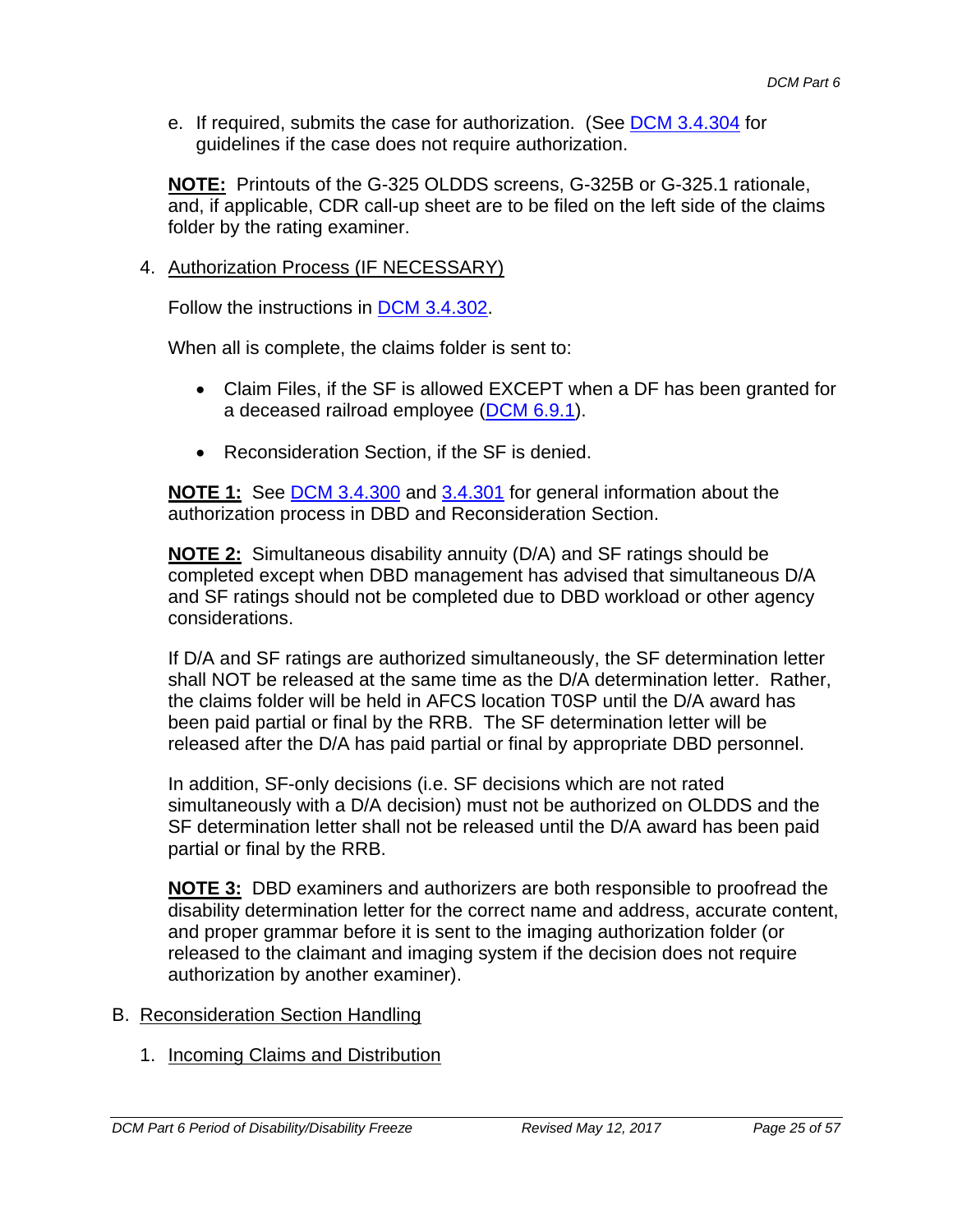e. If required, submits the case for authorization. (See DCM 3.4.304 for guidelines if the case does not require authorization.

**NOTE:** Printouts of the G-325 OLDDS screens, G-325B or G-325.1 rationale, and, if applicable, CDR call-up sheet are to be filed on the left side of the claims folder by the rating examiner.

4. Authorization Process (IF NECESSARY)

Follow the instructions in DCM 3.4.302.

When all is complete, the claims folder is sent to:

- Claim Files, if the SF is allowed EXCEPT when a DF has been granted for a deceased railroad employee (DCM 6.9.1).
- Reconsideration Section, if the SF is denied.

**NOTE 1:** See DCM 3.4.300 and 3.4.301 for general information about the authorization process in DBD and Reconsideration Section.

**NOTE 2:** Simultaneous disability annuity (D/A) and SF ratings should be completed except when DBD management has advised that simultaneous D/A and SF ratings should not be completed due to DBD workload or other agency considerations.

If D/A and SF ratings are authorized simultaneously, the SF determination letter shall NOT be released at the same time as the D/A determination letter. Rather, the claims folder will be held in AFCS location T0SP until the D/A award has been paid partial or final by the RRB. The SF determination letter will be released after the D/A has paid partial or final by appropriate DBD personnel.

In addition, SF-only decisions (i.e. SF decisions which are not rated simultaneously with a D/A decision) must not be authorized on OLDDS and the SF determination letter shall not be released until the D/A award has been paid partial or final by the RRB.

**NOTE 3:** DBD examiners and authorizers are both responsible to proofread the disability determination letter for the correct name and address, accurate content, and proper grammar before it is sent to the imaging authorization folder (or released to the claimant and imaging system if the decision does not require authorization by another examiner).

B. Reconsideration Section Handling

1. Incoming Claims and Distribution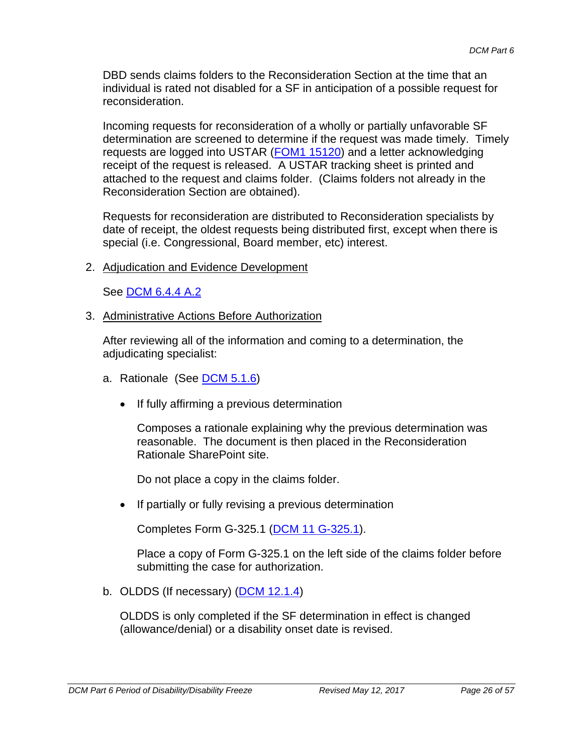DBD sends claims folders to the Reconsideration Section at the time that an individual is rated not disabled for a SF in anticipation of a possible request for reconsideration.

Incoming requests for reconsideration of a wholly or partially unfavorable SF determination are screened to determine if the request was made timely. Timely requests are logged into USTAR (FOM1 15120) and a letter acknowledging receipt of the request is released. A USTAR tracking sheet is printed and attached to the request and claims folder. (Claims folders not already in the Reconsideration Section are obtained).

Requests for reconsideration are distributed to Reconsideration specialists by date of receipt, the oldest requests being distributed first, except when there is special (i.e. Congressional, Board member, etc) interest.

2. Adjudication and Evidence Development

   See DCM 6.4.4 A.2

3. Administrative Actions Before Authorization

   After reviewing all of the information and coming to a determination, the adjudicating specialist:

   a. Rationale (See DCM 5.1.6)

      - If fully affirming a previous determination

        Composes a rationale explaining why the previous determination was reasonable. The document is then placed in the Reconsideration Rationale SharePoint site.

        Do not place a copy in the claims folder.

      - If partially or fully revising a previous determination

        Completes Form G-325.1 (DCM 11 G-325.1).

        Place a copy of Form G-325.1 on the left side of the claims folder before submitting the case for authorization.

   b. OLDDS (If necessary) (DCM 12.1.4)

      OLDDS is only completed if the SF determination in effect is changed (allowance/denial) or a disability onset date is revised.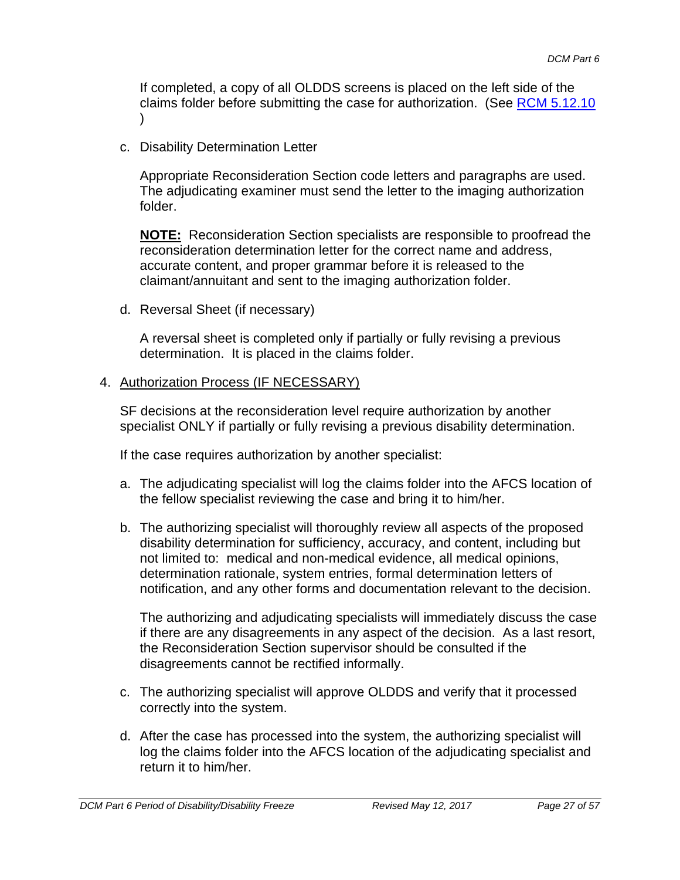If completed, a copy of all OLDDS screens is placed on the left side of the claims folder before submitting the case for authorization. (See RCM 5.12.10 )

c. Disability Determination Letter

   Appropriate Reconsideration Section code letters and paragraphs are used. The adjudicating examiner must send the letter to the imaging authorization folder.

   **NOTE:** Reconsideration Section specialists are responsible to proofread the reconsideration determination letter for the correct name and address, accurate content, and proper grammar before it is released to the claimant/annuitant and sent to the imaging authorization folder.

d. Reversal Sheet (if necessary)

   A reversal sheet is completed only if partially or fully revising a previous determination. It is placed in the claims folder.

4. Authorization Process (IF NECESSARY)

   SF decisions at the reconsideration level require authorization by another specialist ONLY if partially or fully revising a previous disability determination.

   If the case requires authorization by another specialist:

   a. The adjudicating specialist will log the claims folder into the AFCS location of the fellow specialist reviewing the case and bring it to him/her.

   b. The authorizing specialist will thoroughly review all aspects of the proposed disability determination for sufficiency, accuracy, and content, including but not limited to: medical and non-medical evidence, all medical opinions, determination rationale, system entries, formal determination letters of notification, and any other forms and documentation relevant to the decision.

      The authorizing and adjudicating specialists will immediately discuss the case if there are any disagreements in any aspect of the decision. As a last resort, the Reconsideration Section supervisor should be consulted if the disagreements cannot be rectified informally.

   c. The authorizing specialist will approve OLDDS and verify that it processed correctly into the system.

   d. After the case has processed into the system, the authorizing specialist will log the claims folder into the AFCS location of the adjudicating specialist and return it to him/her.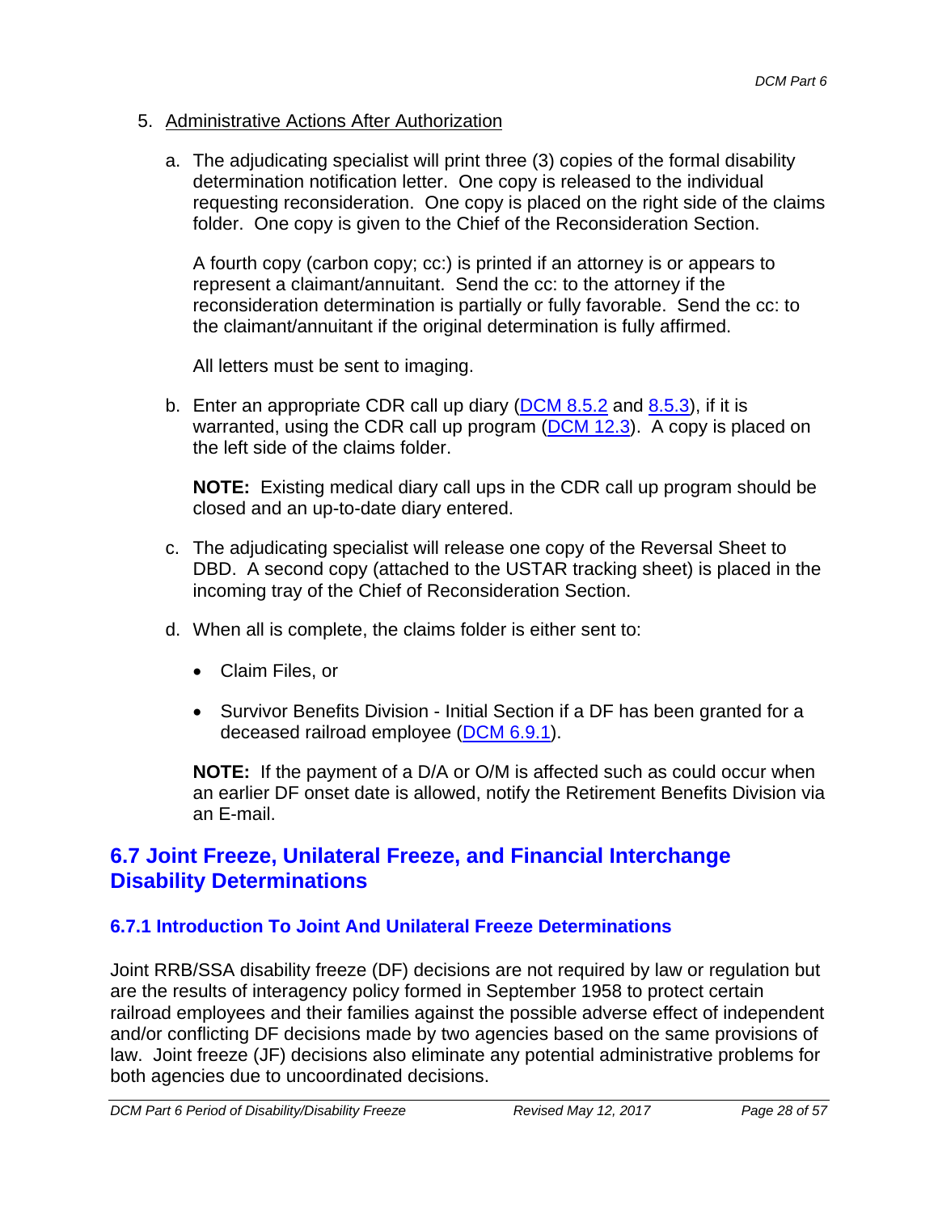5. Administrative Actions After Authorization

   a. The adjudicating specialist will print three (3) copies of the formal disability determination notification letter. One copy is released to the individual requesting reconsideration. One copy is placed on the right side of the claims folder. One copy is given to the Chief of the Reconsideration Section.

      A fourth copy (carbon copy; cc:) is printed if an attorney is or appears to represent a claimant/annuitant. Send the cc: to the attorney if the reconsideration determination is partially or fully favorable. Send the cc: to the claimant/annuitant if the original determination is fully affirmed.

      All letters must be sent to imaging.

   b. Enter an appropriate CDR call up diary (DCM 8.5.2 and 8.5.3), if it is warranted, using the CDR call up program (DCM 12.3). A copy is placed on the left side of the claims folder.

      **NOTE:** Existing medical diary call ups in the CDR call up program should be closed and an up-to-date diary entered.

   c. The adjudicating specialist will release one copy of the Reversal Sheet to DBD. A second copy (attached to the USTAR tracking sheet) is placed in the incoming tray of the Chief of Reconsideration Section.

   d. When all is complete, the claims folder is either sent to:

      - Claim Files, or
      - Survivor Benefits Division - Initial Section if a DF has been granted for a deceased railroad employee (DCM 6.9.1).

      **NOTE:** If the payment of a D/A or O/M is affected such as could occur when an earlier DF onset date is allowed, notify the Retirement Benefits Division via an E-mail.

## 6.7 Joint Freeze, Unilateral Freeze, and Financial Interchange Disability Determinations

### 6.7.1 Introduction To Joint And Unilateral Freeze Determinations

Joint RRB/SSA disability freeze (DF) decisions are not required by law or regulation but are the results of interagency policy formed in September 1958 to protect certain railroad employees and their families against the possible adverse effect of independent and/or conflicting DF decisions made by two agencies based on the same provisions of law. Joint freeze (JF) decisions also eliminate any potential administrative problems for both agencies due to uncoordinated decisions.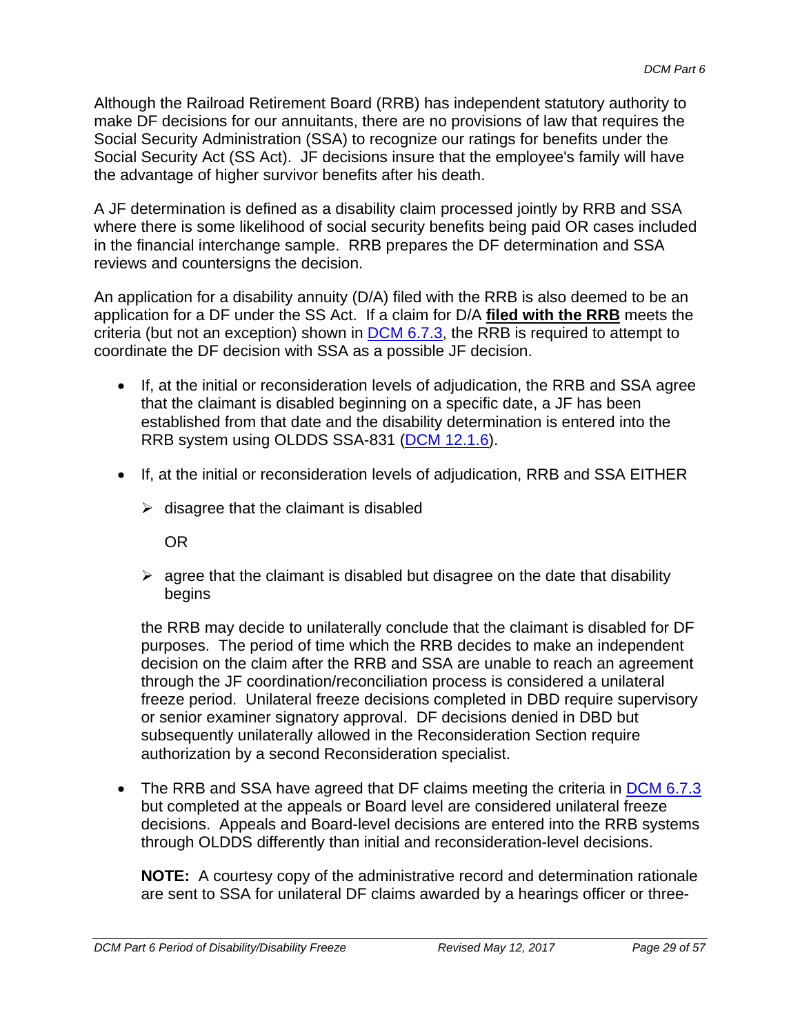Although the Railroad Retirement Board (RRB) has independent statutory authority to make DF decisions for our annuitants, there are no provisions of law that requires the Social Security Administration (SSA) to recognize our ratings for benefits under the Social Security Act (SS Act). JF decisions insure that the employee's family will have the advantage of higher survivor benefits after his death.

A JF determination is defined as a disability claim processed jointly by RRB and SSA where there is some likelihood of social security benefits being paid OR cases included in the financial interchange sample. RRB prepares the DF determination and SSA reviews and countersigns the decision.

An application for a disability annuity (D/A) filed with the RRB is also deemed to be an application for a DF under the SS Act. If a claim for D/A **filed with the RRB** meets the criteria (but not an exception) shown in DCM 6.7.3, the RRB is required to attempt to coordinate the DF decision with SSA as a possible JF decision.

- If, at the initial or reconsideration levels of adjudication, the RRB and SSA agree that the claimant is disabled beginning on a specific date, a JF has been established from that date and the disability determination is entered into the RRB system using OLDDS SSA-831 (DCM 12.1.6).

- If, at the initial or reconsideration levels of adjudication, RRB and SSA EITHER

  - disagree that the claimant is disabled

    OR

  - agree that the claimant is disabled but disagree on the date that disability begins

  the RRB may decide to unilaterally conclude that the claimant is disabled for DF purposes. The period of time which the RRB decides to make an independent decision on the claim after the RRB and SSA are unable to reach an agreement through the JF coordination/reconciliation process is considered a unilateral freeze period. Unilateral freeze decisions completed in DBD require supervisory or senior examiner signatory approval. DF decisions denied in DBD but subsequently unilaterally allowed in the Reconsideration Section require authorization by a second Reconsideration specialist.

- The RRB and SSA have agreed that DF claims meeting the criteria in DCM 6.7.3 but completed at the appeals or Board level are considered unilateral freeze decisions. Appeals and Board-level decisions are entered into the RRB systems through OLDDS differently than initial and reconsideration-level decisions.

  **NOTE:** A courtesy copy of the administrative record and determination rationale are sent to SSA for unilateral DF claims awarded by a hearings officer or three-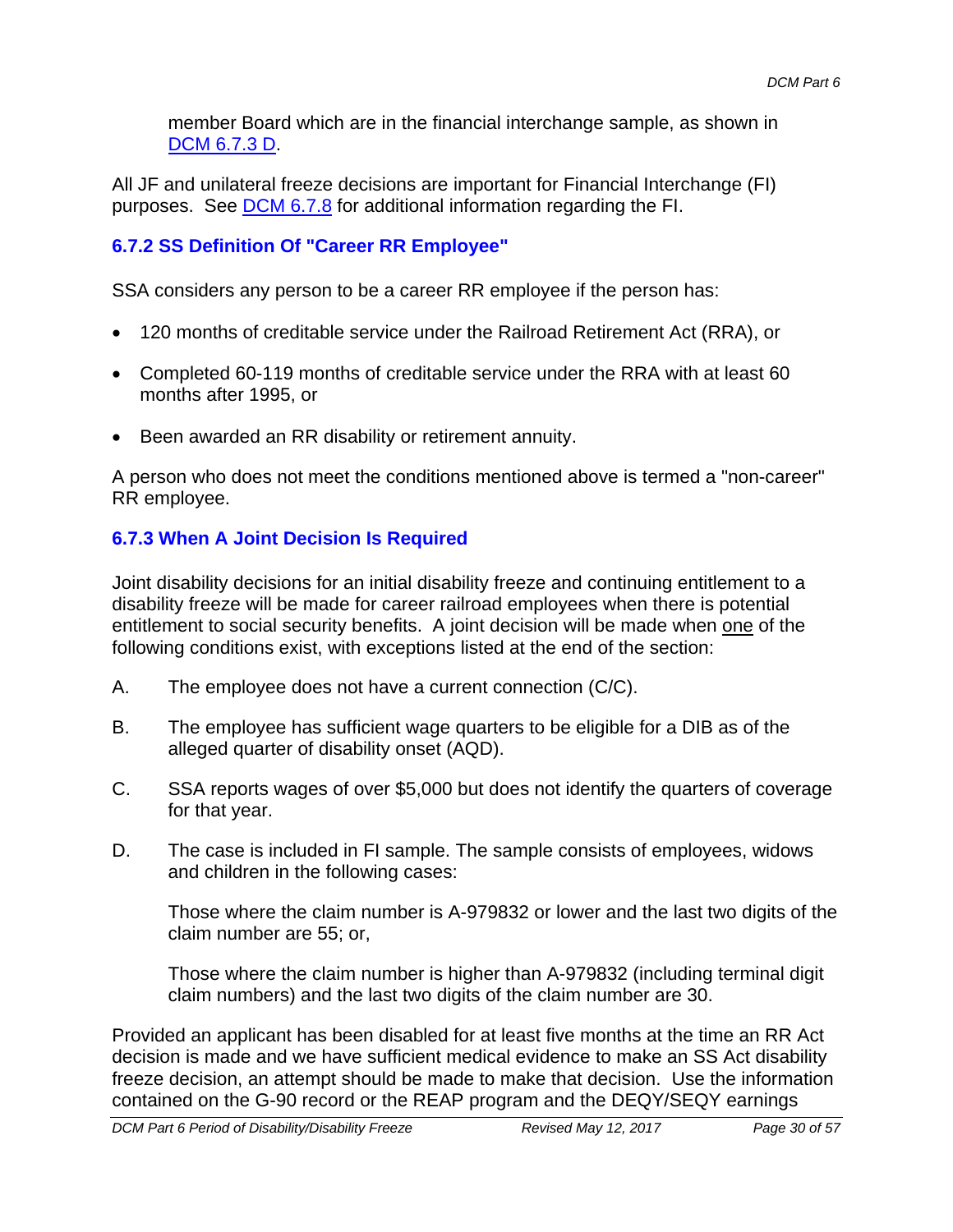member Board which are in the financial interchange sample, as shown in DCM 6.7.3 D.

All JF and unilateral freeze decisions are important for Financial Interchange (FI) purposes. See DCM 6.7.8 for additional information regarding the FI.

### 6.7.2 SS Definition Of "Career RR Employee"

SSA considers any person to be a career RR employee if the person has:

- 120 months of creditable service under the Railroad Retirement Act (RRA), or
- Completed 60-119 months of creditable service under the RRA with at least 60 months after 1995, or
- Been awarded an RR disability or retirement annuity.

A person who does not meet the conditions mentioned above is termed a "non-career" RR employee.

### 6.7.3 When A Joint Decision Is Required

Joint disability decisions for an initial disability freeze and continuing entitlement to a disability freeze will be made for career railroad employees when there is potential entitlement to social security benefits. A joint decision will be made when <u>one</u> of the following conditions exist, with exceptions listed at the end of the section:

A. The employee does not have a current connection (C/C).

B. The employee has sufficient wage quarters to be eligible for a DIB as of the alleged quarter of disability onset (AQD).

C. SSA reports wages of over $5,000 but does not identify the quarters of coverage for that year.

D. The case is included in FI sample. The sample consists of employees, widows and children in the following cases:

    Those where the claim number is A-979832 or lower and the last two digits of the claim number are 55; or,

    Those where the claim number is higher than A-979832 (including terminal digit claim numbers) and the last two digits of the claim number are 30.

Provided an applicant has been disabled for at least five months at the time an RR Act decision is made and we have sufficient medical evidence to make an SS Act disability freeze decision, an attempt should be made to make that decision. Use the information contained on the G-90 record or the REAP program and the DEQY/SEQY earnings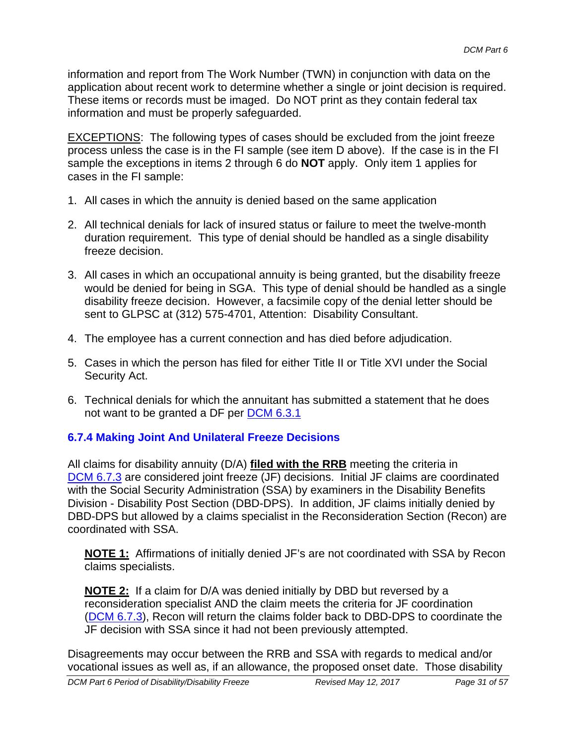information and report from The Work Number (TWN) in conjunction with data on the application about recent work to determine whether a single or joint decision is required. These items or records must be imaged. Do NOT print as they contain federal tax information and must be properly safeguarded.

EXCEPTIONS: The following types of cases should be excluded from the joint freeze process unless the case is in the FI sample (see item D above). If the case is in the FI sample the exceptions in items 2 through 6 do **NOT** apply. Only item 1 applies for cases in the FI sample:

1. All cases in which the annuity is denied based on the same application

2. All technical denials for lack of insured status or failure to meet the twelve-month duration requirement. This type of denial should be handled as a single disability freeze decision.

3. All cases in which an occupational annuity is being granted, but the disability freeze would be denied for being in SGA. This type of denial should be handled as a single disability freeze decision. However, a facsimile copy of the denial letter should be sent to GLPSC at (312) 575-4701, Attention: Disability Consultant.

4. The employee has a current connection and has died before adjudication.

5. Cases in which the person has filed for either Title II or Title XVI under the Social Security Act.

6. Technical denials for which the annuitant has submitted a statement that he does not want to be granted a DF per DCM 6.3.1

### 6.7.4 Making Joint And Unilateral Freeze Decisions

All claims for disability annuity (D/A) **filed with the RRB** meeting the criteria in DCM 6.7.3 are considered joint freeze (JF) decisions. Initial JF claims are coordinated with the Social Security Administration (SSA) by examiners in the Disability Benefits Division - Disability Post Section (DBD-DPS). In addition, JF claims initially denied by DBD-DPS but allowed by a claims specialist in the Reconsideration Section (Recon) are coordinated with SSA.

> **NOTE 1:** Affirmations of initially denied JF's are not coordinated with SSA by Recon claims specialists.
>
> **NOTE 2:** If a claim for D/A was denied initially by DBD but reversed by a reconsideration specialist AND the claim meets the criteria for JF coordination (DCM 6.7.3), Recon will return the claims folder back to DBD-DPS to coordinate the JF decision with SSA since it had not been previously attempted.

Disagreements may occur between the RRB and SSA with regards to medical and/or vocational issues as well as, if an allowance, the proposed onset date. Those disability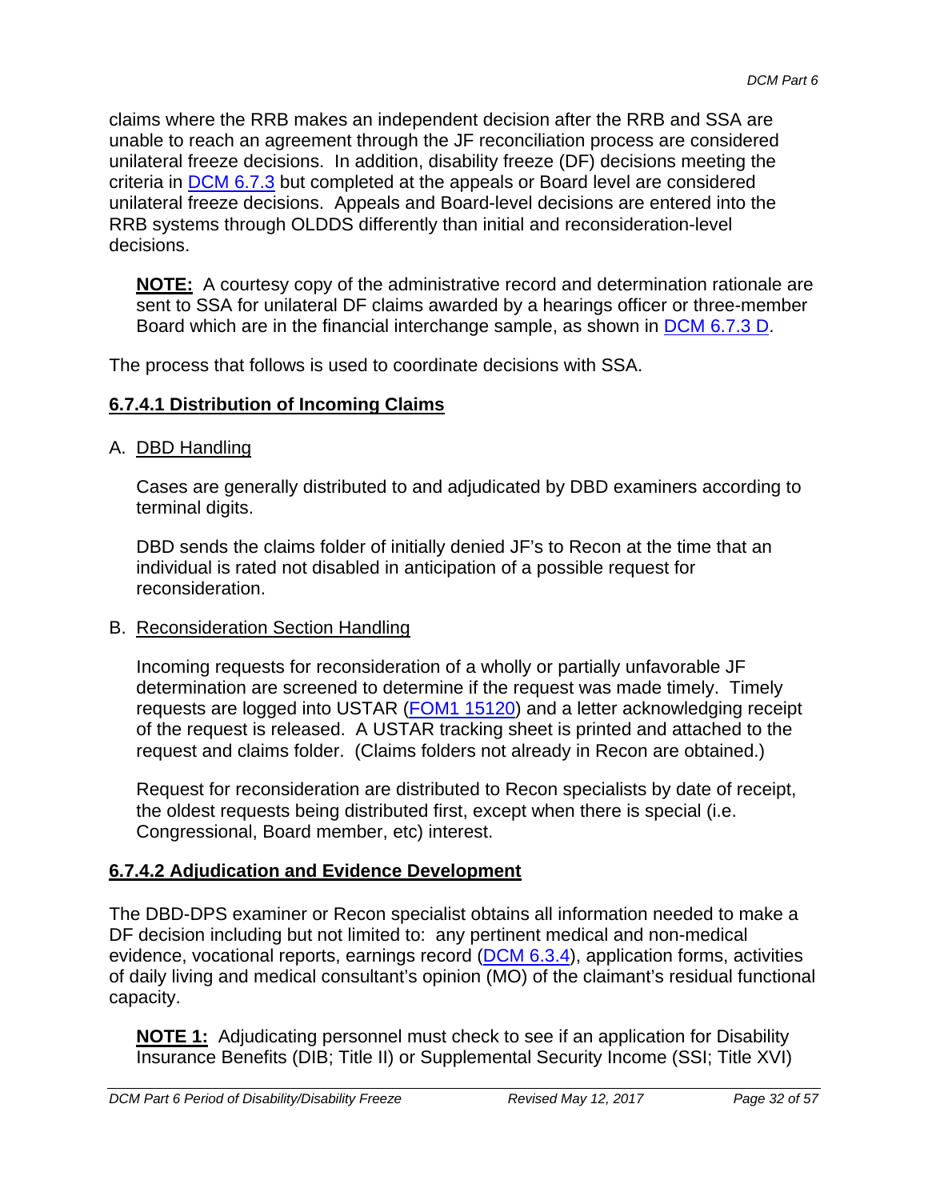claims where the RRB makes an independent decision after the RRB and SSA are unable to reach an agreement through the JF reconciliation process are considered unilateral freeze decisions. In addition, disability freeze (DF) decisions meeting the criteria in DCM 6.7.3 but completed at the appeals or Board level are considered unilateral freeze decisions. Appeals and Board-level decisions are entered into the RRB systems through OLDDS differently than initial and reconsideration-level decisions.

> **NOTE:** A courtesy copy of the administrative record and determination rationale are sent to SSA for unilateral DF claims awarded by a hearings officer or three-member Board which are in the financial interchange sample, as shown in DCM 6.7.3 D.

The process that follows is used to coordinate decisions with SSA.

### 6.7.4.1 Distribution of Incoming Claims

A. DBD Handling

Cases are generally distributed to and adjudicated by DBD examiners according to terminal digits.

DBD sends the claims folder of initially denied JF's to Recon at the time that an individual is rated not disabled in anticipation of a possible request for reconsideration.

B. Reconsideration Section Handling

Incoming requests for reconsideration of a wholly or partially unfavorable JF determination are screened to determine if the request was made timely. Timely requests are logged into USTAR (FOM1 15120) and a letter acknowledging receipt of the request is released. A USTAR tracking sheet is printed and attached to the request and claims folder. (Claims folders not already in Recon are obtained.)

Request for reconsideration are distributed to Recon specialists by date of receipt, the oldest requests being distributed first, except when there is special (i.e. Congressional, Board member, etc) interest.

### 6.7.4.2 Adjudication and Evidence Development

The DBD-DPS examiner or Recon specialist obtains all information needed to make a DF decision including but not limited to: any pertinent medical and non-medical evidence, vocational reports, earnings record (DCM 6.3.4), application forms, activities of daily living and medical consultant's opinion (MO) of the claimant's residual functional capacity.

> **NOTE 1:** Adjudicating personnel must check to see if an application for Disability Insurance Benefits (DIB; Title II) or Supplemental Security Income (SSI; Title XVI)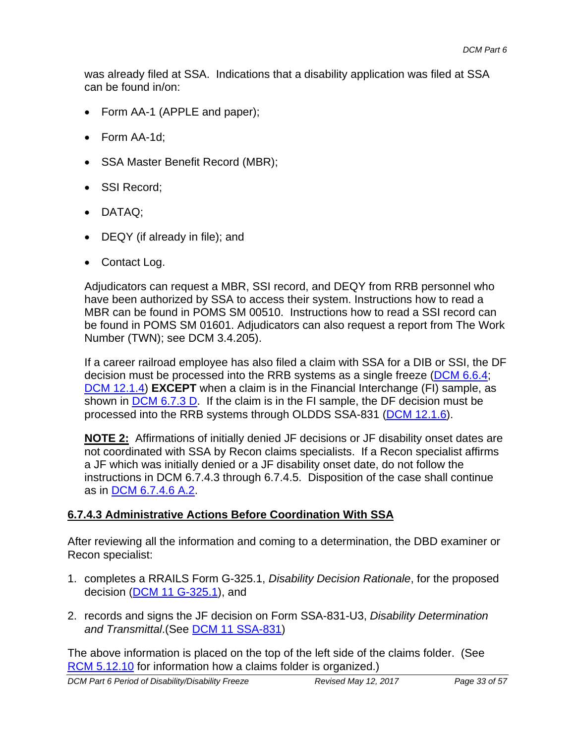was already filed at SSA. Indications that a disability application was filed at SSA can be found in/on:

- Form AA-1 (APPLE and paper);
- Form AA-1d;
- SSA Master Benefit Record (MBR);
- SSI Record;
- DATAQ;
- DEQY (if already in file); and
- Contact Log.

Adjudicators can request a MBR, SSI record, and DEQY from RRB personnel who have been authorized by SSA to access their system. Instructions how to read a MBR can be found in POMS SM 00510. Instructions how to read a SSI record can be found in POMS SM 01601. Adjudicators can also request a report from The Work Number (TWN); see DCM 3.4.205).

If a career railroad employee has also filed a claim with SSA for a DIB or SSI, the DF decision must be processed into the RRB systems as a single freeze (DCM 6.6.4; DCM 12.1.4) **EXCEPT** when a claim is in the Financial Interchange (FI) sample, as shown in DCM 6.7.3 D. If the claim is in the FI sample, the DF decision must be processed into the RRB systems through OLDDS SSA-831 (DCM 12.1.6).

**NOTE 2:** Affirmations of initially denied JF decisions or JF disability onset dates are not coordinated with SSA by Recon claims specialists. If a Recon specialist affirms a JF which was initially denied or a JF disability onset date, do not follow the instructions in DCM 6.7.4.3 through 6.7.4.5. Disposition of the case shall continue as in DCM 6.7.4.6 A.2.

### 6.7.4.3 Administrative Actions Before Coordination With SSA

After reviewing all the information and coming to a determination, the DBD examiner or Recon specialist:

1. completes a RRAILS Form G-325.1, *Disability Decision Rationale*, for the proposed decision (DCM 11 G-325.1), and
2. records and signs the JF decision on Form SSA-831-U3, *Disability Determination and Transmittal*.(See DCM 11 SSA-831)

The above information is placed on the top of the left side of the claims folder. (See RCM 5.12.10 for information how a claims folder is organized.)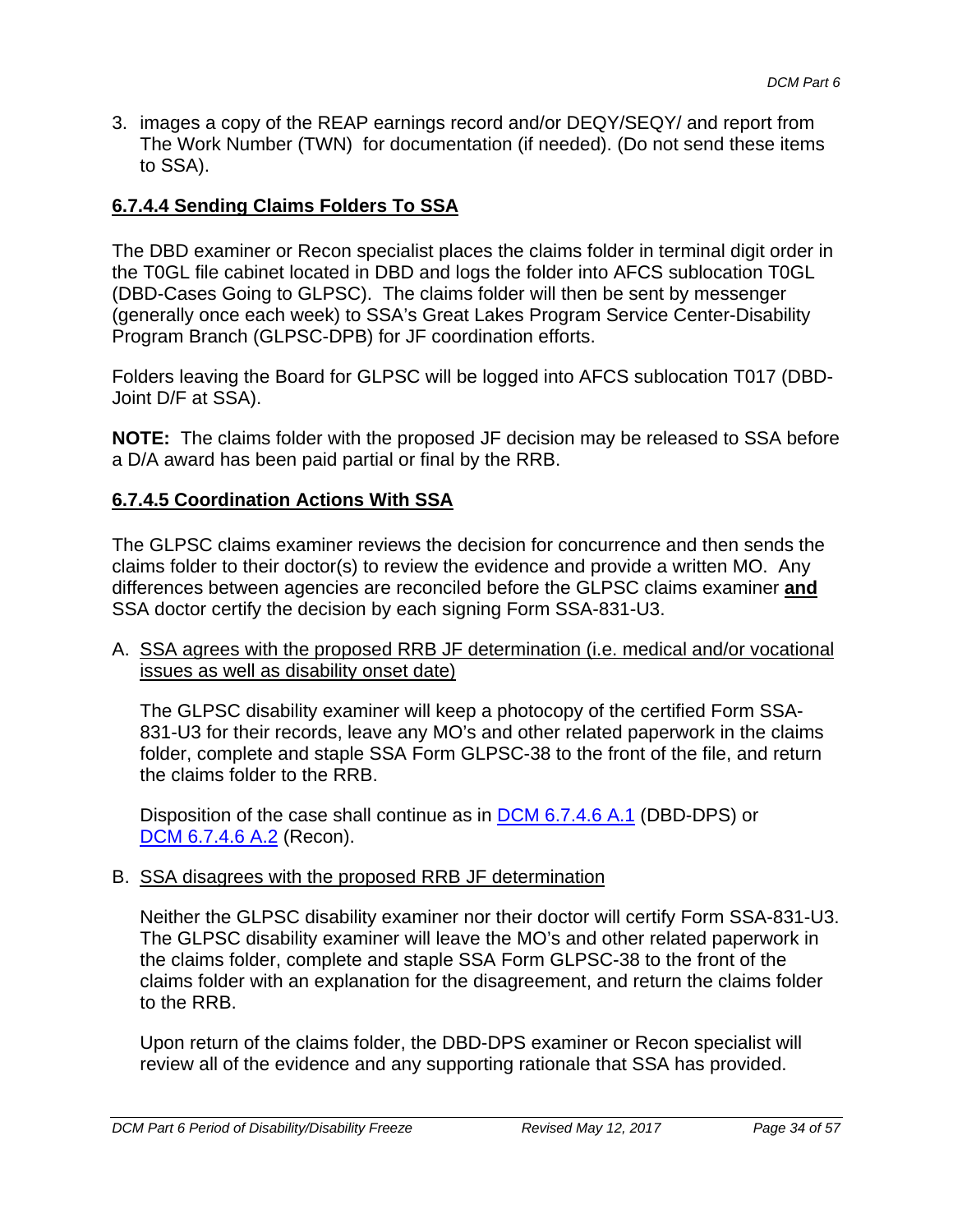3. images a copy of the REAP earnings record and/or DEQY/SEQY/ and report from The Work Number (TWN) for documentation (if needed). (Do not send these items to SSA).

### 6.7.4.4 Sending Claims Folders To SSA

The DBD examiner or Recon specialist places the claims folder in terminal digit order in the T0GL file cabinet located in DBD and logs the folder into AFCS sublocation T0GL (DBD-Cases Going to GLPSC). The claims folder will then be sent by messenger (generally once each week) to SSA's Great Lakes Program Service Center-Disability Program Branch (GLPSC-DPB) for JF coordination efforts.

Folders leaving the Board for GLPSC will be logged into AFCS sublocation T017 (DBD-Joint D/F at SSA).

**NOTE:** The claims folder with the proposed JF decision may be released to SSA before a D/A award has been paid partial or final by the RRB.

### 6.7.4.5 Coordination Actions With SSA

The GLPSC claims examiner reviews the decision for concurrence and then sends the claims folder to their doctor(s) to review the evidence and provide a written MO. Any differences between agencies are reconciled before the GLPSC claims examiner **and** SSA doctor certify the decision by each signing Form SSA-831-U3.

A. SSA agrees with the proposed RRB JF determination (i.e. medical and/or vocational issues as well as disability onset date)

   The GLPSC disability examiner will keep a photocopy of the certified Form SSA-831-U3 for their records, leave any MO's and other related paperwork in the claims folder, complete and staple SSA Form GLPSC-38 to the front of the file, and return the claims folder to the RRB.

   Disposition of the case shall continue as in DCM 6.7.4.6 A.1 (DBD-DPS) or DCM 6.7.4.6 A.2 (Recon).

B. SSA disagrees with the proposed RRB JF determination

   Neither the GLPSC disability examiner nor their doctor will certify Form SSA-831-U3. The GLPSC disability examiner will leave the MO's and other related paperwork in the claims folder, complete and staple SSA Form GLPSC-38 to the front of the claims folder with an explanation for the disagreement, and return the claims folder to the RRB.

   Upon return of the claims folder, the DBD-DPS examiner or Recon specialist will review all of the evidence and any supporting rationale that SSA has provided.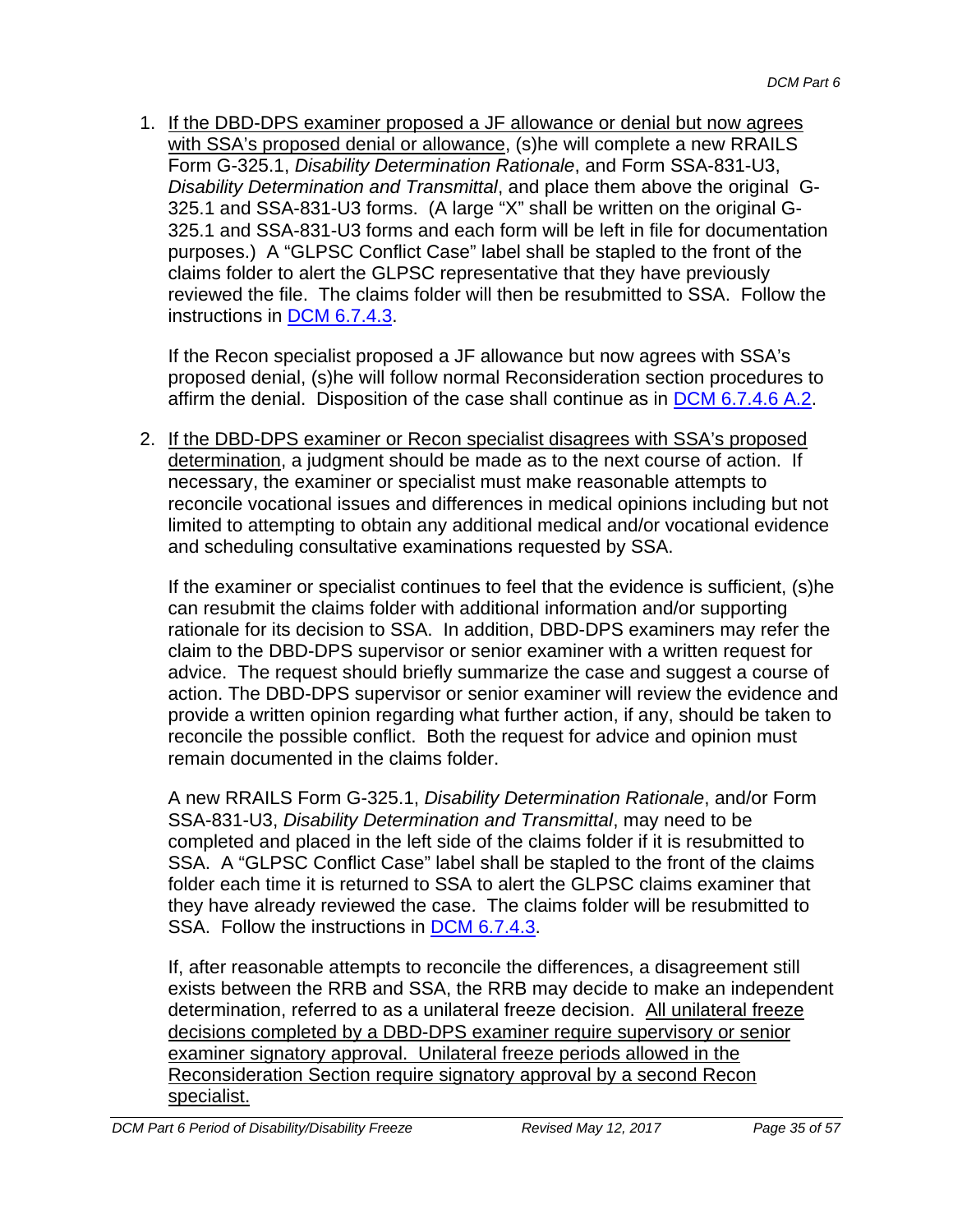1. If the DBD-DPS examiner proposed a JF allowance or denial but now agrees with SSA's proposed denial or allowance, (s)he will complete a new RRAILS Form G-325.1, *Disability Determination Rationale*, and Form SSA-831-U3, *Disability Determination and Transmittal*, and place them above the original G-325.1 and SSA-831-U3 forms. (A large "X" shall be written on the original G-325.1 and SSA-831-U3 forms and each form will be left in file for documentation purposes.) A "GLPSC Conflict Case" label shall be stapled to the front of the claims folder to alert the GLPSC representative that they have previously reviewed the file. The claims folder will then be resubmitted to SSA. Follow the instructions in DCM 6.7.4.3.

   If the Recon specialist proposed a JF allowance but now agrees with SSA's proposed denial, (s)he will follow normal Reconsideration section procedures to affirm the denial. Disposition of the case shall continue as in DCM 6.7.4.6 A.2.

2. If the DBD-DPS examiner or Recon specialist disagrees with SSA's proposed determination, a judgment should be made as to the next course of action. If necessary, the examiner or specialist must make reasonable attempts to reconcile vocational issues and differences in medical opinions including but not limited to attempting to obtain any additional medical and/or vocational evidence and scheduling consultative examinations requested by SSA.

   If the examiner or specialist continues to feel that the evidence is sufficient, (s)he can resubmit the claims folder with additional information and/or supporting rationale for its decision to SSA. In addition, DBD-DPS examiners may refer the claim to the DBD-DPS supervisor or senior examiner with a written request for advice. The request should briefly summarize the case and suggest a course of action. The DBD-DPS supervisor or senior examiner will review the evidence and provide a written opinion regarding what further action, if any, should be taken to reconcile the possible conflict. Both the request for advice and opinion must remain documented in the claims folder.

   A new RRAILS Form G-325.1, *Disability Determination Rationale*, and/or Form SSA-831-U3, *Disability Determination and Transmittal*, may need to be completed and placed in the left side of the claims folder if it is resubmitted to SSA. A "GLPSC Conflict Case" label shall be stapled to the front of the claims folder each time it is returned to SSA to alert the GLPSC claims examiner that they have already reviewed the case. The claims folder will be resubmitted to SSA. Follow the instructions in DCM 6.7.4.3.

   If, after reasonable attempts to reconcile the differences, a disagreement still exists between the RRB and SSA, the RRB may decide to make an independent determination, referred to as a unilateral freeze decision. All unilateral freeze decisions completed by a DBD-DPS examiner require supervisory or senior examiner signatory approval. Unilateral freeze periods allowed in the Reconsideration Section require signatory approval by a second Recon specialist.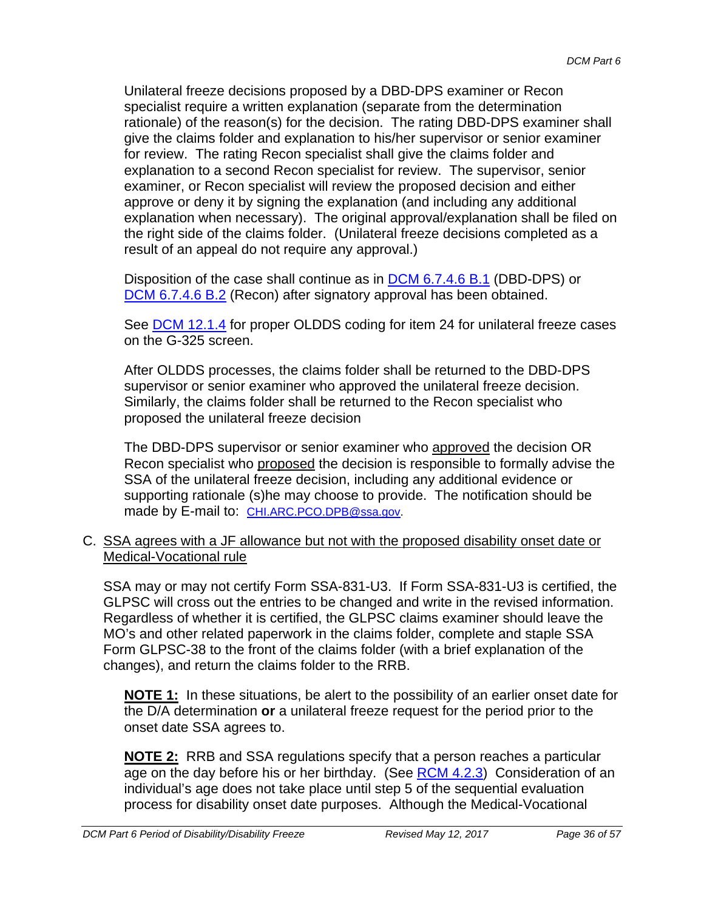Unilateral freeze decisions proposed by a DBD-DPS examiner or Recon specialist require a written explanation (separate from the determination rationale) of the reason(s) for the decision. The rating DBD-DPS examiner shall give the claims folder and explanation to his/her supervisor or senior examiner for review. The rating Recon specialist shall give the claims folder and explanation to a second Recon specialist for review. The supervisor, senior examiner, or Recon specialist will review the proposed decision and either approve or deny it by signing the explanation (and including any additional explanation when necessary). The original approval/explanation shall be filed on the right side of the claims folder. (Unilateral freeze decisions completed as a result of an appeal do not require any approval.)

Disposition of the case shall continue as in DCM 6.7.4.6 B.1 (DBD-DPS) or DCM 6.7.4.6 B.2 (Recon) after signatory approval has been obtained.

See DCM 12.1.4 for proper OLDDS coding for item 24 for unilateral freeze cases on the G-325 screen.

After OLDDS processes, the claims folder shall be returned to the DBD-DPS supervisor or senior examiner who approved the unilateral freeze decision. Similarly, the claims folder shall be returned to the Recon specialist who proposed the unilateral freeze decision

The DBD-DPS supervisor or senior examiner who approved the decision OR Recon specialist who proposed the decision is responsible to formally advise the SSA of the unilateral freeze decision, including any additional evidence or supporting rationale (s)he may choose to provide. The notification should be made by E-mail to: CHI.ARC.PCO.DPB@ssa.gov.

C. SSA agrees with a JF allowance but not with the proposed disability onset date or Medical-Vocational rule

SSA may or may not certify Form SSA-831-U3. If Form SSA-831-U3 is certified, the GLPSC will cross out the entries to be changed and write in the revised information. Regardless of whether it is certified, the GLPSC claims examiner should leave the MO's and other related paperwork in the claims folder, complete and staple SSA Form GLPSC-38 to the front of the claims folder (with a brief explanation of the changes), and return the claims folder to the RRB.

**NOTE 1:** In these situations, be alert to the possibility of an earlier onset date for the D/A determination **or** a unilateral freeze request for the period prior to the onset date SSA agrees to.

**NOTE 2:** RRB and SSA regulations specify that a person reaches a particular age on the day before his or her birthday. (See RCM 4.2.3) Consideration of an individual's age does not take place until step 5 of the sequential evaluation process for disability onset date purposes. Although the Medical-Vocational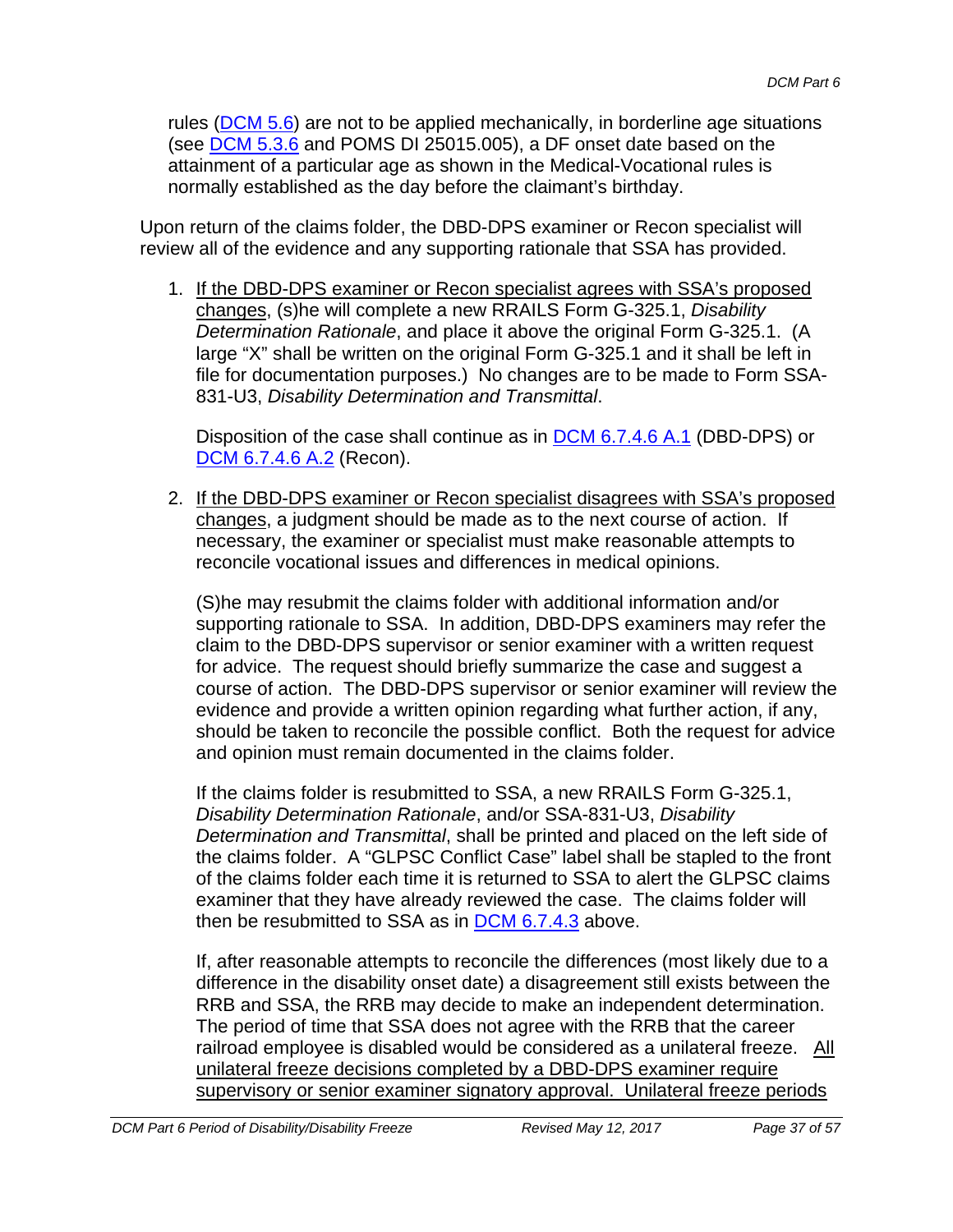rules ([DCM 5.6]) are not to be applied mechanically, in borderline age situations (see [DCM 5.3.6] and POMS DI 25015.005), a DF onset date based on the attainment of a particular age as shown in the Medical-Vocational rules is normally established as the day before the claimant's birthday.

Upon return of the claims folder, the DBD-DPS examiner or Recon specialist will review all of the evidence and any supporting rationale that SSA has provided.

1. <u>If the DBD-DPS examiner or Recon specialist agrees with SSA's proposed changes</u>, (s)he will complete a new RRAILS Form G-325.1, *Disability Determination Rationale*, and place it above the original Form G-325.1. (A large "X" shall be written on the original Form G-325.1 and it shall be left in file for documentation purposes.) No changes are to be made to Form SSA-831-U3, *Disability Determination and Transmittal*.

   Disposition of the case shall continue as in [DCM 6.7.4.6 A.1] (DBD-DPS) or [DCM 6.7.4.6 A.2] (Recon).

2. <u>If the DBD-DPS examiner or Recon specialist disagrees with SSA's proposed changes</u>, a judgment should be made as to the next course of action. If necessary, the examiner or specialist must make reasonable attempts to reconcile vocational issues and differences in medical opinions.

   (S)he may resubmit the claims folder with additional information and/or supporting rationale to SSA. In addition, DBD-DPS examiners may refer the claim to the DBD-DPS supervisor or senior examiner with a written request for advice. The request should briefly summarize the case and suggest a course of action. The DBD-DPS supervisor or senior examiner will review the evidence and provide a written opinion regarding what further action, if any, should be taken to reconcile the possible conflict. Both the request for advice and opinion must remain documented in the claims folder.

   If the claims folder is resubmitted to SSA, a new RRAILS Form G-325.1, *Disability Determination Rationale*, and/or SSA-831-U3, *Disability Determination and Transmittal*, shall be printed and placed on the left side of the claims folder. A "GLPSC Conflict Case" label shall be stapled to the front of the claims folder each time it is returned to SSA to alert the GLPSC claims examiner that they have already reviewed the case. The claims folder will then be resubmitted to SSA as in [DCM 6.7.4.3] above.

   If, after reasonable attempts to reconcile the differences (most likely due to a difference in the disability onset date) a disagreement still exists between the RRB and SSA, the RRB may decide to make an independent determination. The period of time that SSA does not agree with the RRB that the career railroad employee is disabled would be considered as a unilateral freeze. <u>All unilateral freeze decisions completed by a DBD-DPS examiner require supervisory or senior examiner signatory approval. Unilateral freeze periods</u>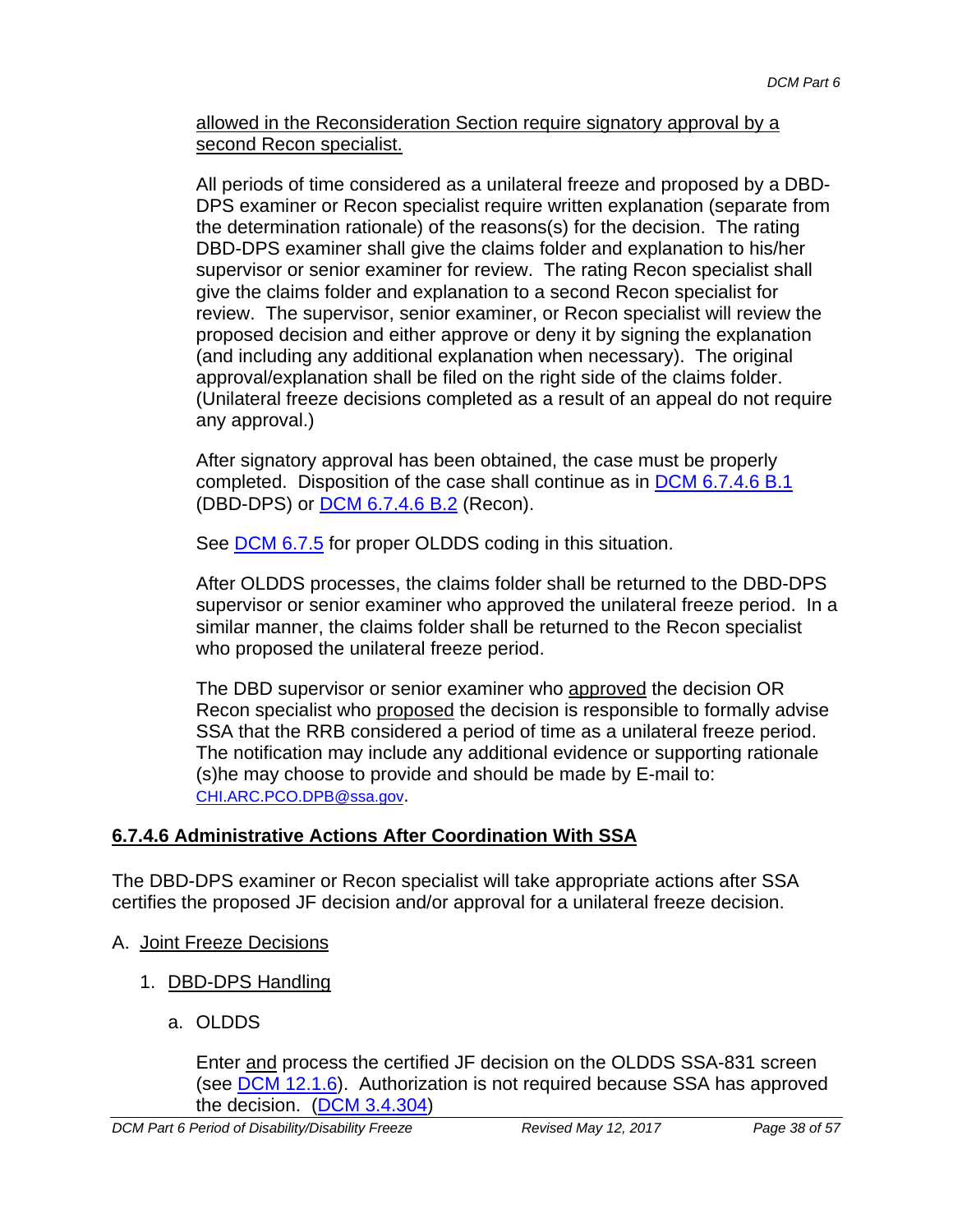allowed in the Reconsideration Section require signatory approval by a second Recon specialist.

All periods of time considered as a unilateral freeze and proposed by a DBD-DPS examiner or Recon specialist require written explanation (separate from the determination rationale) of the reasons(s) for the decision. The rating DBD-DPS examiner shall give the claims folder and explanation to his/her supervisor or senior examiner for review. The rating Recon specialist shall give the claims folder and explanation to a second Recon specialist for review. The supervisor, senior examiner, or Recon specialist will review the proposed decision and either approve or deny it by signing the explanation (and including any additional explanation when necessary). The original approval/explanation shall be filed on the right side of the claims folder. (Unilateral freeze decisions completed as a result of an appeal do not require any approval.)

After signatory approval has been obtained, the case must be properly completed. Disposition of the case shall continue as in DCM 6.7.4.6 B.1 (DBD-DPS) or DCM 6.7.4.6 B.2 (Recon).

See DCM 6.7.5 for proper OLDDS coding in this situation.

After OLDDS processes, the claims folder shall be returned to the DBD-DPS supervisor or senior examiner who approved the unilateral freeze period. In a similar manner, the claims folder shall be returned to the Recon specialist who proposed the unilateral freeze period.

The DBD supervisor or senior examiner who approved the decision OR Recon specialist who proposed the decision is responsible to formally advise SSA that the RRB considered a period of time as a unilateral freeze period. The notification may include any additional evidence or supporting rationale (s)he may choose to provide and should be made by E-mail to: CHI.ARC.PCO.DPB@ssa.gov.

## 6.7.4.6 Administrative Actions After Coordination With SSA

The DBD-DPS examiner or Recon specialist will take appropriate actions after SSA certifies the proposed JF decision and/or approval for a unilateral freeze decision.

A. Joint Freeze Decisions

1. DBD-DPS Handling

   a. OLDDS

      Enter and process the certified JF decision on the OLDDS SSA-831 screen (see DCM 12.1.6). Authorization is not required because SSA has approved the decision. (DCM 3.4.304)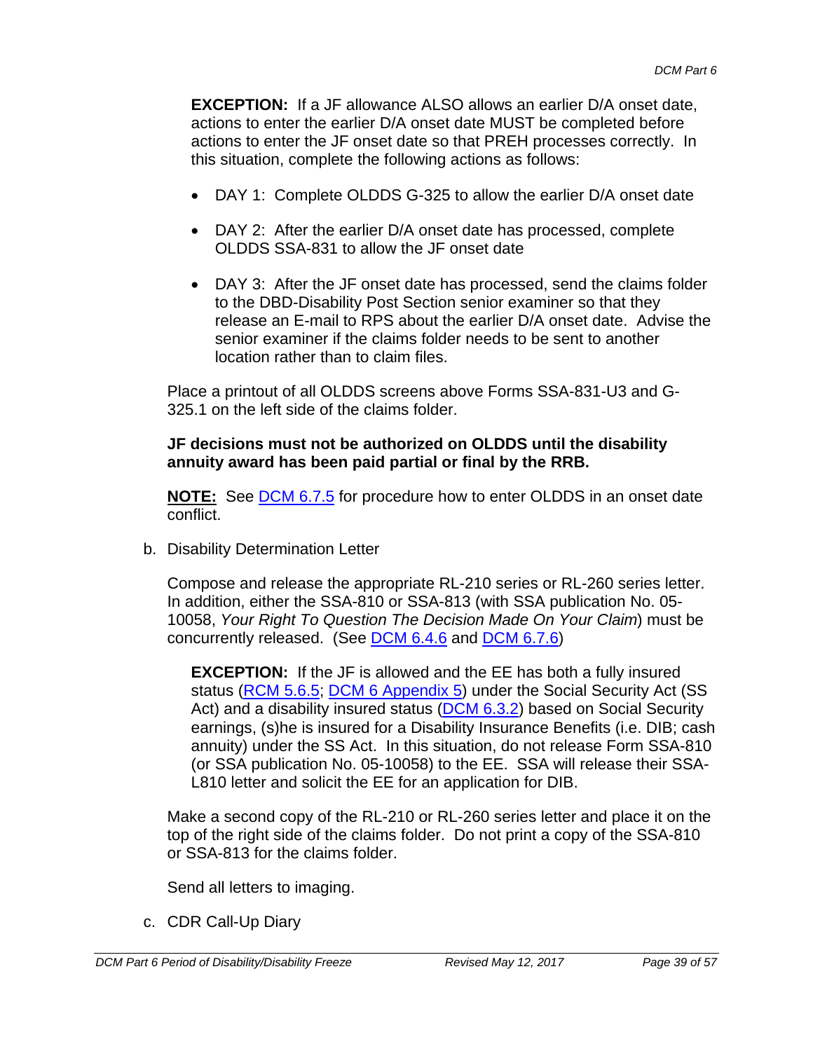**EXCEPTION:** If a JF allowance ALSO allows an earlier D/A onset date, actions to enter the earlier D/A onset date MUST be completed before actions to enter the JF onset date so that PREH processes correctly. In this situation, complete the following actions as follows:

- DAY 1: Complete OLDDS G-325 to allow the earlier D/A onset date
- DAY 2: After the earlier D/A onset date has processed, complete OLDDS SSA-831 to allow the JF onset date
- DAY 3: After the JF onset date has processed, send the claims folder to the DBD-Disability Post Section senior examiner so that they release an E-mail to RPS about the earlier D/A onset date. Advise the senior examiner if the claims folder needs to be sent to another location rather than to claim files.

Place a printout of all OLDDS screens above Forms SSA-831-U3 and G-325.1 on the left side of the claims folder.

**JF decisions must not be authorized on OLDDS until the disability annuity award has been paid partial or final by the RRB.**

**NOTE:** See DCM 6.7.5 for procedure how to enter OLDDS in an onset date conflict.

b. Disability Determination Letter

Compose and release the appropriate RL-210 series or RL-260 series letter. In addition, either the SSA-810 or SSA-813 (with SSA publication No. 05-10058, *Your Right To Question The Decision Made On Your Claim*) must be concurrently released. (See DCM 6.4.6 and DCM 6.7.6)

**EXCEPTION:** If the JF is allowed and the EE has both a fully insured status (RCM 5.6.5; DCM 6 Appendix 5) under the Social Security Act (SS Act) and a disability insured status (DCM 6.3.2) based on Social Security earnings, (s)he is insured for a Disability Insurance Benefits (i.e. DIB; cash annuity) under the SS Act. In this situation, do not release Form SSA-810 (or SSA publication No. 05-10058) to the EE. SSA will release their SSA-L810 letter and solicit the EE for an application for DIB.

Make a second copy of the RL-210 or RL-260 series letter and place it on the top of the right side of the claims folder. Do not print a copy of the SSA-810 or SSA-813 for the claims folder.

Send all letters to imaging.

c. CDR Call-Up Diary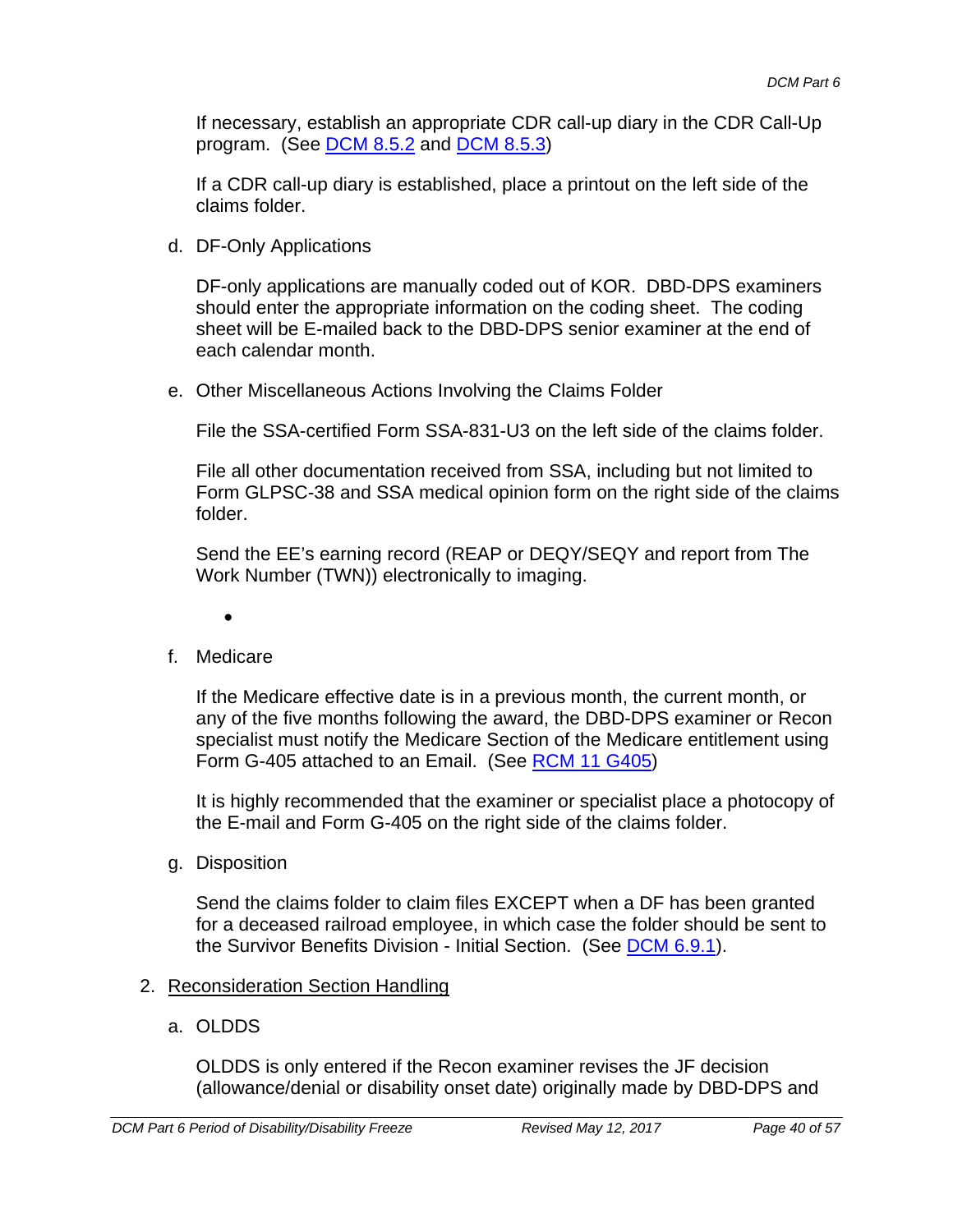If necessary, establish an appropriate CDR call-up diary in the CDR Call-Up program. (See DCM 8.5.2 and DCM 8.5.3)

If a CDR call-up diary is established, place a printout on the left side of the claims folder.

d. DF-Only Applications

DF-only applications are manually coded out of KOR. DBD-DPS examiners should enter the appropriate information on the coding sheet. The coding sheet will be E-mailed back to the DBD-DPS senior examiner at the end of each calendar month.

e. Other Miscellaneous Actions Involving the Claims Folder

File the SSA-certified Form SSA-831-U3 on the left side of the claims folder.

File all other documentation received from SSA, including but not limited to Form GLPSC-38 and SSA medical opinion form on the right side of the claims folder.

Send the EE's earning record (REAP or DEQY/SEQY and report from The Work Number (TWN)) electronically to imaging.

- 

f. Medicare

If the Medicare effective date is in a previous month, the current month, or any of the five months following the award, the DBD-DPS examiner or Recon specialist must notify the Medicare Section of the Medicare entitlement using Form G-405 attached to an Email. (See RCM 11 G405)

It is highly recommended that the examiner or specialist place a photocopy of the E-mail and Form G-405 on the right side of the claims folder.

g. Disposition

Send the claims folder to claim files EXCEPT when a DF has been granted for a deceased railroad employee, in which case the folder should be sent to the Survivor Benefits Division - Initial Section. (See DCM 6.9.1).

2. Reconsideration Section Handling

a. OLDDS

OLDDS is only entered if the Recon examiner revises the JF decision (allowance/denial or disability onset date) originally made by DBD-DPS and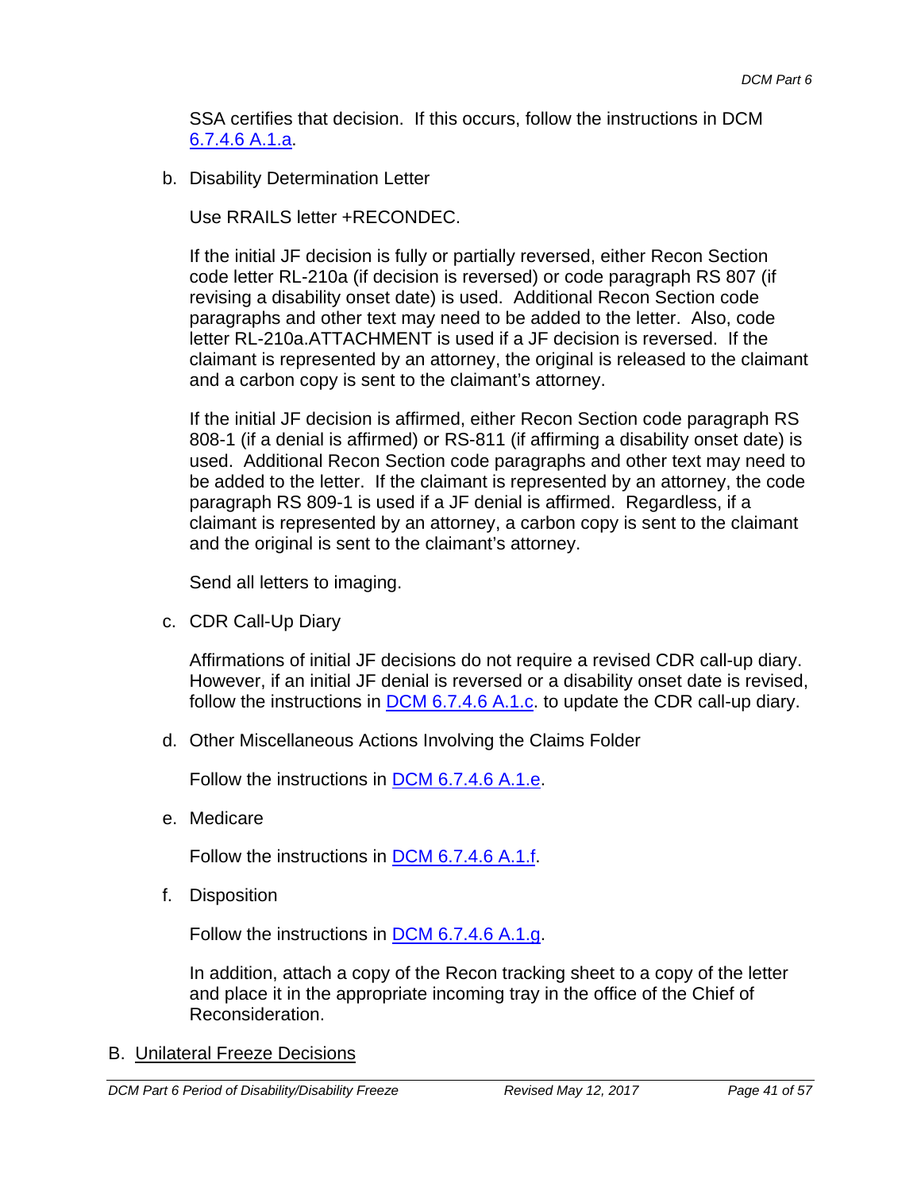SSA certifies that decision. If this occurs, follow the instructions in DCM [6.7.4.6 A.1.a](6.7.4.6 A.1.a).

b. Disability Determination Letter

   Use RRAILS letter +RECONDEC.

   If the initial JF decision is fully or partially reversed, either Recon Section code letter RL-210a (if decision is reversed) or code paragraph RS 807 (if revising a disability onset date) is used. Additional Recon Section code paragraphs and other text may need to be added to the letter. Also, code letter RL-210a.ATTACHMENT is used if a JF decision is reversed. If the claimant is represented by an attorney, the original is released to the claimant and a carbon copy is sent to the claimant's attorney.

   If the initial JF decision is affirmed, either Recon Section code paragraph RS 808-1 (if a denial is affirmed) or RS-811 (if affirming a disability onset date) is used. Additional Recon Section code paragraphs and other text may need to be added to the letter. If the claimant is represented by an attorney, the code paragraph RS 809-1 is used if a JF denial is affirmed. Regardless, if a claimant is represented by an attorney, a carbon copy is sent to the claimant and the original is sent to the claimant's attorney.

   Send all letters to imaging.

c. CDR Call-Up Diary

   Affirmations of initial JF decisions do not require a revised CDR call-up diary. However, if an initial JF denial is reversed or a disability onset date is revised, follow the instructions in DCM 6.7.4.6 A.1.c. to update the CDR call-up diary.

d. Other Miscellaneous Actions Involving the Claims Folder

   Follow the instructions in DCM 6.7.4.6 A.1.e.

e. Medicare

   Follow the instructions in DCM 6.7.4.6 A.1.f.

f. Disposition

   Follow the instructions in DCM 6.7.4.6 A.1.g.

   In addition, attach a copy of the Recon tracking sheet to a copy of the letter and place it in the appropriate incoming tray in the office of the Chief of Reconsideration.

## B. Unilateral Freeze Decisions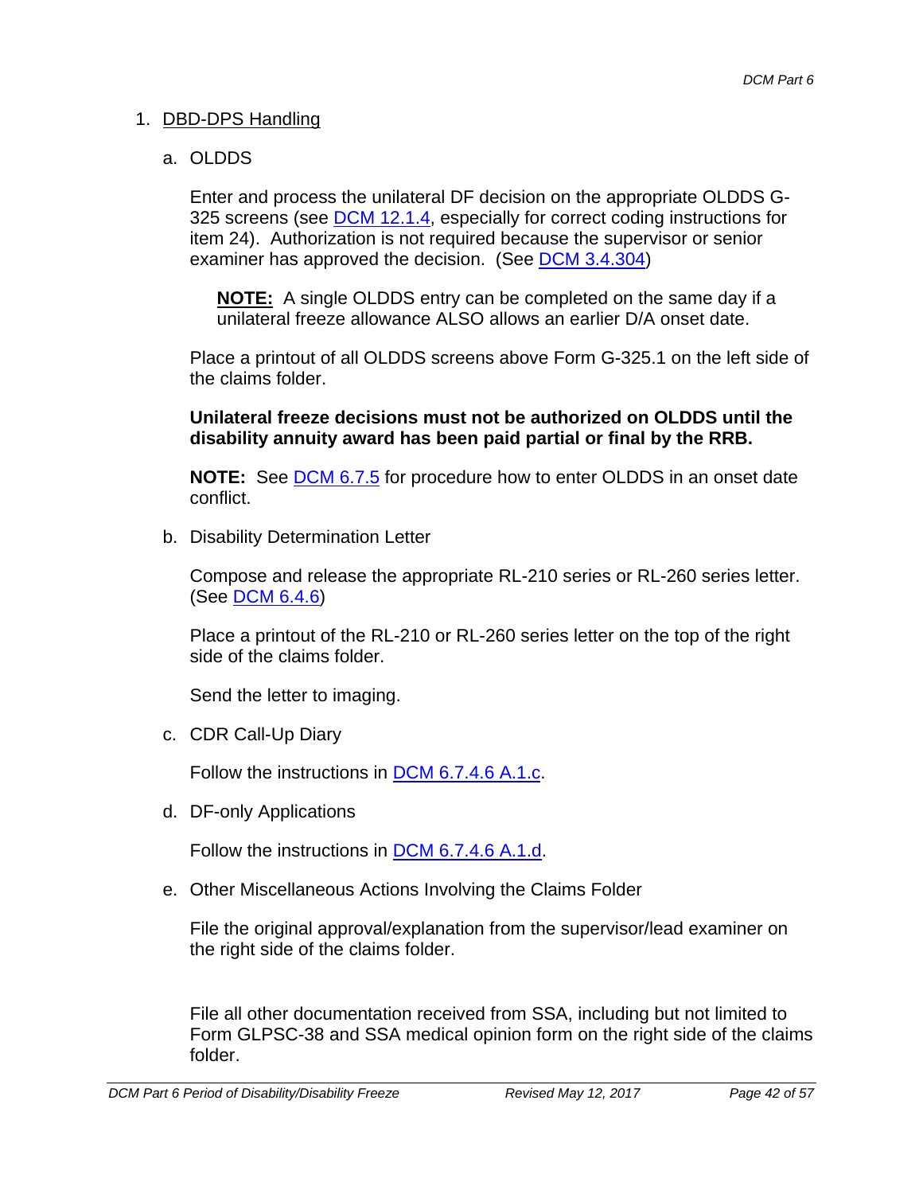1. DBD-DPS Handling

   a. OLDDS

      Enter and process the unilateral DF decision on the appropriate OLDDS G-325 screens (see DCM 12.1.4, especially for correct coding instructions for item 24). Authorization is not required because the supervisor or senior examiner has approved the decision. (See DCM 3.4.304)

      > **NOTE:** A single OLDDS entry can be completed on the same day if a unilateral freeze allowance ALSO allows an earlier D/A onset date.

      Place a printout of all OLDDS screens above Form G-325.1 on the left side of the claims folder.

      **Unilateral freeze decisions must not be authorized on OLDDS until the disability annuity award has been paid partial or final by the RRB.**

      **NOTE:** See DCM 6.7.5 for procedure how to enter OLDDS in an onset date conflict.

   b. Disability Determination Letter

      Compose and release the appropriate RL-210 series or RL-260 series letter. (See DCM 6.4.6)

      Place a printout of the RL-210 or RL-260 series letter on the top of the right side of the claims folder.

      Send the letter to imaging.

   c. CDR Call-Up Diary

      Follow the instructions in DCM 6.7.4.6 A.1.c.

   d. DF-only Applications

      Follow the instructions in DCM 6.7.4.6 A.1.d.

   e. Other Miscellaneous Actions Involving the Claims Folder

      File the original approval/explanation from the supervisor/lead examiner on the right side of the claims folder.

      File all other documentation received from SSA, including but not limited to Form GLPSC-38 and SSA medical opinion form on the right side of the claims folder.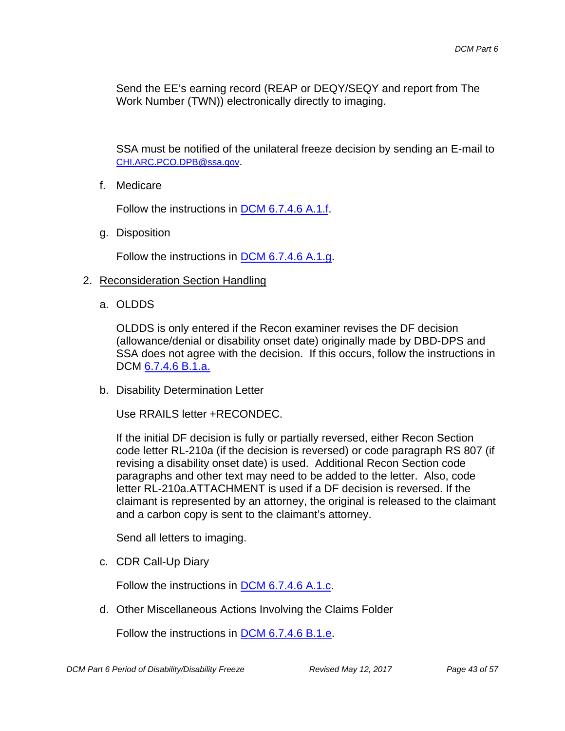Send the EE's earning record (REAP or DEQY/SEQY and report from The Work Number (TWN)) electronically directly to imaging.

SSA must be notified of the unilateral freeze decision by sending an E-mail to CHI.ARC.PCO.DPB@ssa.gov.

f. Medicare

   Follow the instructions in DCM 6.7.4.6 A.1.f.

g. Disposition

   Follow the instructions in DCM 6.7.4.6 A.1.g.

2. Reconsideration Section Handling

   a. OLDDS

      OLDDS is only entered if the Recon examiner revises the DF decision (allowance/denial or disability onset date) originally made by DBD-DPS and SSA does not agree with the decision. If this occurs, follow the instructions in DCM 6.7.4.6 B.1.a.

   b. Disability Determination Letter

      Use RRAILS letter +RECONDEC.

      If the initial DF decision is fully or partially reversed, either Recon Section code letter RL-210a (if the decision is reversed) or code paragraph RS 807 (if revising a disability onset date) is used. Additional Recon Section code paragraphs and other text may need to be added to the letter. Also, code letter RL-210a.ATTACHMENT is used if a DF decision is reversed. If the claimant is represented by an attorney, the original is released to the claimant and a carbon copy is sent to the claimant's attorney.

      Send all letters to imaging.

   c. CDR Call-Up Diary

      Follow the instructions in DCM 6.7.4.6 A.1.c.

   d. Other Miscellaneous Actions Involving the Claims Folder

      Follow the instructions in DCM 6.7.4.6 B.1.e.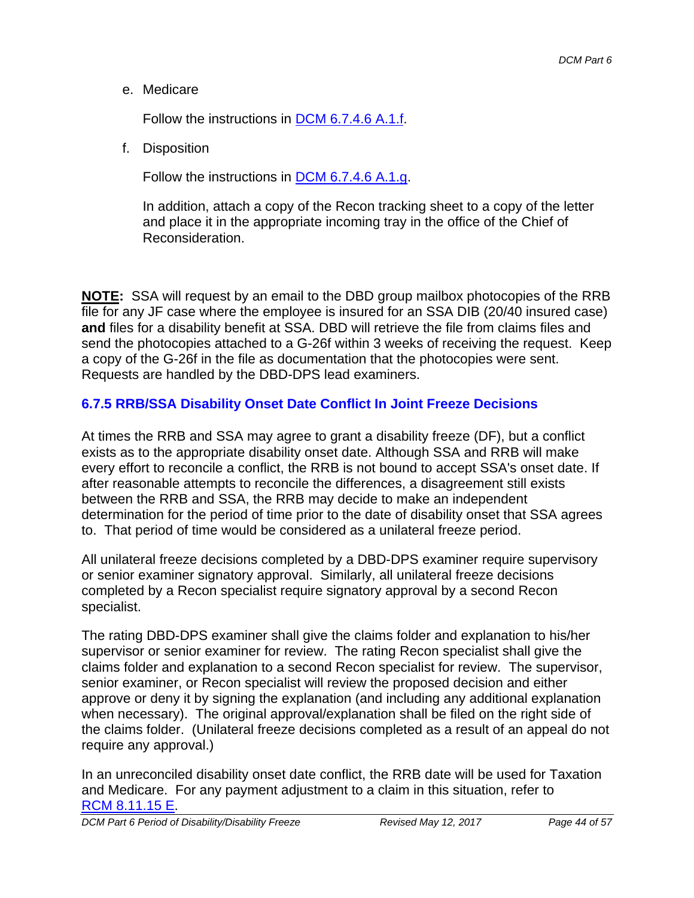e. Medicare

   Follow the instructions in DCM 6.7.4.6 A.1.f.

f. Disposition

   Follow the instructions in DCM 6.7.4.6 A.1.g.

   In addition, attach a copy of the Recon tracking sheet to a copy of the letter and place it in the appropriate incoming tray in the office of the Chief of Reconsideration.

**NOTE:** SSA will request by an email to the DBD group mailbox photocopies of the RRB file for any JF case where the employee is insured for an SSA DIB (20/40 insured case) **and** files for a disability benefit at SSA. DBD will retrieve the file from claims files and send the photocopies attached to a G-26f within 3 weeks of receiving the request. Keep a copy of the G-26f in the file as documentation that the photocopies were sent. Requests are handled by the DBD-DPS lead examiners.

### 6.7.5 RRB/SSA Disability Onset Date Conflict In Joint Freeze Decisions

At times the RRB and SSA may agree to grant a disability freeze (DF), but a conflict exists as to the appropriate disability onset date. Although SSA and RRB will make every effort to reconcile a conflict, the RRB is not bound to accept SSA's onset date. If after reasonable attempts to reconcile the differences, a disagreement still exists between the RRB and SSA, the RRB may decide to make an independent determination for the period of time prior to the date of disability onset that SSA agrees to. That period of time would be considered as a unilateral freeze period.

All unilateral freeze decisions completed by a DBD-DPS examiner require supervisory or senior examiner signatory approval. Similarly, all unilateral freeze decisions completed by a Recon specialist require signatory approval by a second Recon specialist.

The rating DBD-DPS examiner shall give the claims folder and explanation to his/her supervisor or senior examiner for review. The rating Recon specialist shall give the claims folder and explanation to a second Recon specialist for review. The supervisor, senior examiner, or Recon specialist will review the proposed decision and either approve or deny it by signing the explanation (and including any additional explanation when necessary). The original approval/explanation shall be filed on the right side of the claims folder. (Unilateral freeze decisions completed as a result of an appeal do not require any approval.)

In an unreconciled disability onset date conflict, the RRB date will be used for Taxation and Medicare. For any payment adjustment to a claim in this situation, refer to RCM 8.11.15 E.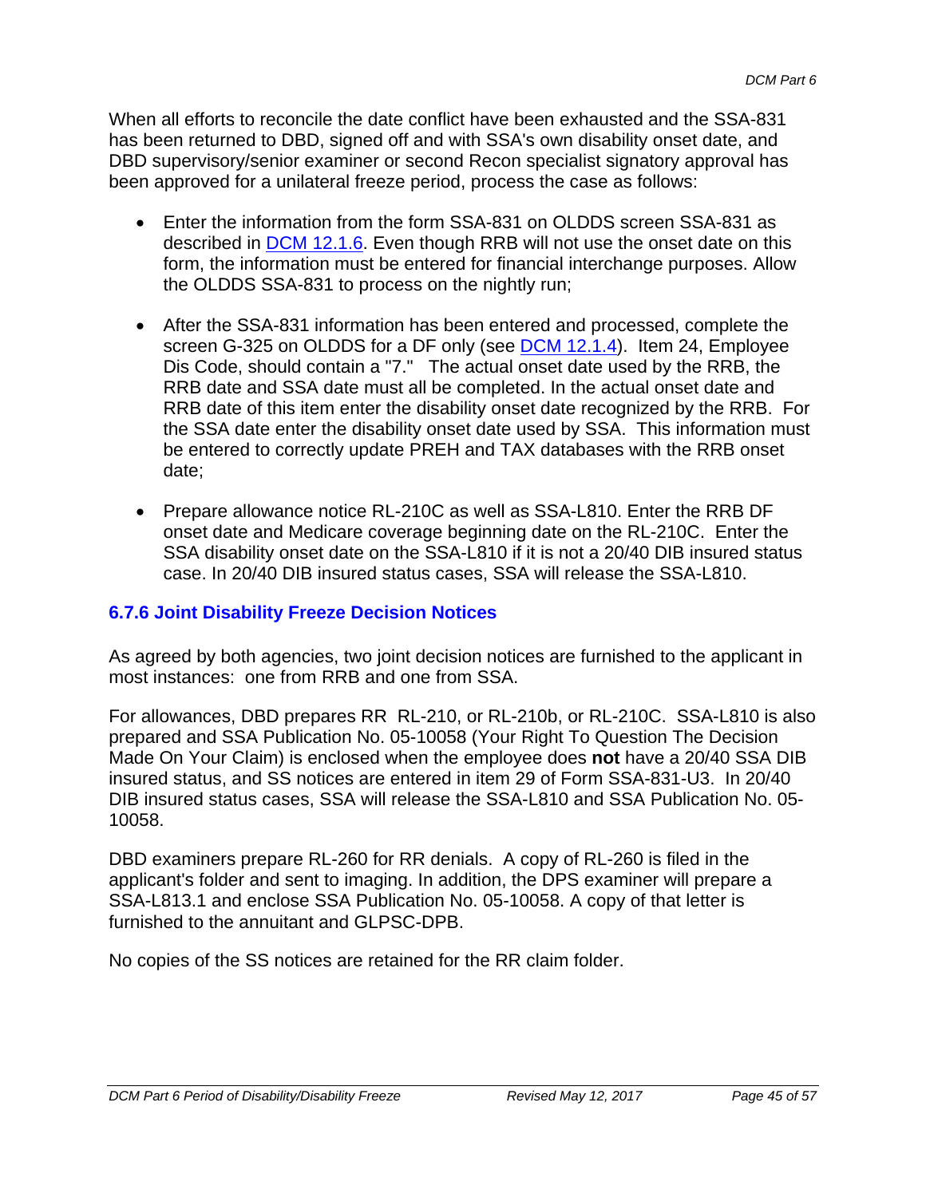When all efforts to reconcile the date conflict have been exhausted and the SSA-831 has been returned to DBD, signed off and with SSA's own disability onset date, and DBD supervisory/senior examiner or second Recon specialist signatory approval has been approved for a unilateral freeze period, process the case as follows:

- Enter the information from the form SSA-831 on OLDDS screen SSA-831 as described in DCM 12.1.6. Even though RRB will not use the onset date on this form, the information must be entered for financial interchange purposes. Allow the OLDDS SSA-831 to process on the nightly run;
- After the SSA-831 information has been entered and processed, complete the screen G-325 on OLDDS for a DF only (see DCM 12.1.4). Item 24, Employee Dis Code, should contain a "7." The actual onset date used by the RRB, the RRB date and SSA date must all be completed. In the actual onset date and RRB date of this item enter the disability onset date recognized by the RRB. For the SSA date enter the disability onset date used by SSA. This information must be entered to correctly update PREH and TAX databases with the RRB onset date;
- Prepare allowance notice RL-210C as well as SSA-L810. Enter the RRB DF onset date and Medicare coverage beginning date on the RL-210C. Enter the SSA disability onset date on the SSA-L810 if it is not a 20/40 DIB insured status case. In 20/40 DIB insured status cases, SSA will release the SSA-L810.

### 6.7.6 Joint Disability Freeze Decision Notices

As agreed by both agencies, two joint decision notices are furnished to the applicant in most instances: one from RRB and one from SSA.

For allowances, DBD prepares RR RL-210, or RL-210b, or RL-210C. SSA-L810 is also prepared and SSA Publication No. 05-10058 (Your Right To Question The Decision Made On Your Claim) is enclosed when the employee does **not** have a 20/40 SSA DIB insured status, and SS notices are entered in item 29 of Form SSA-831-U3. In 20/40 DIB insured status cases, SSA will release the SSA-L810 and SSA Publication No. 05-10058.

DBD examiners prepare RL-260 for RR denials. A copy of RL-260 is filed in the applicant's folder and sent to imaging. In addition, the DPS examiner will prepare a SSA-L813.1 and enclose SSA Publication No. 05-10058. A copy of that letter is furnished to the annuitant and GLPSC-DPB.

No copies of the SS notices are retained for the RR claim folder.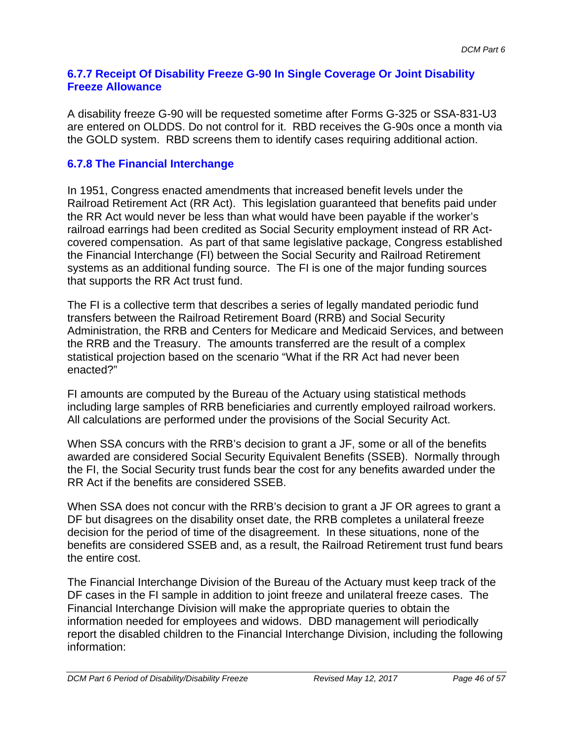### 6.7.7 Receipt Of Disability Freeze G-90 In Single Coverage Or Joint Disability Freeze Allowance

A disability freeze G-90 will be requested sometime after Forms G-325 or SSA-831-U3 are entered on OLDDS. Do not control for it. RBD receives the G-90s once a month via the GOLD system. RBD screens them to identify cases requiring additional action.

### 6.7.8 The Financial Interchange

In 1951, Congress enacted amendments that increased benefit levels under the Railroad Retirement Act (RR Act). This legislation guaranteed that benefits paid under the RR Act would never be less than what would have been payable if the worker's railroad earrings had been credited as Social Security employment instead of RR Act-covered compensation. As part of that same legislative package, Congress established the Financial Interchange (FI) between the Social Security and Railroad Retirement systems as an additional funding source. The FI is one of the major funding sources that supports the RR Act trust fund.

The FI is a collective term that describes a series of legally mandated periodic fund transfers between the Railroad Retirement Board (RRB) and Social Security Administration, the RRB and Centers for Medicare and Medicaid Services, and between the RRB and the Treasury. The amounts transferred are the result of a complex statistical projection based on the scenario "What if the RR Act had never been enacted?"

FI amounts are computed by the Bureau of the Actuary using statistical methods including large samples of RRB beneficiaries and currently employed railroad workers. All calculations are performed under the provisions of the Social Security Act.

When SSA concurs with the RRB's decision to grant a JF, some or all of the benefits awarded are considered Social Security Equivalent Benefits (SSEB). Normally through the FI, the Social Security trust funds bear the cost for any benefits awarded under the RR Act if the benefits are considered SSEB.

When SSA does not concur with the RRB's decision to grant a JF OR agrees to grant a DF but disagrees on the disability onset date, the RRB completes a unilateral freeze decision for the period of time of the disagreement. In these situations, none of the benefits are considered SSEB and, as a result, the Railroad Retirement trust fund bears the entire cost.

The Financial Interchange Division of the Bureau of the Actuary must keep track of the DF cases in the FI sample in addition to joint freeze and unilateral freeze cases. The Financial Interchange Division will make the appropriate queries to obtain the information needed for employees and widows. DBD management will periodically report the disabled children to the Financial Interchange Division, including the following information: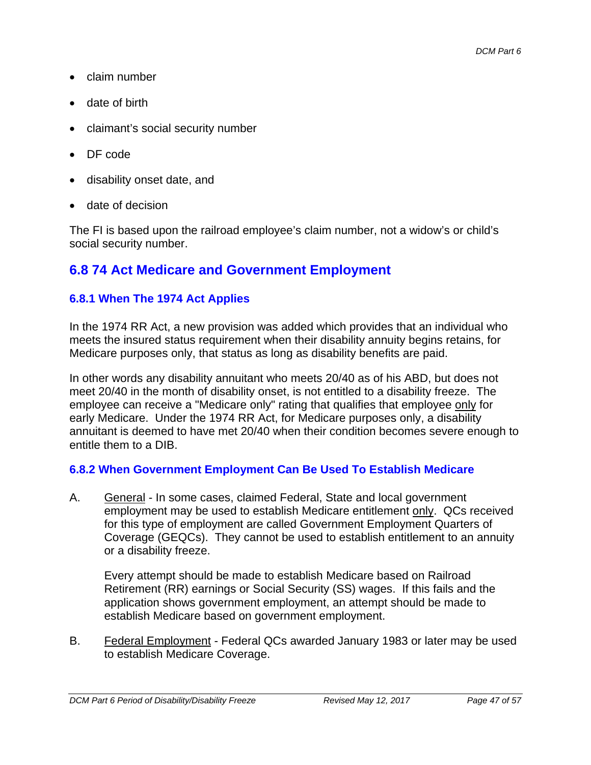- claim number
- date of birth
- claimant's social security number
- DF code
- disability onset date, and
- date of decision

The FI is based upon the railroad employee's claim number, not a widow's or child's social security number.

## 6.8 74 Act Medicare and Government Employment

### 6.8.1 When The 1974 Act Applies

In the 1974 RR Act, a new provision was added which provides that an individual who meets the insured status requirement when their disability annuity begins retains, for Medicare purposes only, that status as long as disability benefits are paid.

In other words any disability annuitant who meets 20/40 as of his ABD, but does not meet 20/40 in the month of disability onset, is not entitled to a disability freeze. The employee can receive a "Medicare only" rating that qualifies that employee only for early Medicare. Under the 1974 RR Act, for Medicare purposes only, a disability annuitant is deemed to have met 20/40 when their condition becomes severe enough to entitle them to a DIB.

### 6.8.2 When Government Employment Can Be Used To Establish Medicare

A. General - In some cases, claimed Federal, State and local government employment may be used to establish Medicare entitlement only. QCs received for this type of employment are called Government Employment Quarters of Coverage (GEQCs). They cannot be used to establish entitlement to an annuity or a disability freeze.

   Every attempt should be made to establish Medicare based on Railroad Retirement (RR) earnings or Social Security (SS) wages. If this fails and the application shows government employment, an attempt should be made to establish Medicare based on government employment.

B. Federal Employment - Federal QCs awarded January 1983 or later may be used to establish Medicare Coverage.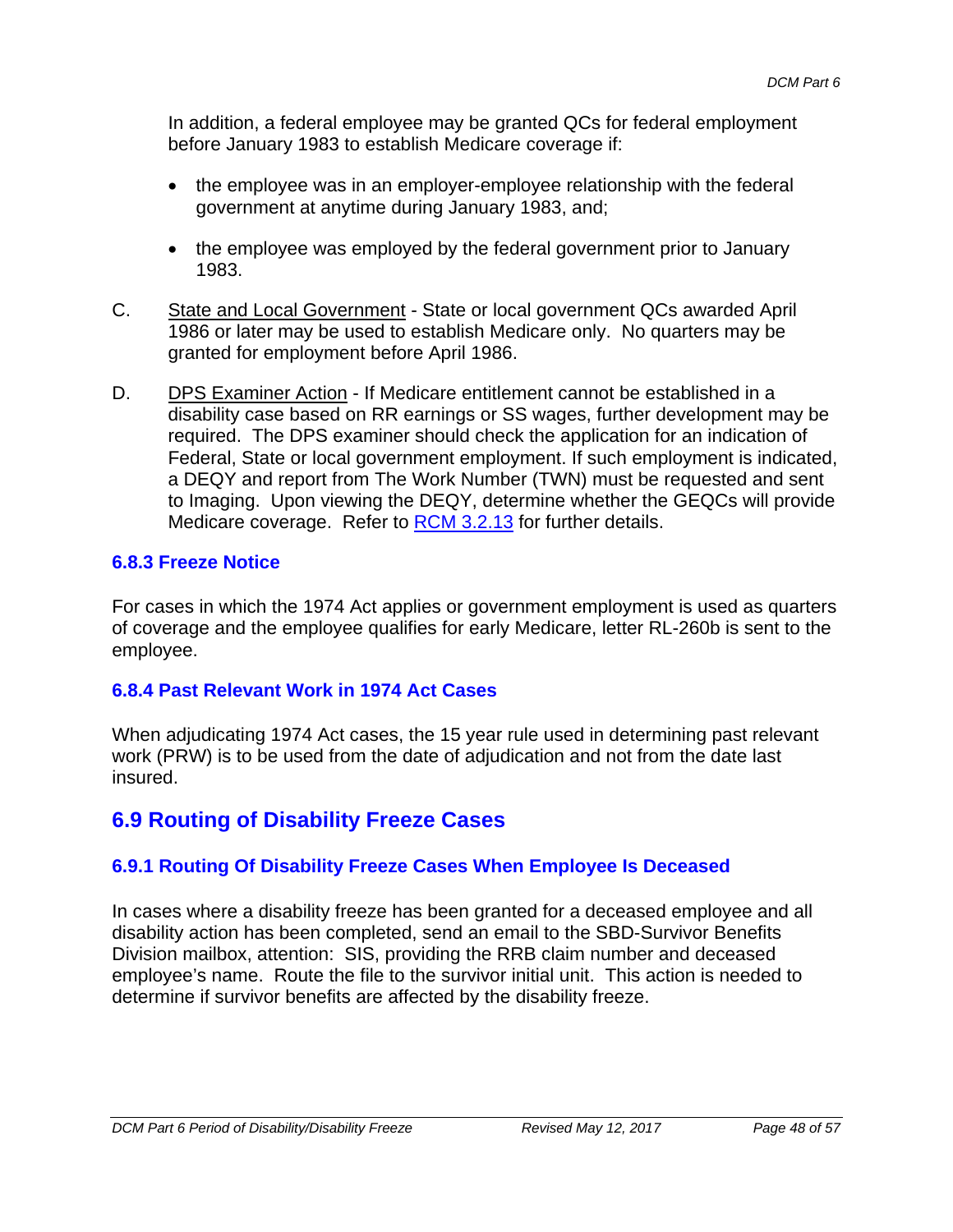In addition, a federal employee may be granted QCs for federal employment before January 1983 to establish Medicare coverage if:

- the employee was in an employer-employee relationship with the federal government at anytime during January 1983, and;
- the employee was employed by the federal government prior to January 1983.

C. State and Local Government - State or local government QCs awarded April 1986 or later may be used to establish Medicare only. No quarters may be granted for employment before April 1986.

D. DPS Examiner Action - If Medicare entitlement cannot be established in a disability case based on RR earnings or SS wages, further development may be required. The DPS examiner should check the application for an indication of Federal, State or local government employment. If such employment is indicated, a DEQY and report from The Work Number (TWN) must be requested and sent to Imaging. Upon viewing the DEQY, determine whether the GEQCs will provide Medicare coverage. Refer to RCM 3.2.13 for further details.

### 6.8.3 Freeze Notice

For cases in which the 1974 Act applies or government employment is used as quarters of coverage and the employee qualifies for early Medicare, letter RL-260b is sent to the employee.

### 6.8.4 Past Relevant Work in 1974 Act Cases

When adjudicating 1974 Act cases, the 15 year rule used in determining past relevant work (PRW) is to be used from the date of adjudication and not from the date last insured.

## 6.9 Routing of Disability Freeze Cases

### 6.9.1 Routing Of Disability Freeze Cases When Employee Is Deceased

In cases where a disability freeze has been granted for a deceased employee and all disability action has been completed, send an email to the SBD-Survivor Benefits Division mailbox, attention: SIS, providing the RRB claim number and deceased employee's name. Route the file to the survivor initial unit. This action is needed to determine if survivor benefits are affected by the disability freeze.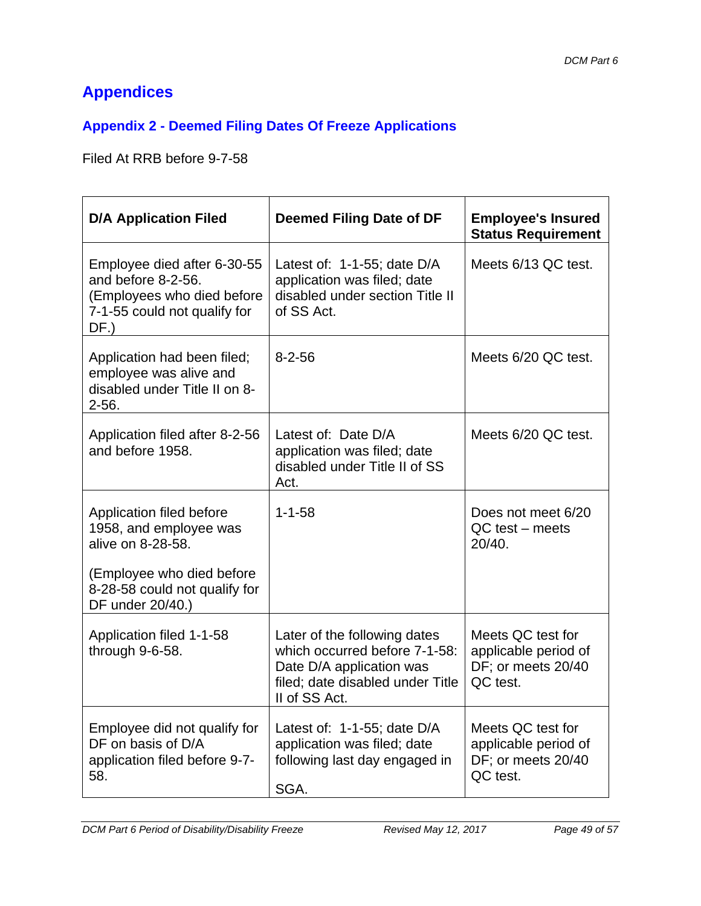# Appendices

## Appendix 2 - Deemed Filing Dates Of Freeze Applications

Filed At RRB before 9-7-58

| D/A Application Filed | Deemed Filing Date of DF | Employee's Insured Status Requirement |
|---|---|---|
| Employee died after 6-30-55 and before 8-2-56. (Employees who died before 7-1-55 could not qualify for DF.) | Latest of: 1-1-55; date D/A application was filed; date disabled under section Title II of SS Act. | Meets 6/13 QC test. |
| Application had been filed; employee was alive and disabled under Title II on 8-2-56. | 8-2-56 | Meets 6/20 QC test. |
| Application filed after 8-2-56 and before 1958. | Latest of: Date D/A application was filed; date disabled under Title II of SS Act. | Meets 6/20 QC test. |
| Application filed before 1958, and employee was alive on 8-28-58. (Employee who died before 8-28-58 could not qualify for DF under 20/40.) | 1-1-58 | Does not meet 6/20 QC test – meets 20/40. |
| Application filed 1-1-58 through 9-6-58. | Later of the following dates which occurred before 7-1-58: Date D/A application was filed; date disabled under Title II of SS Act. | Meets QC test for applicable period of DF; or meets 20/40 QC test. |
| Employee did not qualify for DF on basis of D/A application filed before 9-7-58. | Latest of: 1-1-55; date D/A application was filed; date following last day engaged in SGA. | Meets QC test for applicable period of DF; or meets 20/40 QC test. |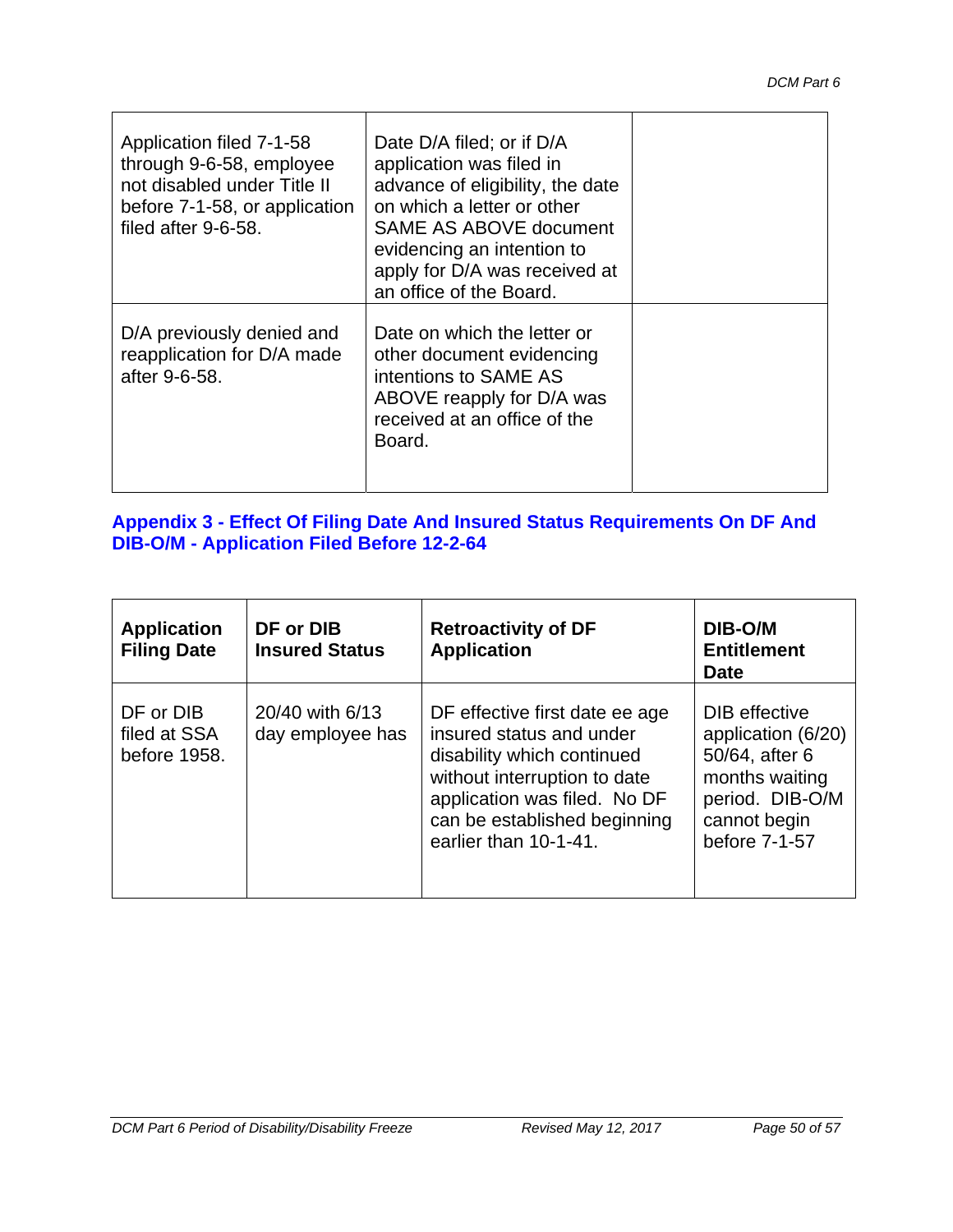| | | |
|---|---|---|
| Application filed 7-1-58 through 9-6-58, employee not disabled under Title II before 7-1-58, or application filed after 9-6-58. | Date D/A filed; or if D/A application was filed in advance of eligibility, the date on which a letter or other SAME AS ABOVE document evidencing an intention to apply for D/A was received at an office of the Board. | |
| D/A previously denied and reapplication for D/A made after 9-6-58. | Date on which the letter or other document evidencing intentions to SAME AS ABOVE reapply for D/A was received at an office of the Board. | |

## Appendix 3 - Effect Of Filing Date And Insured Status Requirements On DF And DIB-O/M - Application Filed Before 12-2-64

| Application Filing Date | DF or DIB Insured Status | Retroactivity of DF Application | DIB-O/M Entitlement Date |
|---|---|---|---|
| DF or DIB filed at SSA before 1958. | 20/40 with 6/13 day employee has | DF effective first date ee age insured status and under disability which continued without interruption to date application was filed. No DF can be established beginning earlier than 10-1-41. | DIB effective application (6/20) 50/64, after 6 months waiting period. DIB-O/M cannot begin before 7-1-57 |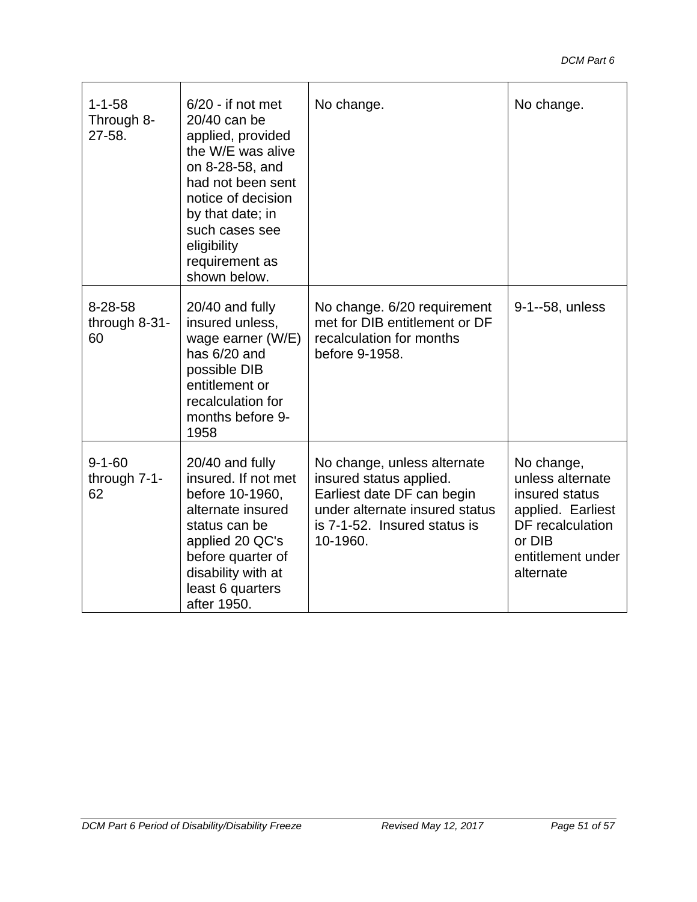| | | | |
|---|---|---|---|
| 1-1-58 Through 8-27-58. | 6/20 - if not met 20/40 can be applied, provided the W/E was alive on 8-28-58, and had not been sent notice of decision by that date; in such cases see eligibility requirement as shown below. | No change. | No change. |
| 8-28-58 through 8-31-60 | 20/40 and fully insured unless, wage earner (W/E) has 6/20 and possible DIB entitlement or recalculation for months before 9-1958 | No change. 6/20 requirement met for DIB entitlement or DF recalculation for months before 9-1958. | 9-1--58, unless |
| 9-1-60 through 7-1-62 | 20/40 and fully insured. If not met before 10-1960, alternate insured status can be applied 20 QC's before quarter of disability with at least 6 quarters after 1950. | No change, unless alternate insured status applied. Earliest date DF can begin under alternate insured status is 7-1-52. Insured status is 10-1960. | No change, unless alternate insured status applied. Earliest DF recalculation or DIB entitlement under alternate |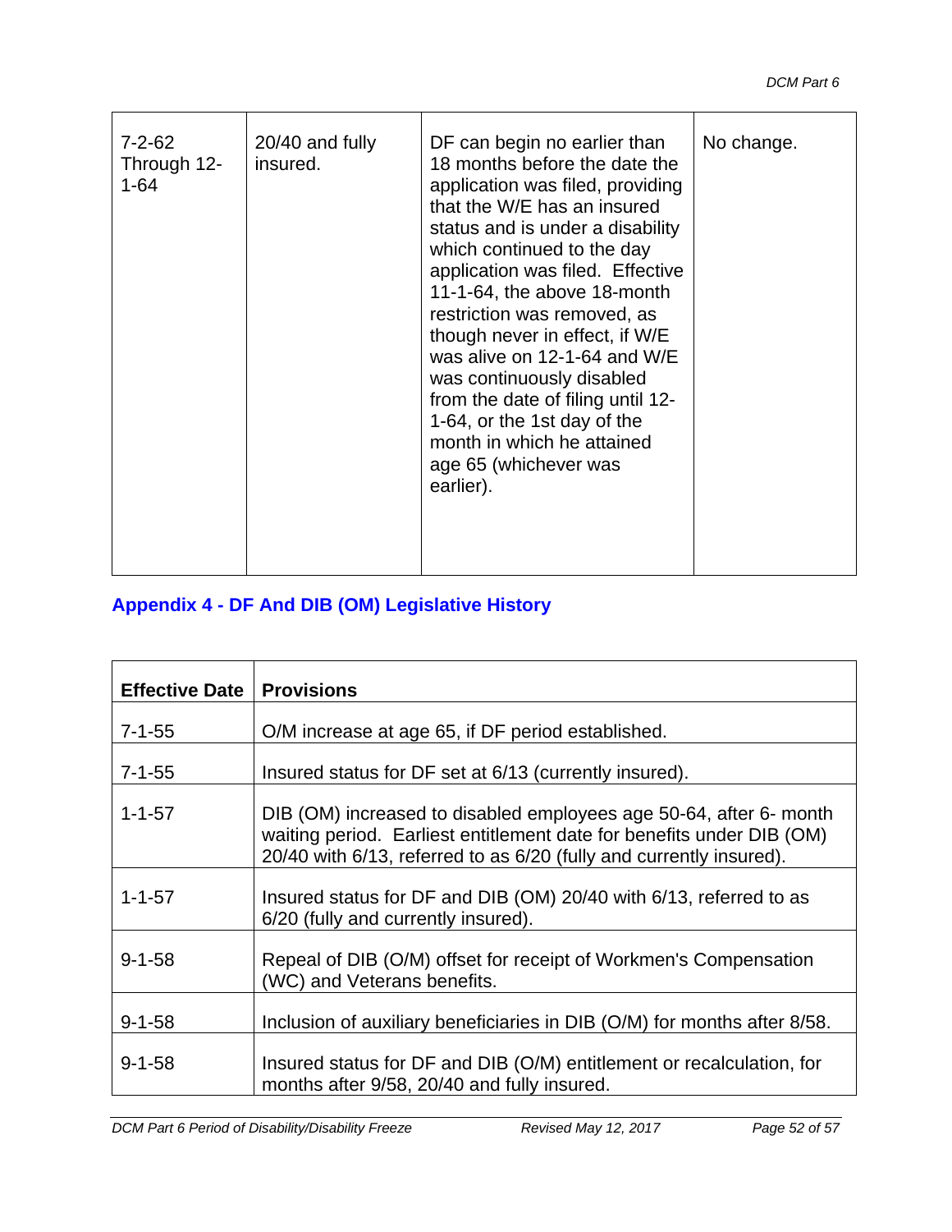| 7-2-62 Through 12-1-64 | 20/40 and fully insured. | DF can begin no earlier than 18 months before the date the application was filed, providing that the W/E has an insured status and is under a disability which continued to the day application was filed. Effective 11-1-64, the above 18-month restriction was removed, as though never in effect, if W/E was alive on 12-1-64 and W/E was continuously disabled from the date of filing until 12-1-64, or the 1st day of the month in which he attained age 65 (whichever was earlier). | No change. |
|---|---|---|---|

## Appendix 4 - DF And DIB (OM) Legislative History

| Effective Date | Provisions |
|---|---|
| 7-1-55 | O/M increase at age 65, if DF period established. |
| 7-1-55 | Insured status for DF set at 6/13 (currently insured). |
| 1-1-57 | DIB (OM) increased to disabled employees age 50-64, after 6- month waiting period. Earliest entitlement date for benefits under DIB (OM) 20/40 with 6/13, referred to as 6/20 (fully and currently insured). |
| 1-1-57 | Insured status for DF and DIB (OM) 20/40 with 6/13, referred to as 6/20 (fully and currently insured). |
| 9-1-58 | Repeal of DIB (O/M) offset for receipt of Workmen's Compensation (WC) and Veterans benefits. |
| 9-1-58 | Inclusion of auxiliary beneficiaries in DIB (O/M) for months after 8/58. |
| 9-1-58 | Insured status for DF and DIB (O/M) entitlement or recalculation, for months after 9/58, 20/40 and fully insured. |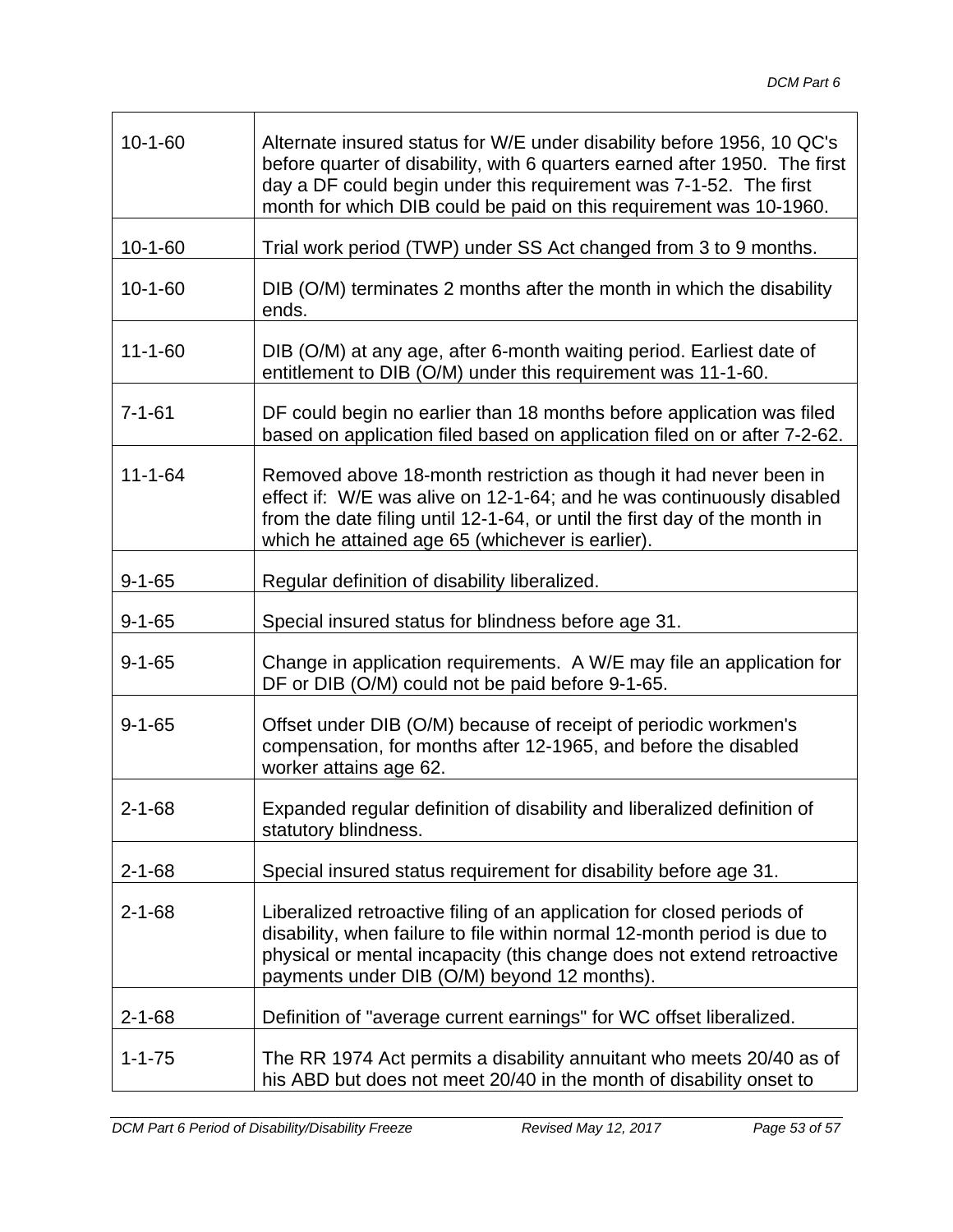| | |
|---|---|
| 10-1-60 | Alternate insured status for W/E under disability before 1956, 10 QC's before quarter of disability, with 6 quarters earned after 1950. The first day a DF could begin under this requirement was 7-1-52. The first month for which DIB could be paid on this requirement was 10-1960. |
| 10-1-60 | Trial work period (TWP) under SS Act changed from 3 to 9 months. |
| 10-1-60 | DIB (O/M) terminates 2 months after the month in which the disability ends. |
| 11-1-60 | DIB (O/M) at any age, after 6-month waiting period. Earliest date of entitlement to DIB (O/M) under this requirement was 11-1-60. |
| 7-1-61 | DF could begin no earlier than 18 months before application was filed based on application filed based on application filed on or after 7-2-62. |
| 11-1-64 | Removed above 18-month restriction as though it had never been in effect if: W/E was alive on 12-1-64; and he was continuously disabled from the date filing until 12-1-64, or until the first day of the month in which he attained age 65 (whichever is earlier). |
| 9-1-65 | Regular definition of disability liberalized. |
| 9-1-65 | Special insured status for blindness before age 31. |
| 9-1-65 | Change in application requirements. A W/E may file an application for DF or DIB (O/M) could not be paid before 9-1-65. |
| 9-1-65 | Offset under DIB (O/M) because of receipt of periodic workmen's compensation, for months after 12-1965, and before the disabled worker attains age 62. |
| 2-1-68 | Expanded regular definition of disability and liberalized definition of statutory blindness. |
| 2-1-68 | Special insured status requirement for disability before age 31. |
| 2-1-68 | Liberalized retroactive filing of an application for closed periods of disability, when failure to file within normal 12-month period is due to physical or mental incapacity (this change does not extend retroactive payments under DIB (O/M) beyond 12 months). |
| 2-1-68 | Definition of "average current earnings" for WC offset liberalized. |
| 1-1-75 | The RR 1974 Act permits a disability annuitant who meets 20/40 as of his ABD but does not meet 20/40 in the month of disability onset to |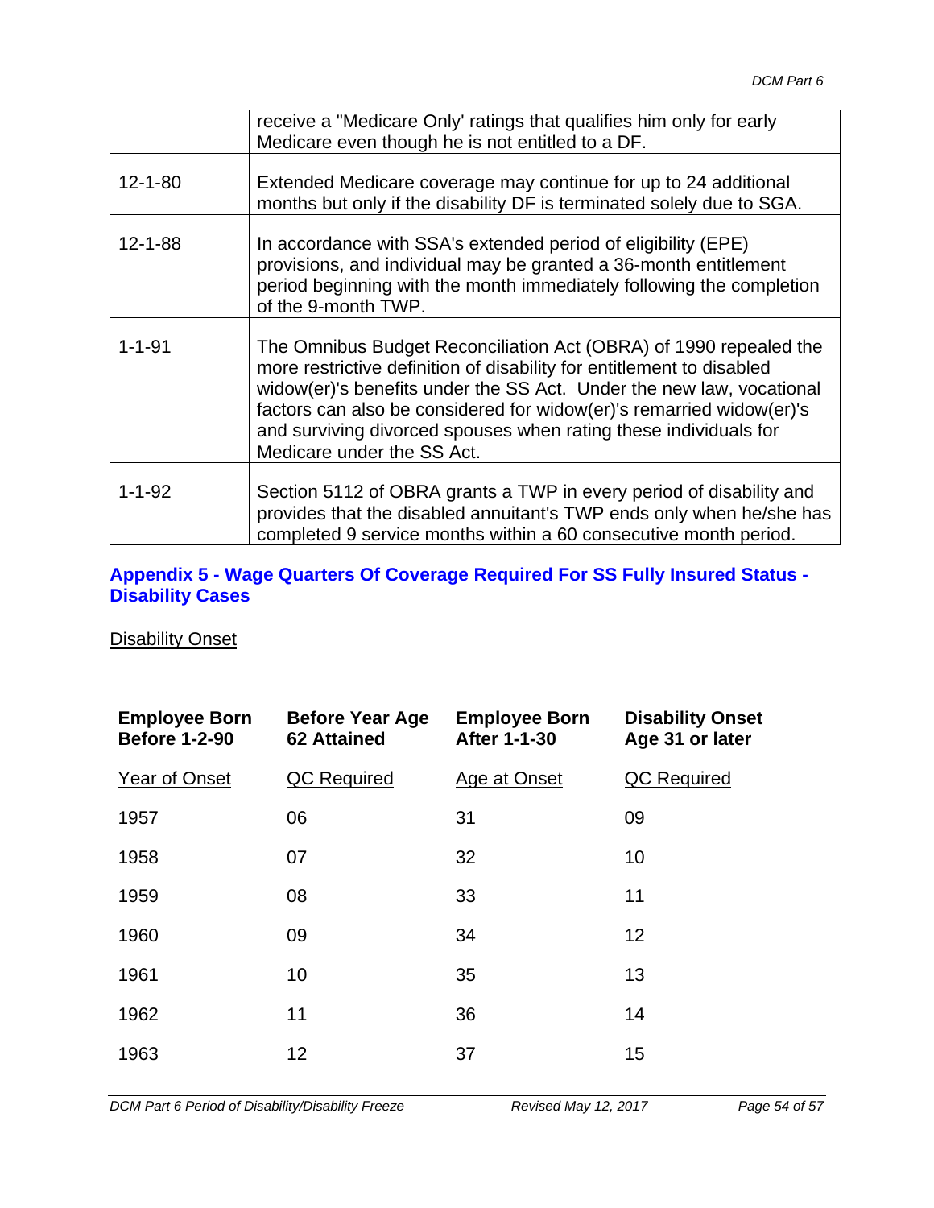| | |
|---|---|
| | receive a "Medicare Only' ratings that qualifies him only for early Medicare even though he is not entitled to a DF. |
| 12-1-80 | Extended Medicare coverage may continue for up to 24 additional months but only if the disability DF is terminated solely due to SGA. |
| 12-1-88 | In accordance with SSA's extended period of eligibility (EPE) provisions, and individual may be granted a 36-month entitlement period beginning with the month immediately following the completion of the 9-month TWP. |
| 1-1-91 | The Omnibus Budget Reconciliation Act (OBRA) of 1990 repealed the more restrictive definition of disability for entitlement to disabled widow(er)'s benefits under the SS Act. Under the new law, vocational factors can also be considered for widow(er)'s remarried widow(er)'s and surviving divorced spouses when rating these individuals for Medicare under the SS Act. |
| 1-1-92 | Section 5112 of OBRA grants a TWP in every period of disability and provides that the disabled annuitant's TWP ends only when he/she has completed 9 service months within a 60 consecutive month period. |

## Appendix 5 - Wage Quarters Of Coverage Required For SS Fully Insured Status - Disability Cases

Disability Onset

| **Employee Born Before 1-2-90** | **Before Year Age 62 Attained** | **Employee Born After 1-1-30** | **Disability Onset Age 31 or later** |
|---|---|---|---|
| Year of Onset | QC Required | Age at Onset | QC Required |
| 1957 | 06 | 31 | 09 |
| 1958 | 07 | 32 | 10 |
| 1959 | 08 | 33 | 11 |
| 1960 | 09 | 34 | 12 |
| 1961 | 10 | 35 | 13 |
| 1962 | 11 | 36 | 14 |
| 1963 | 12 | 37 | 15 |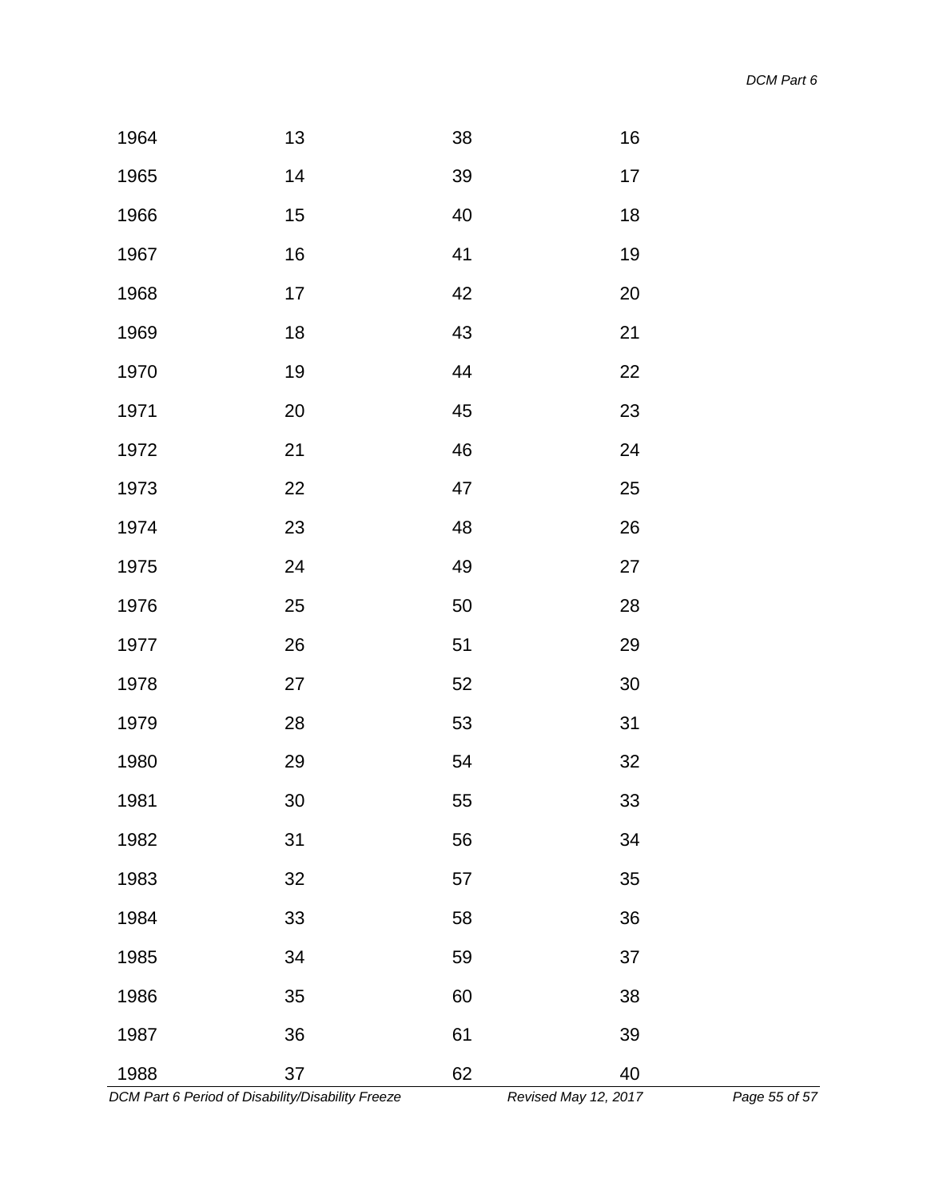| | | | |
|---|---|---|---|
| 1964 | 13 | 38 | 16 |
| 1965 | 14 | 39 | 17 |
| 1966 | 15 | 40 | 18 |
| 1967 | 16 | 41 | 19 |
| 1968 | 17 | 42 | 20 |
| 1969 | 18 | 43 | 21 |
| 1970 | 19 | 44 | 22 |
| 1971 | 20 | 45 | 23 |
| 1972 | 21 | 46 | 24 |
| 1973 | 22 | 47 | 25 |
| 1974 | 23 | 48 | 26 |
| 1975 | 24 | 49 | 27 |
| 1976 | 25 | 50 | 28 |
| 1977 | 26 | 51 | 29 |
| 1978 | 27 | 52 | 30 |
| 1979 | 28 | 53 | 31 |
| 1980 | 29 | 54 | 32 |
| 1981 | 30 | 55 | 33 |
| 1982 | 31 | 56 | 34 |
| 1983 | 32 | 57 | 35 |
| 1984 | 33 | 58 | 36 |
| 1985 | 34 | 59 | 37 |
| 1986 | 35 | 60 | 38 |
| 1987 | 36 | 61 | 39 |
| 1988 | 37 | 62 | 40 |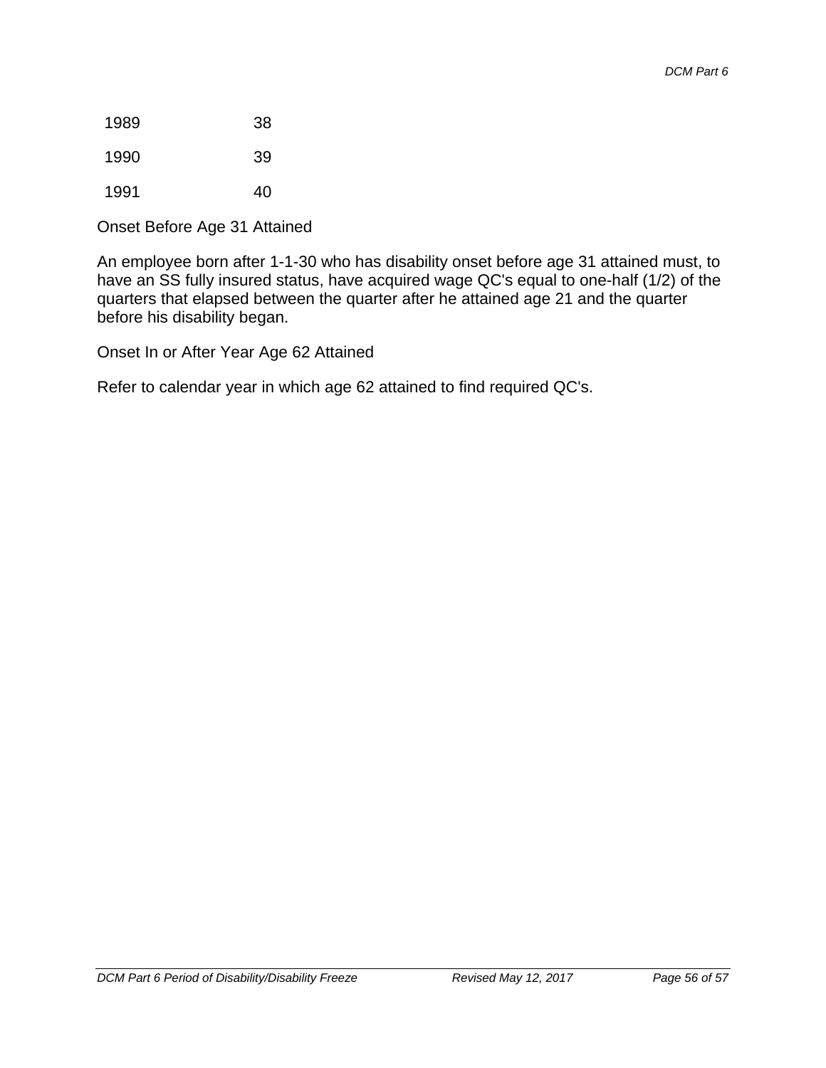| | |
|---|---|
| 1989 | 38 |
| 1990 | 39 |
| 1991 | 40 |

Onset Before Age 31 Attained

An employee born after 1-1-30 who has disability onset before age 31 attained must, to have an SS fully insured status, have acquired wage QC's equal to one-half (1/2) of the quarters that elapsed between the quarter after he attained age 21 and the quarter before his disability began.

Onset In or After Year Age 62 Attained

Refer to calendar year in which age 62 attained to find required QC's.